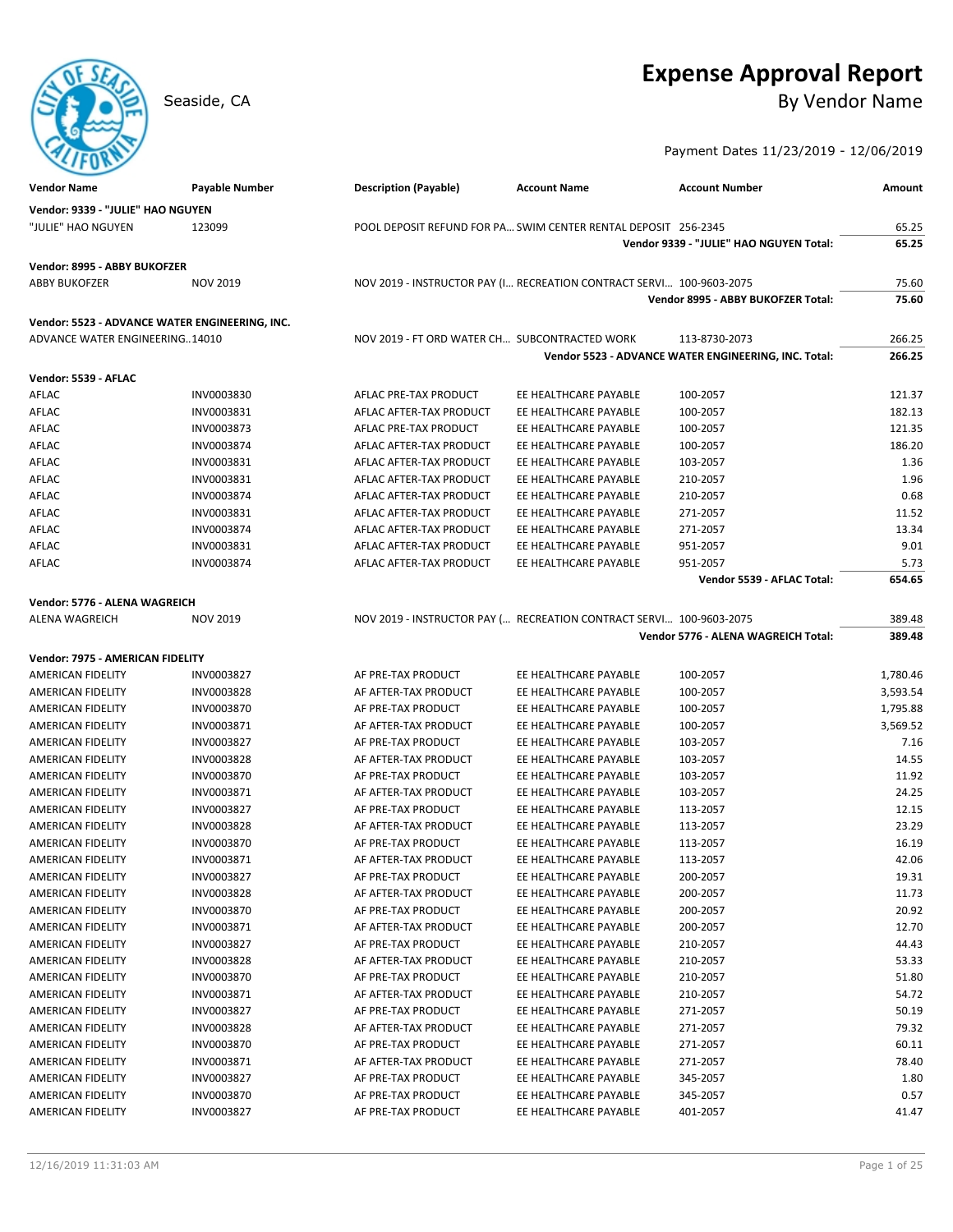# Expense Approval Report

Seaside, CA

## By Vendor Name

Payment Dates 11/23/2019 - 12/06/2019

| Vendor Name | Payable Number | Description (Payable) | Account Name | Account Number | Amount |
|---|---|---|---|---|---|
| **Vendor: 9339 - "JULIE" HAO NGUYEN** | | | | | |
| "JULIE" HAO NGUYEN | 123099 | POOL DEPOSIT REFUND FOR PA... | SWIM CENTER RENTAL DEPOSIT | 256-2345 | 65.25 |
| | | | | **Vendor 9339 - "JULIE" HAO NGUYEN Total:** | **65.25** |
| **Vendor: 8995 - ABBY BUKOFZER** | | | | | |
| ABBY BUKOFZER | NOV 2019 | NOV 2019 - INSTRUCTOR PAY (I... | RECREATION CONTRACT SERVI... | 100-9603-2075 | 75.60 |
| | | | | **Vendor 8995 - ABBY BUKOFZER Total:** | **75.60** |
| **Vendor: 5523 - ADVANCE WATER ENGINEERING, INC.** | | | | | |
| ADVANCE WATER ENGINEERING... | 14010 | NOV 2019 - FT ORD WATER CH... | SUBCONTRACTED WORK | 113-8730-2073 | 266.25 |
| | | | | **Vendor 5523 - ADVANCE WATER ENGINEERING, INC. Total:** | **266.25** |
| **Vendor: 5539 - AFLAC** | | | | | |
| AFLAC | INV0003830 | AFLAC PRE-TAX PRODUCT | EE HEALTHCARE PAYABLE | 100-2057 | 121.37 |
| AFLAC | INV0003831 | AFLAC AFTER-TAX PRODUCT | EE HEALTHCARE PAYABLE | 100-2057 | 182.13 |
| AFLAC | INV0003873 | AFLAC PRE-TAX PRODUCT | EE HEALTHCARE PAYABLE | 100-2057 | 121.35 |
| AFLAC | INV0003874 | AFLAC AFTER-TAX PRODUCT | EE HEALTHCARE PAYABLE | 100-2057 | 186.20 |
| AFLAC | INV0003831 | AFLAC AFTER-TAX PRODUCT | EE HEALTHCARE PAYABLE | 103-2057 | 1.36 |
| AFLAC | INV0003831 | AFLAC AFTER-TAX PRODUCT | EE HEALTHCARE PAYABLE | 210-2057 | 1.96 |
| AFLAC | INV0003874 | AFLAC AFTER-TAX PRODUCT | EE HEALTHCARE PAYABLE | 210-2057 | 0.68 |
| AFLAC | INV0003831 | AFLAC AFTER-TAX PRODUCT | EE HEALTHCARE PAYABLE | 271-2057 | 11.52 |
| AFLAC | INV0003874 | AFLAC AFTER-TAX PRODUCT | EE HEALTHCARE PAYABLE | 271-2057 | 13.34 |
| AFLAC | INV0003831 | AFLAC AFTER-TAX PRODUCT | EE HEALTHCARE PAYABLE | 951-2057 | 9.01 |
| AFLAC | INV0003874 | AFLAC AFTER-TAX PRODUCT | EE HEALTHCARE PAYABLE | 951-2057 | 5.73 |
| | | | | **Vendor 5539 - AFLAC Total:** | **654.65** |
| **Vendor: 5776 - ALENA WAGREICH** | | | | | |
| ALENA WAGREICH | NOV 2019 | NOV 2019 - INSTRUCTOR PAY (... | RECREATION CONTRACT SERVI... | 100-9603-2075 | 389.48 |
| | | | | **Vendor 5776 - ALENA WAGREICH Total:** | **389.48** |
| **Vendor: 7975 - AMERICAN FIDELITY** | | | | | |
| AMERICAN FIDELITY | INV0003827 | AF PRE-TAX PRODUCT | EE HEALTHCARE PAYABLE | 100-2057 | 1,780.46 |
| AMERICAN FIDELITY | INV0003828 | AF AFTER-TAX PRODUCT | EE HEALTHCARE PAYABLE | 100-2057 | 3,593.54 |
| AMERICAN FIDELITY | INV0003870 | AF PRE-TAX PRODUCT | EE HEALTHCARE PAYABLE | 100-2057 | 1,795.88 |
| AMERICAN FIDELITY | INV0003871 | AF AFTER-TAX PRODUCT | EE HEALTHCARE PAYABLE | 100-2057 | 3,569.52 |
| AMERICAN FIDELITY | INV0003827 | AF PRE-TAX PRODUCT | EE HEALTHCARE PAYABLE | 103-2057 | 7.16 |
| AMERICAN FIDELITY | INV0003828 | AF AFTER-TAX PRODUCT | EE HEALTHCARE PAYABLE | 103-2057 | 14.55 |
| AMERICAN FIDELITY | INV0003870 | AF PRE-TAX PRODUCT | EE HEALTHCARE PAYABLE | 103-2057 | 11.92 |
| AMERICAN FIDELITY | INV0003871 | AF AFTER-TAX PRODUCT | EE HEALTHCARE PAYABLE | 103-2057 | 24.25 |
| AMERICAN FIDELITY | INV0003827 | AF PRE-TAX PRODUCT | EE HEALTHCARE PAYABLE | 113-2057 | 12.15 |
| AMERICAN FIDELITY | INV0003828 | AF AFTER-TAX PRODUCT | EE HEALTHCARE PAYABLE | 113-2057 | 23.29 |
| AMERICAN FIDELITY | INV0003870 | AF PRE-TAX PRODUCT | EE HEALTHCARE PAYABLE | 113-2057 | 16.19 |
| AMERICAN FIDELITY | INV0003871 | AF AFTER-TAX PRODUCT | EE HEALTHCARE PAYABLE | 113-2057 | 42.06 |
| AMERICAN FIDELITY | INV0003827 | AF PRE-TAX PRODUCT | EE HEALTHCARE PAYABLE | 200-2057 | 19.31 |
| AMERICAN FIDELITY | INV0003828 | AF AFTER-TAX PRODUCT | EE HEALTHCARE PAYABLE | 200-2057 | 11.73 |
| AMERICAN FIDELITY | INV0003870 | AF PRE-TAX PRODUCT | EE HEALTHCARE PAYABLE | 200-2057 | 20.92 |
| AMERICAN FIDELITY | INV0003871 | AF AFTER-TAX PRODUCT | EE HEALTHCARE PAYABLE | 200-2057 | 12.70 |
| AMERICAN FIDELITY | INV0003827 | AF PRE-TAX PRODUCT | EE HEALTHCARE PAYABLE | 210-2057 | 44.43 |
| AMERICAN FIDELITY | INV0003828 | AF AFTER-TAX PRODUCT | EE HEALTHCARE PAYABLE | 210-2057 | 53.33 |
| AMERICAN FIDELITY | INV0003870 | AF PRE-TAX PRODUCT | EE HEALTHCARE PAYABLE | 210-2057 | 51.80 |
| AMERICAN FIDELITY | INV0003871 | AF AFTER-TAX PRODUCT | EE HEALTHCARE PAYABLE | 210-2057 | 54.72 |
| AMERICAN FIDELITY | INV0003827 | AF PRE-TAX PRODUCT | EE HEALTHCARE PAYABLE | 271-2057 | 50.19 |
| AMERICAN FIDELITY | INV0003828 | AF AFTER-TAX PRODUCT | EE HEALTHCARE PAYABLE | 271-2057 | 79.32 |
| AMERICAN FIDELITY | INV0003870 | AF PRE-TAX PRODUCT | EE HEALTHCARE PAYABLE | 271-2057 | 60.11 |
| AMERICAN FIDELITY | INV0003871 | AF AFTER-TAX PRODUCT | EE HEALTHCARE PAYABLE | 271-2057 | 78.40 |
| AMERICAN FIDELITY | INV0003827 | AF PRE-TAX PRODUCT | EE HEALTHCARE PAYABLE | 345-2057 | 1.80 |
| AMERICAN FIDELITY | INV0003870 | AF PRE-TAX PRODUCT | EE HEALTHCARE PAYABLE | 345-2057 | 0.57 |
| AMERICAN FIDELITY | INV0003827 | AF PRE-TAX PRODUCT | EE HEALTHCARE PAYABLE | 401-2057 | 41.47 |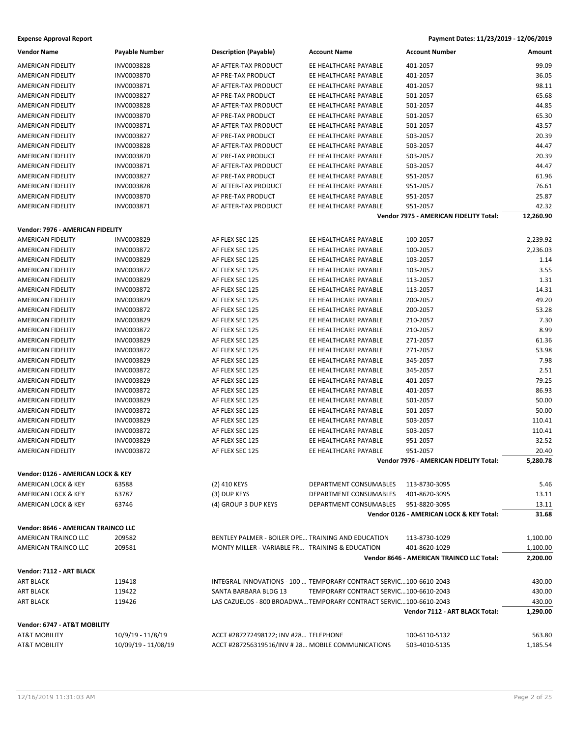**Expense Approval Report** — Payment Dates: 11/23/2019 - 12/06/2019

| Vendor Name | Payable Number | Description (Payable) | Account Name | Account Number | Amount |
|---|---|---|---|---|---|
| AMERICAN FIDELITY | INV0003828 | AF AFTER-TAX PRODUCT | EE HEALTHCARE PAYABLE | 401-2057 | 99.09 |
| AMERICAN FIDELITY | INV0003870 | AF PRE-TAX PRODUCT | EE HEALTHCARE PAYABLE | 401-2057 | 36.05 |
| AMERICAN FIDELITY | INV0003871 | AF AFTER-TAX PRODUCT | EE HEALTHCARE PAYABLE | 401-2057 | 98.11 |
| AMERICAN FIDELITY | INV0003827 | AF PRE-TAX PRODUCT | EE HEALTHCARE PAYABLE | 501-2057 | 65.68 |
| AMERICAN FIDELITY | INV0003828 | AF AFTER-TAX PRODUCT | EE HEALTHCARE PAYABLE | 501-2057 | 44.85 |
| AMERICAN FIDELITY | INV0003870 | AF PRE-TAX PRODUCT | EE HEALTHCARE PAYABLE | 501-2057 | 65.30 |
| AMERICAN FIDELITY | INV0003871 | AF AFTER-TAX PRODUCT | EE HEALTHCARE PAYABLE | 501-2057 | 43.57 |
| AMERICAN FIDELITY | INV0003827 | AF PRE-TAX PRODUCT | EE HEALTHCARE PAYABLE | 503-2057 | 20.39 |
| AMERICAN FIDELITY | INV0003828 | AF AFTER-TAX PRODUCT | EE HEALTHCARE PAYABLE | 503-2057 | 44.47 |
| AMERICAN FIDELITY | INV0003870 | AF PRE-TAX PRODUCT | EE HEALTHCARE PAYABLE | 503-2057 | 20.39 |
| AMERICAN FIDELITY | INV0003871 | AF AFTER-TAX PRODUCT | EE HEALTHCARE PAYABLE | 503-2057 | 44.47 |
| AMERICAN FIDELITY | INV0003827 | AF PRE-TAX PRODUCT | EE HEALTHCARE PAYABLE | 951-2057 | 61.96 |
| AMERICAN FIDELITY | INV0003828 | AF AFTER-TAX PRODUCT | EE HEALTHCARE PAYABLE | 951-2057 | 76.61 |
| AMERICAN FIDELITY | INV0003870 | AF PRE-TAX PRODUCT | EE HEALTHCARE PAYABLE | 951-2057 | 25.87 |
| AMERICAN FIDELITY | INV0003871 | AF AFTER-TAX PRODUCT | EE HEALTHCARE PAYABLE | 951-2057 | 42.32 |
| | | | | **Vendor 7975 - AMERICAN FIDELITY Total:** | **12,260.90** |
| **Vendor: 7976 - AMERICAN FIDELITY** | | | | | |
| AMERICAN FIDELITY | INV0003829 | AF FLEX SEC 125 | EE HEALTHCARE PAYABLE | 100-2057 | 2,239.92 |
| AMERICAN FIDELITY | INV0003872 | AF FLEX SEC 125 | EE HEALTHCARE PAYABLE | 100-2057 | 2,236.03 |
| AMERICAN FIDELITY | INV0003829 | AF FLEX SEC 125 | EE HEALTHCARE PAYABLE | 103-2057 | 1.14 |
| AMERICAN FIDELITY | INV0003872 | AF FLEX SEC 125 | EE HEALTHCARE PAYABLE | 103-2057 | 3.55 |
| AMERICAN FIDELITY | INV0003829 | AF FLEX SEC 125 | EE HEALTHCARE PAYABLE | 113-2057 | 1.31 |
| AMERICAN FIDELITY | INV0003872 | AF FLEX SEC 125 | EE HEALTHCARE PAYABLE | 113-2057 | 14.31 |
| AMERICAN FIDELITY | INV0003829 | AF FLEX SEC 125 | EE HEALTHCARE PAYABLE | 200-2057 | 49.20 |
| AMERICAN FIDELITY | INV0003872 | AF FLEX SEC 125 | EE HEALTHCARE PAYABLE | 200-2057 | 53.28 |
| AMERICAN FIDELITY | INV0003829 | AF FLEX SEC 125 | EE HEALTHCARE PAYABLE | 210-2057 | 7.30 |
| AMERICAN FIDELITY | INV0003872 | AF FLEX SEC 125 | EE HEALTHCARE PAYABLE | 210-2057 | 8.99 |
| AMERICAN FIDELITY | INV0003829 | AF FLEX SEC 125 | EE HEALTHCARE PAYABLE | 271-2057 | 61.36 |
| AMERICAN FIDELITY | INV0003872 | AF FLEX SEC 125 | EE HEALTHCARE PAYABLE | 271-2057 | 53.98 |
| AMERICAN FIDELITY | INV0003829 | AF FLEX SEC 125 | EE HEALTHCARE PAYABLE | 345-2057 | 7.98 |
| AMERICAN FIDELITY | INV0003872 | AF FLEX SEC 125 | EE HEALTHCARE PAYABLE | 345-2057 | 2.51 |
| AMERICAN FIDELITY | INV0003829 | AF FLEX SEC 125 | EE HEALTHCARE PAYABLE | 401-2057 | 79.25 |
| AMERICAN FIDELITY | INV0003872 | AF FLEX SEC 125 | EE HEALTHCARE PAYABLE | 401-2057 | 86.93 |
| AMERICAN FIDELITY | INV0003829 | AF FLEX SEC 125 | EE HEALTHCARE PAYABLE | 501-2057 | 50.00 |
| AMERICAN FIDELITY | INV0003872 | AF FLEX SEC 125 | EE HEALTHCARE PAYABLE | 501-2057 | 50.00 |
| AMERICAN FIDELITY | INV0003829 | AF FLEX SEC 125 | EE HEALTHCARE PAYABLE | 503-2057 | 110.41 |
| AMERICAN FIDELITY | INV0003872 | AF FLEX SEC 125 | EE HEALTHCARE PAYABLE | 503-2057 | 110.41 |
| AMERICAN FIDELITY | INV0003829 | AF FLEX SEC 125 | EE HEALTHCARE PAYABLE | 951-2057 | 32.52 |
| AMERICAN FIDELITY | INV0003872 | AF FLEX SEC 125 | EE HEALTHCARE PAYABLE | 951-2057 | 20.40 |
| | | | | **Vendor 7976 - AMERICAN FIDELITY Total:** | **5,280.78** |
| **Vendor: 0126 - AMERICAN LOCK & KEY** | | | | | |
| AMERICAN LOCK & KEY | 63588 | (2) 410 KEYS | DEPARTMENT CONSUMABLES | 113-8730-3095 | 5.46 |
| AMERICAN LOCK & KEY | 63787 | (3) DUP KEYS | DEPARTMENT CONSUMABLES | 401-8620-3095 | 13.11 |
| AMERICAN LOCK & KEY | 63746 | (4) GROUP 3 DUP KEYS | DEPARTMENT CONSUMABLES | 951-8820-3095 | 13.11 |
| | | | | **Vendor 0126 - AMERICAN LOCK & KEY Total:** | **31.68** |
| **Vendor: 8646 - AMERICAN TRAINCO LLC** | | | | | |
| AMERICAN TRAINCO LLC | 209582 | BENTLEY PALMER - BOILER OPE… | TRAINING AND EDUCATION | 113-8730-1029 | 1,100.00 |
| AMERICAN TRAINCO LLC | 209581 | MONTY MILLER - VARIABLE FR… | TRAINING & EDUCATION | 401-8620-1029 | 1,100.00 |
| | | | | **Vendor 8646 - AMERICAN TRAINCO LLC Total:** | **2,200.00** |
| **Vendor: 7112 - ART BLACK** | | | | | |
| ART BLACK | 119418 | INTEGRAL INNOVATIONS - 100 … | TEMPORARY CONTRACT SERVIC… | 100-6610-2043 | 430.00 |
| ART BLACK | 119422 | SANTA BARBARA BLDG 13 | TEMPORARY CONTRACT SERVIC… | 100-6610-2043 | 430.00 |
| ART BLACK | 119426 | LAS CAZUELOS - 800 BROADWA… | TEMPORARY CONTRACT SERVIC… | 100-6610-2043 | 430.00 |
| | | | | **Vendor 7112 - ART BLACK Total:** | **1,290.00** |
| **Vendor: 6747 - AT&T MOBILITY** | | | | | |
| AT&T MOBILITY | 10/9/19 - 11/8/19 | ACCT #287272498122; INV #28… | TELEPHONE | 100-6110-5132 | 563.80 |
| AT&T MOBILITY | 10/09/19 - 11/08/19 | ACCT #287256319516/INV # 28… | MOBILE COMMUNICATIONS | 503-4010-5135 | 1,185.54 |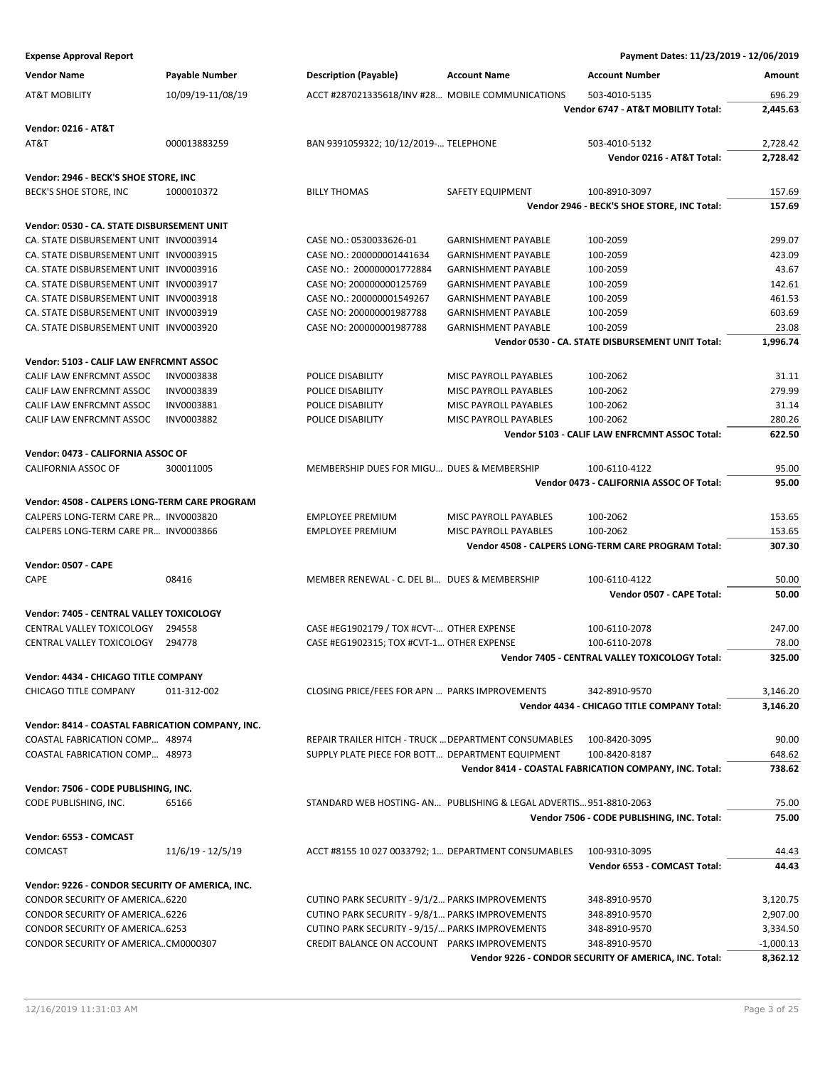**Expense Approval Report** — Payment Dates: 11/23/2019 - 12/06/2019

| Vendor Name | Payable Number | Description (Payable) | Account Name | Account Number | Amount |
|---|---|---|---|---|---|
| AT&T MOBILITY | 10/09/19-11/08/19 | ACCT #287021335618/INV #28... | MOBILE COMMUNICATIONS | 503-4010-5135 | 696.29 |
| | | | | **Vendor 6747 - AT&T MOBILITY Total:** | **2,445.63** |
| **Vendor: 0216 - AT&T** | | | | | |
| AT&T | 000013883259 | BAN 9391059322; 10/12/2019-... | TELEPHONE | 503-4010-5132 | 2,728.42 |
| | | | | **Vendor 0216 - AT&T Total:** | **2,728.42** |
| **Vendor: 2946 - BECK'S SHOE STORE, INC** | | | | | |
| BECK'S SHOE STORE, INC | 1000010372 | BILLY THOMAS | SAFETY EQUIPMENT | 100-8910-3097 | 157.69 |
| | | | | **Vendor 2946 - BECK'S SHOE STORE, INC Total:** | **157.69** |
| **Vendor: 0530 - CA. STATE DISBURSEMENT UNIT** | | | | | |
| CA. STATE DISBURSEMENT UNIT | INV0003914 | CASE NO.: 0530033626-01 | GARNISHMENT PAYABLE | 100-2059 | 299.07 |
| CA. STATE DISBURSEMENT UNIT | INV0003915 | CASE NO.: 200000001441634 | GARNISHMENT PAYABLE | 100-2059 | 423.09 |
| CA. STATE DISBURSEMENT UNIT | INV0003916 | CASE NO.: 200000001772884 | GARNISHMENT PAYABLE | 100-2059 | 43.67 |
| CA. STATE DISBURSEMENT UNIT | INV0003917 | CASE NO: 200000000125769 | GARNISHMENT PAYABLE | 100-2059 | 142.61 |
| CA. STATE DISBURSEMENT UNIT | INV0003918 | CASE NO.: 200000001549267 | GARNISHMENT PAYABLE | 100-2059 | 461.53 |
| CA. STATE DISBURSEMENT UNIT | INV0003919 | CASE NO: 200000001987788 | GARNISHMENT PAYABLE | 100-2059 | 603.69 |
| CA. STATE DISBURSEMENT UNIT | INV0003920 | CASE NO: 200000001987788 | GARNISHMENT PAYABLE | 100-2059 | 23.08 |
| | | | | **Vendor 0530 - CA. STATE DISBURSEMENT UNIT Total:** | **1,996.74** |
| **Vendor: 5103 - CALIF LAW ENFRCMNT ASSOC** | | | | | |
| CALIF LAW ENFRCMNT ASSOC | INV0003838 | POLICE DISABILITY | MISC PAYROLL PAYABLES | 100-2062 | 31.11 |
| CALIF LAW ENFRCMNT ASSOC | INV0003839 | POLICE DISABILITY | MISC PAYROLL PAYABLES | 100-2062 | 279.99 |
| CALIF LAW ENFRCMNT ASSOC | INV0003881 | POLICE DISABILITY | MISC PAYROLL PAYABLES | 100-2062 | 31.14 |
| CALIF LAW ENFRCMNT ASSOC | INV0003882 | POLICE DISABILITY | MISC PAYROLL PAYABLES | 100-2062 | 280.26 |
| | | | | **Vendor 5103 - CALIF LAW ENFRCMNT ASSOC Total:** | **622.50** |
| **Vendor: 0473 - CALIFORNIA ASSOC OF** | | | | | |
| CALIFORNIA ASSOC OF | 300011005 | MEMBERSHIP DUES FOR MIGU... | DUES & MEMBERSHIP | 100-6110-4122 | 95.00 |
| | | | | **Vendor 0473 - CALIFORNIA ASSOC OF Total:** | **95.00** |
| **Vendor: 4508 - CALPERS LONG-TERM CARE PROGRAM** | | | | | |
| CALPERS LONG-TERM CARE PR... | INV0003820 | EMPLOYEE PREMIUM | MISC PAYROLL PAYABLES | 100-2062 | 153.65 |
| CALPERS LONG-TERM CARE PR... | INV0003866 | EMPLOYEE PREMIUM | MISC PAYROLL PAYABLES | 100-2062 | 153.65 |
| | | | | **Vendor 4508 - CALPERS LONG-TERM CARE PROGRAM Total:** | **307.30** |
| **Vendor: 0507 - CAPE** | | | | | |
| CAPE | 08416 | MEMBER RENEWAL - C. DEL BI... | DUES & MEMBERSHIP | 100-6110-4122 | 50.00 |
| | | | | **Vendor 0507 - CAPE Total:** | **50.00** |
| **Vendor: 7405 - CENTRAL VALLEY TOXICOLOGY** | | | | | |
| CENTRAL VALLEY TOXICOLOGY | 294558 | CASE #EG1902179 / TOX #CVT-... | OTHER EXPENSE | 100-6110-2078 | 247.00 |
| CENTRAL VALLEY TOXICOLOGY | 294778 | CASE #EG1902315; TOX #CVT-1... | OTHER EXPENSE | 100-6110-2078 | 78.00 |
| | | | | **Vendor 7405 - CENTRAL VALLEY TOXICOLOGY Total:** | **325.00** |
| **Vendor: 4434 - CHICAGO TITLE COMPANY** | | | | | |
| CHICAGO TITLE COMPANY | 011-312-002 | CLOSING PRICE/FEES FOR APN ... | PARKS IMPROVEMENTS | 342-8910-9570 | 3,146.20 |
| | | | | **Vendor 4434 - CHICAGO TITLE COMPANY Total:** | **3,146.20** |
| **Vendor: 8414 - COASTAL FABRICATION COMPANY, INC.** | | | | | |
| COASTAL FABRICATION COMP... | 48974 | REPAIR TRAILER HITCH - TRUCK ... | DEPARTMENT CONSUMABLES | 100-8420-3095 | 90.00 |
| COASTAL FABRICATION COMP... | 48973 | SUPPLY PLATE PIECE FOR BOTT... | DEPARTMENT EQUIPMENT | 100-8420-8187 | 648.62 |
| | | | | **Vendor 8414 - COASTAL FABRICATION COMPANY, INC. Total:** | **738.62** |
| **Vendor: 7506 - CODE PUBLISHING, INC.** | | | | | |
| CODE PUBLISHING, INC. | 65166 | STANDARD WEB HOSTING- AN... | PUBLISHING & LEGAL ADVERTIS... | 951-8810-2063 | 75.00 |
| | | | | **Vendor 7506 - CODE PUBLISHING, INC. Total:** | **75.00** |
| **Vendor: 6553 - COMCAST** | | | | | |
| COMCAST | 11/6/19 - 12/5/19 | ACCT #8155 10 027 0033792; 1... | DEPARTMENT CONSUMABLES | 100-9310-3095 | 44.43 |
| | | | | **Vendor 6553 - COMCAST Total:** | **44.43** |
| **Vendor: 9226 - CONDOR SECURITY OF AMERICA, INC.** | | | | | |
| CONDOR SECURITY OF AMERICA... | 6220 | CUTINO PARK SECURITY - 9/1/2... | PARKS IMPROVEMENTS | 348-8910-9570 | 3,120.75 |
| CONDOR SECURITY OF AMERICA... | 6226 | CUTINO PARK SECURITY - 9/8/1... | PARKS IMPROVEMENTS | 348-8910-9570 | 2,907.00 |
| CONDOR SECURITY OF AMERICA... | 6253 | CUTINO PARK SECURITY - 9/15/... | PARKS IMPROVEMENTS | 348-8910-9570 | 3,334.50 |
| CONDOR SECURITY OF AMERICA... | CM0000307 | CREDIT BALANCE ON ACCOUNT | PARKS IMPROVEMENTS | 348-8910-9570 | -1,000.13 |
| | | | | **Vendor 9226 - CONDOR SECURITY OF AMERICA, INC. Total:** | **8,362.12** |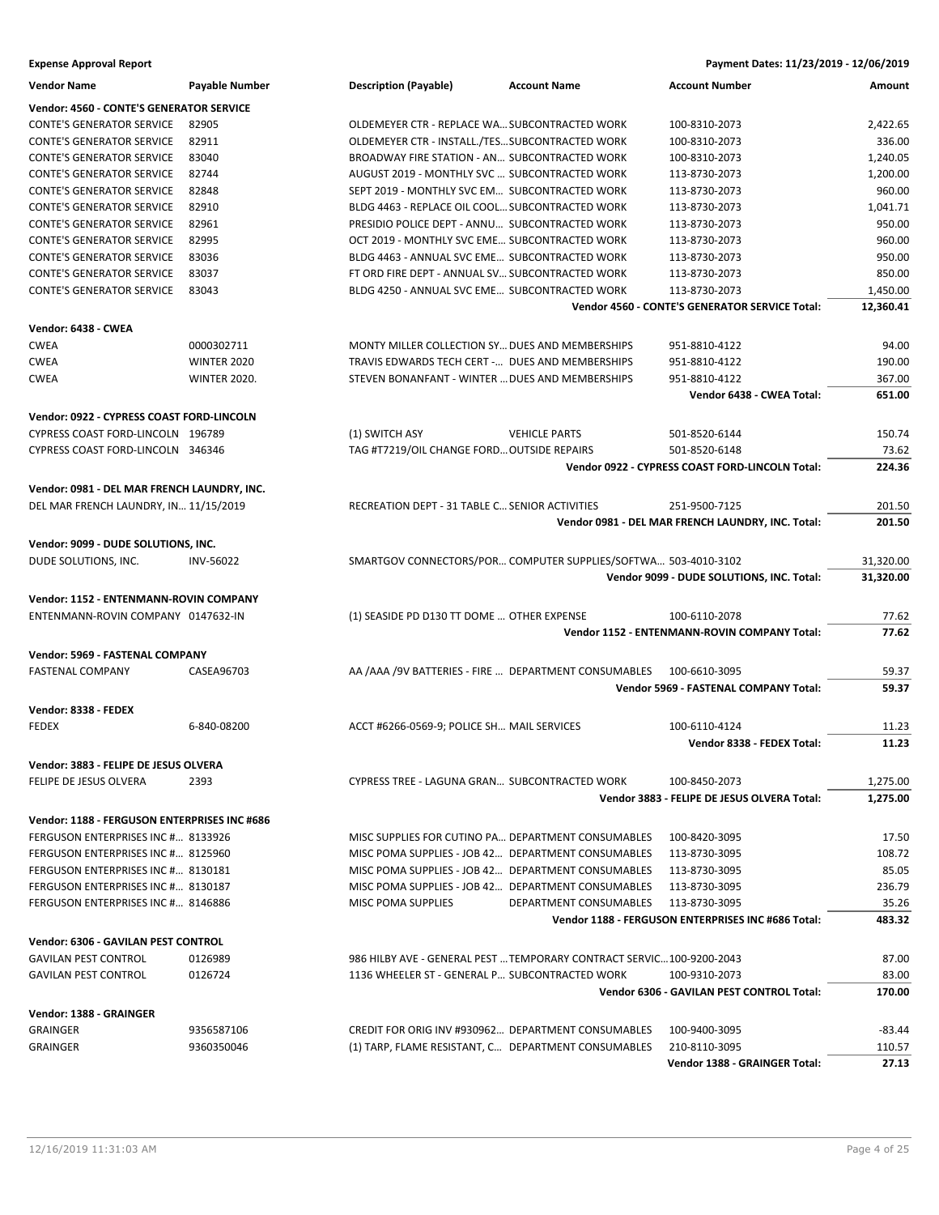**Expense Approval Report** — Payment Dates: 11/23/2019 - 12/06/2019

| Vendor Name | Payable Number | Description (Payable) | Account Name | Account Number | Amount |
|---|---|---|---|---|---|
| **Vendor: 4560 - CONTE'S GENERATOR SERVICE** | | | | | |
| CONTE'S GENERATOR SERVICE | 82905 | OLDEMEYER CTR - REPLACE WA... | SUBCONTRACTED WORK | 100-8310-2073 | 2,422.65 |
| CONTE'S GENERATOR SERVICE | 82911 | OLDEMEYER CTR - INSTALL./TES... | SUBCONTRACTED WORK | 100-8310-2073 | 336.00 |
| CONTE'S GENERATOR SERVICE | 83040 | BROADWAY FIRE STATION - AN... | SUBCONTRACTED WORK | 100-8310-2073 | 1,240.05 |
| CONTE'S GENERATOR SERVICE | 82744 | AUGUST 2019 - MONTHLY SVC ... | SUBCONTRACTED WORK | 113-8730-2073 | 1,200.00 |
| CONTE'S GENERATOR SERVICE | 82848 | SEPT 2019 - MONTHLY SVC EM... | SUBCONTRACTED WORK | 113-8730-2073 | 960.00 |
| CONTE'S GENERATOR SERVICE | 82910 | BLDG 4463 - REPLACE OIL COOL... | SUBCONTRACTED WORK | 113-8730-2073 | 1,041.71 |
| CONTE'S GENERATOR SERVICE | 82961 | PRESIDIO POLICE DEPT - ANNU... | SUBCONTRACTED WORK | 113-8730-2073 | 950.00 |
| CONTE'S GENERATOR SERVICE | 82995 | OCT 2019 - MONTHLY SVC EME... | SUBCONTRACTED WORK | 113-8730-2073 | 960.00 |
| CONTE'S GENERATOR SERVICE | 83036 | BLDG 4463 - ANNUAL SVC EME... | SUBCONTRACTED WORK | 113-8730-2073 | 950.00 |
| CONTE'S GENERATOR SERVICE | 83037 | FT ORD FIRE DEPT - ANNUAL SV... | SUBCONTRACTED WORK | 113-8730-2073 | 850.00 |
| CONTE'S GENERATOR SERVICE | 83043 | BLDG 4250 - ANNUAL SVC EME... | SUBCONTRACTED WORK | 113-8730-2073 | 1,450.00 |
| | | | | **Vendor 4560 - CONTE'S GENERATOR SERVICE Total:** | **12,360.41** |
| **Vendor: 6438 - CWEA** | | | | | |
| CWEA | 0000302711 | MONTY MILLER COLLECTION SY... | DUES AND MEMBERSHIPS | 951-8810-4122 | 94.00 |
| CWEA | WINTER 2020 | TRAVIS EDWARDS TECH CERT -... | DUES AND MEMBERSHIPS | 951-8810-4122 | 190.00 |
| CWEA | WINTER 2020. | STEVEN BONANFANT - WINTER ... | DUES AND MEMBERSHIPS | 951-8810-4122 | 367.00 |
| | | | | **Vendor 6438 - CWEA Total:** | **651.00** |
| **Vendor: 0922 - CYPRESS COAST FORD-LINCOLN** | | | | | |
| CYPRESS COAST FORD-LINCOLN | 196789 | (1) SWITCH ASY | VEHICLE PARTS | 501-8520-6144 | 150.74 |
| CYPRESS COAST FORD-LINCOLN | 346346 | TAG #T7219/OIL CHANGE FORD... | OUTSIDE REPAIRS | 501-8520-6148 | 73.62 |
| | | | | **Vendor 0922 - CYPRESS COAST FORD-LINCOLN Total:** | **224.36** |
| **Vendor: 0981 - DEL MAR FRENCH LAUNDRY, INC.** | | | | | |
| DEL MAR FRENCH LAUNDRY, IN... | 11/15/2019 | RECREATION DEPT - 31 TABLE C... | SENIOR ACTIVITIES | 251-9500-7125 | 201.50 |
| | | | | **Vendor 0981 - DEL MAR FRENCH LAUNDRY, INC. Total:** | **201.50** |
| **Vendor: 9099 - DUDE SOLUTIONS, INC.** | | | | | |
| DUDE SOLUTIONS, INC. | INV-56022 | SMARTGOV CONNECTORS/POR... | COMPUTER SUPPLIES/SOFTWA... | 503-4010-3102 | 31,320.00 |
| | | | | **Vendor 9099 - DUDE SOLUTIONS, INC. Total:** | **31,320.00** |
| **Vendor: 1152 - ENTENMANN-ROVIN COMPANY** | | | | | |
| ENTENMANN-ROVIN COMPANY | 0147632-IN | (1) SEASIDE PD D130 TT DOME ... | OTHER EXPENSE | 100-6110-2078 | 77.62 |
| | | | | **Vendor 1152 - ENTENMANN-ROVIN COMPANY Total:** | **77.62** |
| **Vendor: 5969 - FASTENAL COMPANY** | | | | | |
| FASTENAL COMPANY | CASEA96703 | AA /AAA /9V BATTERIES - FIRE ... | DEPARTMENT CONSUMABLES | 100-6610-3095 | 59.37 |
| | | | | **Vendor 5969 - FASTENAL COMPANY Total:** | **59.37** |
| **Vendor: 8338 - FEDEX** | | | | | |
| FEDEX | 6-840-08200 | ACCT #6266-0569-9; POLICE SH... | MAIL SERVICES | 100-6110-4124 | 11.23 |
| | | | | **Vendor 8338 - FEDEX Total:** | **11.23** |
| **Vendor: 3883 - FELIPE DE JESUS OLVERA** | | | | | |
| FELIPE DE JESUS OLVERA | 2393 | CYPRESS TREE - LAGUNA GRAN... | SUBCONTRACTED WORK | 100-8450-2073 | 1,275.00 |
| | | | | **Vendor 3883 - FELIPE DE JESUS OLVERA Total:** | **1,275.00** |
| **Vendor: 1188 - FERGUSON ENTERPRISES INC #686** | | | | | |
| FERGUSON ENTERPRISES INC #... | 8133926 | MISC SUPPLIES FOR CUTINO PA... | DEPARTMENT CONSUMABLES | 100-8420-3095 | 17.50 |
| FERGUSON ENTERPRISES INC #... | 8125960 | MISC POMA SUPPLIES - JOB 42... | DEPARTMENT CONSUMABLES | 113-8730-3095 | 108.72 |
| FERGUSON ENTERPRISES INC #... | 8130181 | MISC POMA SUPPLIES - JOB 42... | DEPARTMENT CONSUMABLES | 113-8730-3095 | 85.05 |
| FERGUSON ENTERPRISES INC #... | 8130187 | MISC POMA SUPPLIES - JOB 42... | DEPARTMENT CONSUMABLES | 113-8730-3095 | 236.79 |
| FERGUSON ENTERPRISES INC #... | 8146886 | MISC POMA SUPPLIES | DEPARTMENT CONSUMABLES | 113-8730-3095 | 35.26 |
| | | | | **Vendor 1188 - FERGUSON ENTERPRISES INC #686 Total:** | **483.32** |
| **Vendor: 6306 - GAVILAN PEST CONTROL** | | | | | |
| GAVILAN PEST CONTROL | 0126989 | 986 HILBY AVE - GENERAL PEST ... | TEMPORARY CONTRACT SERVIC... | 100-9200-2043 | 87.00 |
| GAVILAN PEST CONTROL | 0126724 | 1136 WHEELER ST - GENERAL P... | SUBCONTRACTED WORK | 100-9310-2073 | 83.00 |
| | | | | **Vendor 6306 - GAVILAN PEST CONTROL Total:** | **170.00** |
| **Vendor: 1388 - GRAINGER** | | | | | |
| GRAINGER | 9356587106 | CREDIT FOR ORIG INV #930962... | DEPARTMENT CONSUMABLES | 100-9400-3095 | -83.44 |
| GRAINGER | 9360350046 | (1) TARP, FLAME RESISTANT, C... | DEPARTMENT CONSUMABLES | 210-8110-3095 | 110.57 |
| | | | | **Vendor 1388 - GRAINGER Total:** | **27.13** |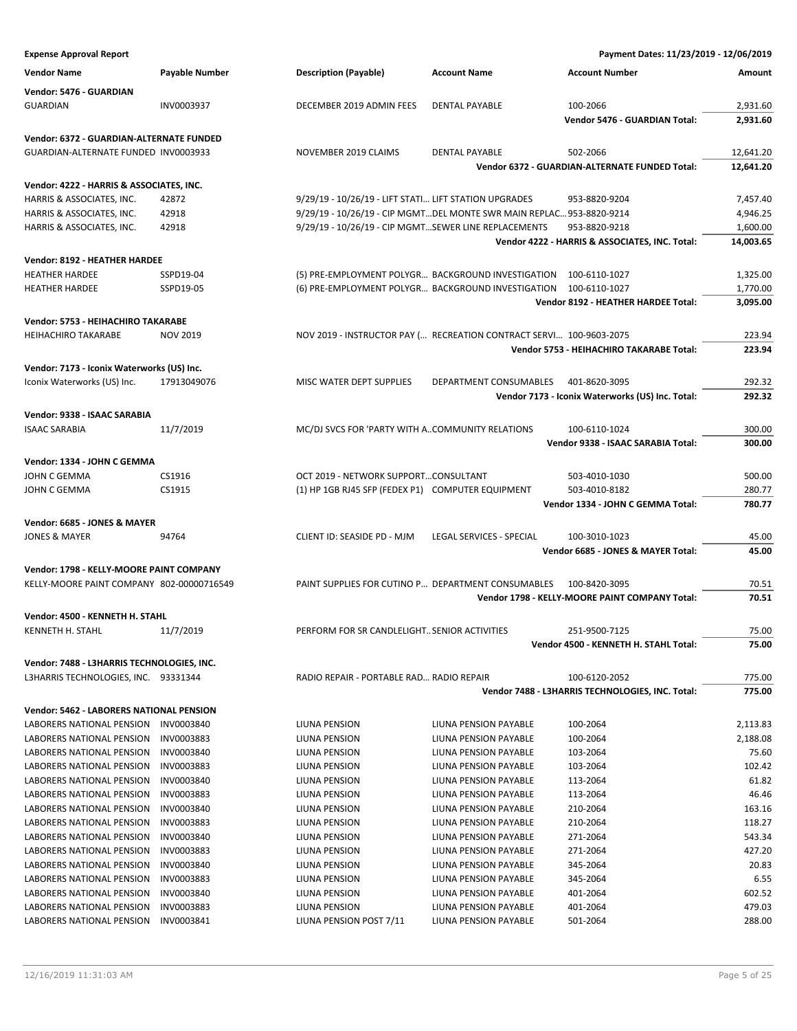**Expense Approval Report** — Payment Dates: 11/23/2019 - 12/06/2019

| Vendor Name | Payable Number | Description (Payable) | Account Name | Account Number | Amount |
|---|---|---|---|---|---|
| **Vendor: 5476 - GUARDIAN** | | | | | |
| GUARDIAN | INV0003937 | DECEMBER 2019 ADMIN FEES | DENTAL PAYABLE | 100-2066 | 2,931.60 |
| | | | | **Vendor 5476 - GUARDIAN Total:** | **2,931.60** |
| **Vendor: 6372 - GUARDIAN-ALTERNATE FUNDED** | | | | | |
| GUARDIAN-ALTERNATE FUNDED | INV0003933 | NOVEMBER 2019 CLAIMS | DENTAL PAYABLE | 502-2066 | 12,641.20 |
| | | | | **Vendor 6372 - GUARDIAN-ALTERNATE FUNDED Total:** | **12,641.20** |
| **Vendor: 4222 - HARRIS & ASSOCIATES, INC.** | | | | | |
| HARRIS & ASSOCIATES, INC. | 42872 | 9/29/19 - 10/26/19 - LIFT STATI... | LIFT STATION UPGRADES | 953-8820-9204 | 7,457.40 |
| HARRIS & ASSOCIATES, INC. | 42918 | 9/29/19 - 10/26/19 - CIP MGMT... | DEL MONTE SWR MAIN REPLAC... | 953-8820-9214 | 4,946.25 |
| HARRIS & ASSOCIATES, INC. | 42918 | 9/29/19 - 10/26/19 - CIP MGMT... | SEWER LINE REPLACEMENTS | 953-8820-9218 | 1,600.00 |
| | | | | **Vendor 4222 - HARRIS & ASSOCIATES, INC. Total:** | **14,003.65** |
| **Vendor: 8192 - HEATHER HARDEE** | | | | | |
| HEATHER HARDEE | SSPD19-04 | (5) PRE-EMPLOYMENT POLYGR... | BACKGROUND INVESTIGATION | 100-6110-1027 | 1,325.00 |
| HEATHER HARDEE | SSPD19-05 | (6) PRE-EMPLOYMENT POLYGR... | BACKGROUND INVESTIGATION | 100-6110-1027 | 1,770.00 |
| | | | | **Vendor 8192 - HEATHER HARDEE Total:** | **3,095.00** |
| **Vendor: 5753 - HEIHACHIRO TAKARABE** | | | | | |
| HEIHACHIRO TAKARABE | NOV 2019 | NOV 2019 - INSTRUCTOR PAY (... | RECREATION CONTRACT SERVI... | 100-9603-2075 | 223.94 |
| | | | | **Vendor 5753 - HEIHACHIRO TAKARABE Total:** | **223.94** |
| **Vendor: 7173 - Iconix Waterworks (US) Inc.** | | | | | |
| Iconix Waterworks (US) Inc. | 17913049076 | MISC WATER DEPT SUPPLIES | DEPARTMENT CONSUMABLES | 401-8620-3095 | 292.32 |
| | | | | **Vendor 7173 - Iconix Waterworks (US) Inc. Total:** | **292.32** |
| **Vendor: 9338 - ISAAC SARABIA** | | | | | |
| ISAAC SARABIA | 11/7/2019 | MC/DJ SVCS FOR 'PARTY WITH A... | COMMUNITY RELATIONS | 100-6110-1024 | 300.00 |
| | | | | **Vendor 9338 - ISAAC SARABIA Total:** | **300.00** |
| **Vendor: 1334 - JOHN C GEMMA** | | | | | |
| JOHN C GEMMA | CS1916 | OCT 2019 - NETWORK SUPPORT... | CONSULTANT | 503-4010-1030 | 500.00 |
| JOHN C GEMMA | CS1915 | (1) HP 1GB RJ45 SFP (FEDEX P1) | COMPUTER EQUIPMENT | 503-4010-8182 | 280.77 |
| | | | | **Vendor 1334 - JOHN C GEMMA Total:** | **780.77** |
| **Vendor: 6685 - JONES & MAYER** | | | | | |
| JONES & MAYER | 94764 | CLIENT ID: SEASIDE PD - MJM | LEGAL SERVICES - SPECIAL | 100-3010-1023 | 45.00 |
| | | | | **Vendor 6685 - JONES & MAYER Total:** | **45.00** |
| **Vendor: 1798 - KELLY-MOORE PAINT COMPANY** | | | | | |
| KELLY-MOORE PAINT COMPANY | 802-00000716549 | PAINT SUPPLIES FOR CUTINO P... | DEPARTMENT CONSUMABLES | 100-8420-3095 | 70.51 |
| | | | | **Vendor 1798 - KELLY-MOORE PAINT COMPANY Total:** | **70.51** |
| **Vendor: 4500 - KENNETH H. STAHL** | | | | | |
| KENNETH H. STAHL | 11/7/2019 | PERFORM FOR SR CANDLELIGHT... | SENIOR ACTIVITIES | 251-9500-7125 | 75.00 |
| | | | | **Vendor 4500 - KENNETH H. STAHL Total:** | **75.00** |
| **Vendor: 7488 - L3HARRIS TECHNOLOGIES, INC.** | | | | | |
| L3HARRIS TECHNOLOGIES, INC. | 93331344 | RADIO REPAIR - PORTABLE RAD... | RADIO REPAIR | 100-6120-2052 | 775.00 |
| | | | | **Vendor 7488 - L3HARRIS TECHNOLOGIES, INC. Total:** | **775.00** |
| **Vendor: 5462 - LABORERS NATIONAL PENSION** | | | | | |
| LABORERS NATIONAL PENSION | INV0003840 | LIUNA PENSION | LIUNA PENSION PAYABLE | 100-2064 | 2,113.83 |
| LABORERS NATIONAL PENSION | INV0003883 | LIUNA PENSION | LIUNA PENSION PAYABLE | 100-2064 | 2,188.08 |
| LABORERS NATIONAL PENSION | INV0003840 | LIUNA PENSION | LIUNA PENSION PAYABLE | 103-2064 | 75.60 |
| LABORERS NATIONAL PENSION | INV0003883 | LIUNA PENSION | LIUNA PENSION PAYABLE | 103-2064 | 102.42 |
| LABORERS NATIONAL PENSION | INV0003840 | LIUNA PENSION | LIUNA PENSION PAYABLE | 113-2064 | 61.82 |
| LABORERS NATIONAL PENSION | INV0003883 | LIUNA PENSION | LIUNA PENSION PAYABLE | 113-2064 | 46.46 |
| LABORERS NATIONAL PENSION | INV0003840 | LIUNA PENSION | LIUNA PENSION PAYABLE | 210-2064 | 163.16 |
| LABORERS NATIONAL PENSION | INV0003883 | LIUNA PENSION | LIUNA PENSION PAYABLE | 210-2064 | 118.27 |
| LABORERS NATIONAL PENSION | INV0003840 | LIUNA PENSION | LIUNA PENSION PAYABLE | 271-2064 | 543.34 |
| LABORERS NATIONAL PENSION | INV0003883 | LIUNA PENSION | LIUNA PENSION PAYABLE | 271-2064 | 427.20 |
| LABORERS NATIONAL PENSION | INV0003840 | LIUNA PENSION | LIUNA PENSION PAYABLE | 345-2064 | 20.83 |
| LABORERS NATIONAL PENSION | INV0003883 | LIUNA PENSION | LIUNA PENSION PAYABLE | 345-2064 | 6.55 |
| LABORERS NATIONAL PENSION | INV0003840 | LIUNA PENSION | LIUNA PENSION PAYABLE | 401-2064 | 602.52 |
| LABORERS NATIONAL PENSION | INV0003883 | LIUNA PENSION | LIUNA PENSION PAYABLE | 401-2064 | 479.03 |
| LABORERS NATIONAL PENSION | INV0003841 | LIUNA PENSION POST 7/11 | LIUNA PENSION PAYABLE | 501-2064 | 288.00 |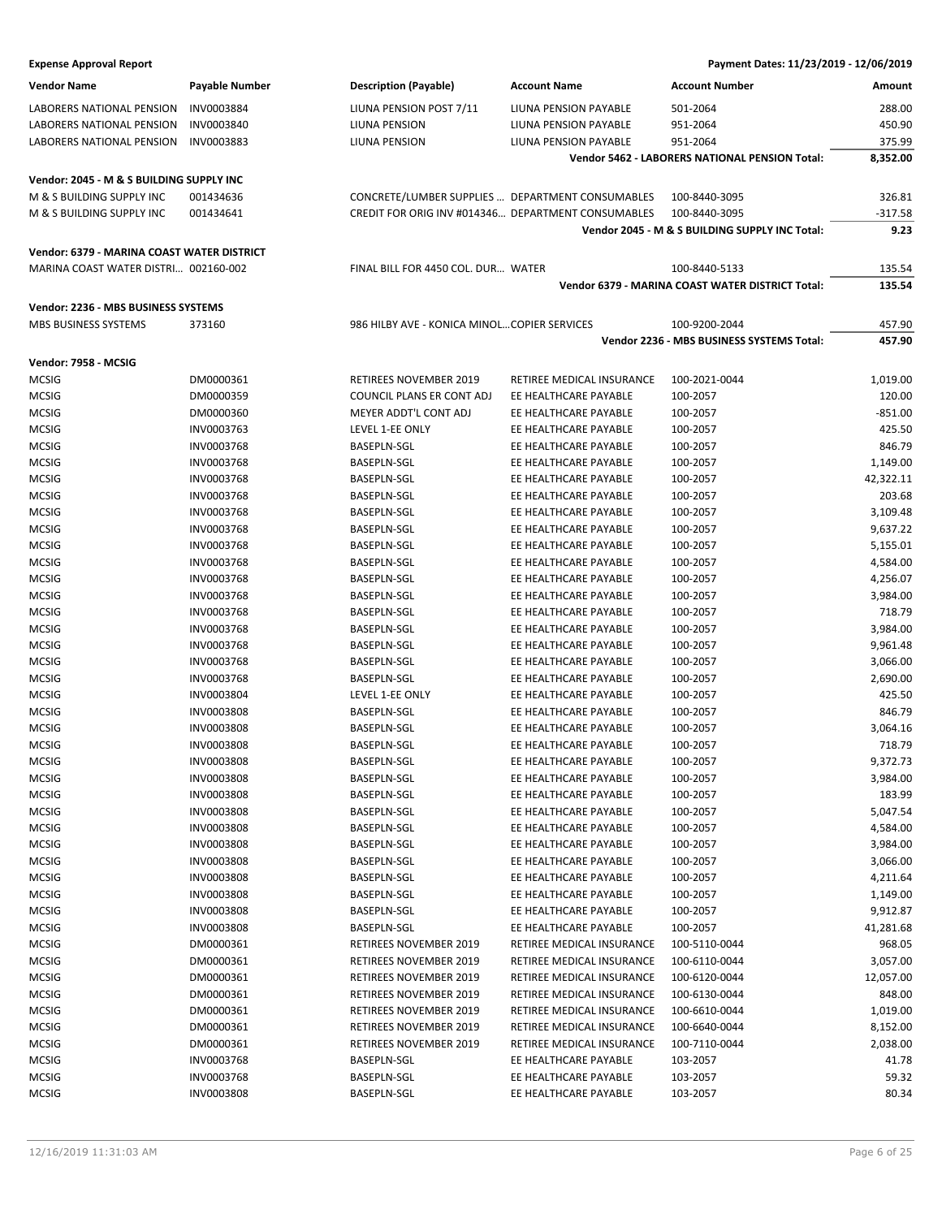**Expense Approval Report** — Payment Dates: 11/23/2019 - 12/06/2019

| Vendor Name | Payable Number | Description (Payable) | Account Name | Account Number | Amount |
|---|---|---|---|---|---|
| LABORERS NATIONAL PENSION | INV0003884 | LIUNA PENSION POST 7/11 | LIUNA PENSION PAYABLE | 501-2064 | 288.00 |
| LABORERS NATIONAL PENSION | INV0003840 | LIUNA PENSION | LIUNA PENSION PAYABLE | 951-2064 | 450.90 |
| LABORERS NATIONAL PENSION | INV0003883 | LIUNA PENSION | LIUNA PENSION PAYABLE | 951-2064 | 375.99 |
| | | | | **Vendor 5462 - LABORERS NATIONAL PENSION Total:** | **8,352.00** |
| **Vendor: 2045 - M & S BUILDING SUPPLY INC** | | | | | |
| M & S BUILDING SUPPLY INC | 001434636 | CONCRETE/LUMBER SUPPLIES ... | DEPARTMENT CONSUMABLES | 100-8440-3095 | 326.81 |
| M & S BUILDING SUPPLY INC | 001434641 | CREDIT FOR ORIG INV #014346... | DEPARTMENT CONSUMABLES | 100-8440-3095 | -317.58 |
| | | | | **Vendor 2045 - M & S BUILDING SUPPLY INC Total:** | **9.23** |
| **Vendor: 6379 - MARINA COAST WATER DISTRICT** | | | | | |
| MARINA COAST WATER DISTRI... | 002160-002 | FINAL BILL FOR 4450 COL. DUR... | WATER | 100-8440-5133 | 135.54 |
| | | | | **Vendor 6379 - MARINA COAST WATER DISTRICT Total:** | **135.54** |
| **Vendor: 2236 - MBS BUSINESS SYSTEMS** | | | | | |
| MBS BUSINESS SYSTEMS | 373160 | 986 HILBY AVE - KONICA MINOL... | COPIER SERVICES | 100-9200-2044 | 457.90 |
| | | | | **Vendor 2236 - MBS BUSINESS SYSTEMS Total:** | **457.90** |
| **Vendor: 7958 - MCSIG** | | | | | |
| MCSIG | DM0000361 | RETIREES NOVEMBER 2019 | RETIREE MEDICAL INSURANCE | 100-2021-0044 | 1,019.00 |
| MCSIG | DM0000359 | COUNCIL PLANS ER CONT ADJ | EE HEALTHCARE PAYABLE | 100-2057 | 120.00 |
| MCSIG | DM0000360 | MEYER ADDT'L CONT ADJ | EE HEALTHCARE PAYABLE | 100-2057 | -851.00 |
| MCSIG | INV0003763 | LEVEL 1-EE ONLY | EE HEALTHCARE PAYABLE | 100-2057 | 425.50 |
| MCSIG | INV0003768 | BASEPLN-SGL | EE HEALTHCARE PAYABLE | 100-2057 | 846.79 |
| MCSIG | INV0003768 | BASEPLN-SGL | EE HEALTHCARE PAYABLE | 100-2057 | 1,149.00 |
| MCSIG | INV0003768 | BASEPLN-SGL | EE HEALTHCARE PAYABLE | 100-2057 | 42,322.11 |
| MCSIG | INV0003768 | BASEPLN-SGL | EE HEALTHCARE PAYABLE | 100-2057 | 203.68 |
| MCSIG | INV0003768 | BASEPLN-SGL | EE HEALTHCARE PAYABLE | 100-2057 | 3,109.48 |
| MCSIG | INV0003768 | BASEPLN-SGL | EE HEALTHCARE PAYABLE | 100-2057 | 9,637.22 |
| MCSIG | INV0003768 | BASEPLN-SGL | EE HEALTHCARE PAYABLE | 100-2057 | 5,155.01 |
| MCSIG | INV0003768 | BASEPLN-SGL | EE HEALTHCARE PAYABLE | 100-2057 | 4,584.00 |
| MCSIG | INV0003768 | BASEPLN-SGL | EE HEALTHCARE PAYABLE | 100-2057 | 4,256.07 |
| MCSIG | INV0003768 | BASEPLN-SGL | EE HEALTHCARE PAYABLE | 100-2057 | 3,984.00 |
| MCSIG | INV0003768 | BASEPLN-SGL | EE HEALTHCARE PAYABLE | 100-2057 | 718.79 |
| MCSIG | INV0003768 | BASEPLN-SGL | EE HEALTHCARE PAYABLE | 100-2057 | 3,984.00 |
| MCSIG | INV0003768 | BASEPLN-SGL | EE HEALTHCARE PAYABLE | 100-2057 | 9,961.48 |
| MCSIG | INV0003768 | BASEPLN-SGL | EE HEALTHCARE PAYABLE | 100-2057 | 3,066.00 |
| MCSIG | INV0003768 | BASEPLN-SGL | EE HEALTHCARE PAYABLE | 100-2057 | 2,690.00 |
| MCSIG | INV0003804 | LEVEL 1-EE ONLY | EE HEALTHCARE PAYABLE | 100-2057 | 425.50 |
| MCSIG | INV0003808 | BASEPLN-SGL | EE HEALTHCARE PAYABLE | 100-2057 | 846.79 |
| MCSIG | INV0003808 | BASEPLN-SGL | EE HEALTHCARE PAYABLE | 100-2057 | 3,064.16 |
| MCSIG | INV0003808 | BASEPLN-SGL | EE HEALTHCARE PAYABLE | 100-2057 | 718.79 |
| MCSIG | INV0003808 | BASEPLN-SGL | EE HEALTHCARE PAYABLE | 100-2057 | 9,372.73 |
| MCSIG | INV0003808 | BASEPLN-SGL | EE HEALTHCARE PAYABLE | 100-2057 | 3,984.00 |
| MCSIG | INV0003808 | BASEPLN-SGL | EE HEALTHCARE PAYABLE | 100-2057 | 183.99 |
| MCSIG | INV0003808 | BASEPLN-SGL | EE HEALTHCARE PAYABLE | 100-2057 | 5,047.54 |
| MCSIG | INV0003808 | BASEPLN-SGL | EE HEALTHCARE PAYABLE | 100-2057 | 4,584.00 |
| MCSIG | INV0003808 | BASEPLN-SGL | EE HEALTHCARE PAYABLE | 100-2057 | 3,984.00 |
| MCSIG | INV0003808 | BASEPLN-SGL | EE HEALTHCARE PAYABLE | 100-2057 | 3,066.00 |
| MCSIG | INV0003808 | BASEPLN-SGL | EE HEALTHCARE PAYABLE | 100-2057 | 4,211.64 |
| MCSIG | INV0003808 | BASEPLN-SGL | EE HEALTHCARE PAYABLE | 100-2057 | 1,149.00 |
| MCSIG | INV0003808 | BASEPLN-SGL | EE HEALTHCARE PAYABLE | 100-2057 | 9,912.87 |
| MCSIG | INV0003808 | BASEPLN-SGL | EE HEALTHCARE PAYABLE | 100-2057 | 41,281.68 |
| MCSIG | DM0000361 | RETIREES NOVEMBER 2019 | RETIREE MEDICAL INSURANCE | 100-5110-0044 | 968.05 |
| MCSIG | DM0000361 | RETIREES NOVEMBER 2019 | RETIREE MEDICAL INSURANCE | 100-6110-0044 | 3,057.00 |
| MCSIG | DM0000361 | RETIREES NOVEMBER 2019 | RETIREE MEDICAL INSURANCE | 100-6120-0044 | 12,057.00 |
| MCSIG | DM0000361 | RETIREES NOVEMBER 2019 | RETIREE MEDICAL INSURANCE | 100-6130-0044 | 848.00 |
| MCSIG | DM0000361 | RETIREES NOVEMBER 2019 | RETIREE MEDICAL INSURANCE | 100-6610-0044 | 1,019.00 |
| MCSIG | DM0000361 | RETIREES NOVEMBER 2019 | RETIREE MEDICAL INSURANCE | 100-6640-0044 | 8,152.00 |
| MCSIG | DM0000361 | RETIREES NOVEMBER 2019 | RETIREE MEDICAL INSURANCE | 100-7110-0044 | 2,038.00 |
| MCSIG | INV0003768 | BASEPLN-SGL | EE HEALTHCARE PAYABLE | 103-2057 | 41.78 |
| MCSIG | INV0003768 | BASEPLN-SGL | EE HEALTHCARE PAYABLE | 103-2057 | 59.32 |
| MCSIG | INV0003808 | BASEPLN-SGL | EE HEALTHCARE PAYABLE | 103-2057 | 80.34 |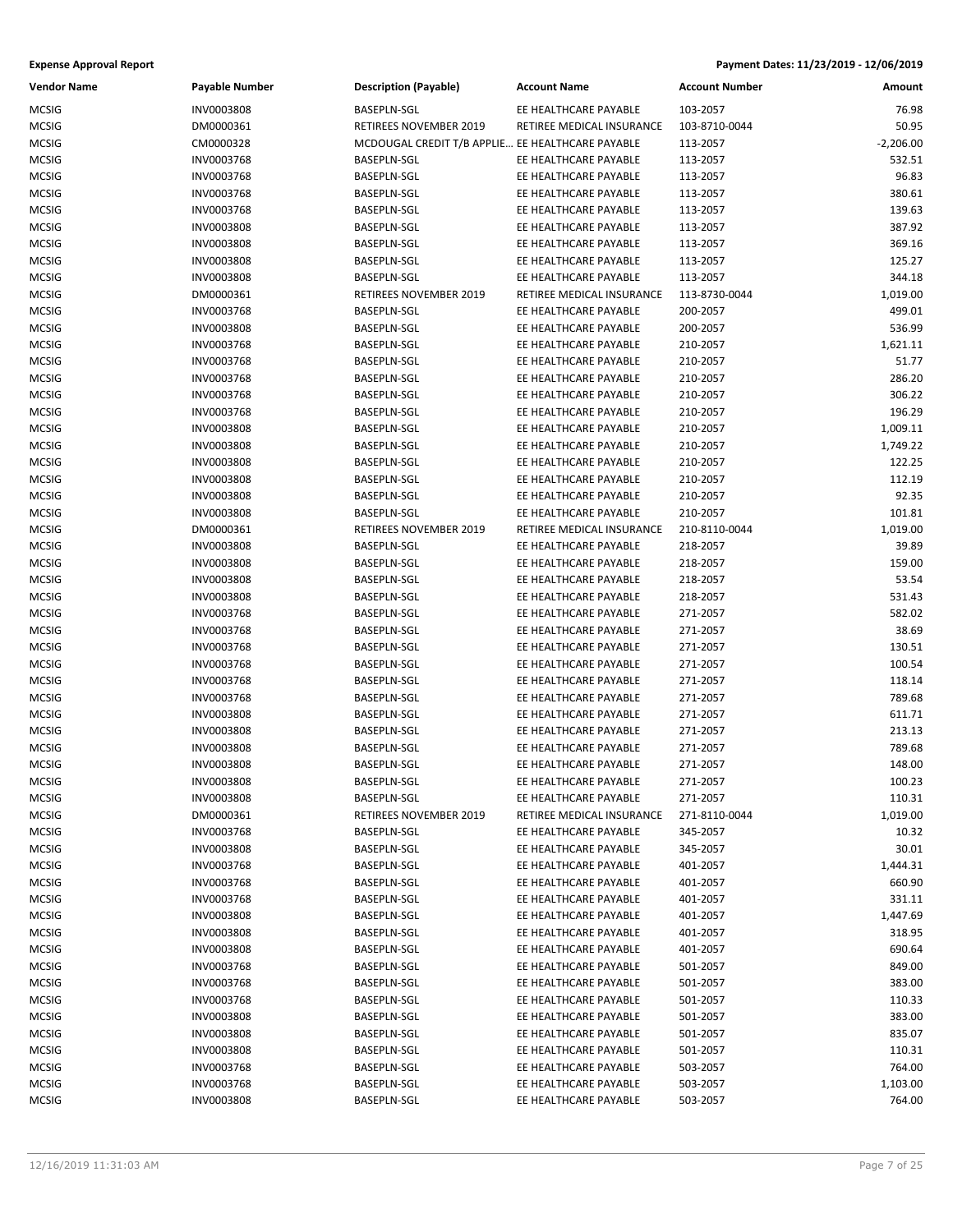**Expense Approval Report** — Payment Dates: 11/23/2019 - 12/06/2019

| Vendor Name | Payable Number | Description (Payable) | Account Name | Account Number | Amount |
|---|---|---|---|---|---|
| MCSIG | INV0003808 | BASEPLN-SGL | EE HEALTHCARE PAYABLE | 103-2057 | 76.98 |
| MCSIG | DM0000361 | RETIREES NOVEMBER 2019 | RETIREE MEDICAL INSURANCE | 103-8710-0044 | 50.95 |
| MCSIG | CM0000328 | MCDOUGAL CREDIT T/B APPLIE… | EE HEALTHCARE PAYABLE | 113-2057 | -2,206.00 |
| MCSIG | INV0003768 | BASEPLN-SGL | EE HEALTHCARE PAYABLE | 113-2057 | 532.51 |
| MCSIG | INV0003768 | BASEPLN-SGL | EE HEALTHCARE PAYABLE | 113-2057 | 96.83 |
| MCSIG | INV0003768 | BASEPLN-SGL | EE HEALTHCARE PAYABLE | 113-2057 | 380.61 |
| MCSIG | INV0003768 | BASEPLN-SGL | EE HEALTHCARE PAYABLE | 113-2057 | 139.63 |
| MCSIG | INV0003808 | BASEPLN-SGL | EE HEALTHCARE PAYABLE | 113-2057 | 387.92 |
| MCSIG | INV0003808 | BASEPLN-SGL | EE HEALTHCARE PAYABLE | 113-2057 | 369.16 |
| MCSIG | INV0003808 | BASEPLN-SGL | EE HEALTHCARE PAYABLE | 113-2057 | 125.27 |
| MCSIG | INV0003808 | BASEPLN-SGL | EE HEALTHCARE PAYABLE | 113-2057 | 344.18 |
| MCSIG | DM0000361 | RETIREES NOVEMBER 2019 | RETIREE MEDICAL INSURANCE | 113-8730-0044 | 1,019.00 |
| MCSIG | INV0003768 | BASEPLN-SGL | EE HEALTHCARE PAYABLE | 200-2057 | 499.01 |
| MCSIG | INV0003808 | BASEPLN-SGL | EE HEALTHCARE PAYABLE | 200-2057 | 536.99 |
| MCSIG | INV0003768 | BASEPLN-SGL | EE HEALTHCARE PAYABLE | 210-2057 | 1,621.11 |
| MCSIG | INV0003768 | BASEPLN-SGL | EE HEALTHCARE PAYABLE | 210-2057 | 51.77 |
| MCSIG | INV0003768 | BASEPLN-SGL | EE HEALTHCARE PAYABLE | 210-2057 | 286.20 |
| MCSIG | INV0003768 | BASEPLN-SGL | EE HEALTHCARE PAYABLE | 210-2057 | 306.22 |
| MCSIG | INV0003768 | BASEPLN-SGL | EE HEALTHCARE PAYABLE | 210-2057 | 196.29 |
| MCSIG | INV0003808 | BASEPLN-SGL | EE HEALTHCARE PAYABLE | 210-2057 | 1,009.11 |
| MCSIG | INV0003808 | BASEPLN-SGL | EE HEALTHCARE PAYABLE | 210-2057 | 1,749.22 |
| MCSIG | INV0003808 | BASEPLN-SGL | EE HEALTHCARE PAYABLE | 210-2057 | 122.25 |
| MCSIG | INV0003808 | BASEPLN-SGL | EE HEALTHCARE PAYABLE | 210-2057 | 112.19 |
| MCSIG | INV0003808 | BASEPLN-SGL | EE HEALTHCARE PAYABLE | 210-2057 | 92.35 |
| MCSIG | INV0003808 | BASEPLN-SGL | EE HEALTHCARE PAYABLE | 210-2057 | 101.81 |
| MCSIG | DM0000361 | RETIREES NOVEMBER 2019 | RETIREE MEDICAL INSURANCE | 210-8110-0044 | 1,019.00 |
| MCSIG | INV0003808 | BASEPLN-SGL | EE HEALTHCARE PAYABLE | 218-2057 | 39.89 |
| MCSIG | INV0003808 | BASEPLN-SGL | EE HEALTHCARE PAYABLE | 218-2057 | 159.00 |
| MCSIG | INV0003808 | BASEPLN-SGL | EE HEALTHCARE PAYABLE | 218-2057 | 53.54 |
| MCSIG | INV0003808 | BASEPLN-SGL | EE HEALTHCARE PAYABLE | 218-2057 | 531.43 |
| MCSIG | INV0003768 | BASEPLN-SGL | EE HEALTHCARE PAYABLE | 271-2057 | 582.02 |
| MCSIG | INV0003768 | BASEPLN-SGL | EE HEALTHCARE PAYABLE | 271-2057 | 38.69 |
| MCSIG | INV0003768 | BASEPLN-SGL | EE HEALTHCARE PAYABLE | 271-2057 | 130.51 |
| MCSIG | INV0003768 | BASEPLN-SGL | EE HEALTHCARE PAYABLE | 271-2057 | 100.54 |
| MCSIG | INV0003768 | BASEPLN-SGL | EE HEALTHCARE PAYABLE | 271-2057 | 118.14 |
| MCSIG | INV0003768 | BASEPLN-SGL | EE HEALTHCARE PAYABLE | 271-2057 | 789.68 |
| MCSIG | INV0003808 | BASEPLN-SGL | EE HEALTHCARE PAYABLE | 271-2057 | 611.71 |
| MCSIG | INV0003808 | BASEPLN-SGL | EE HEALTHCARE PAYABLE | 271-2057 | 213.13 |
| MCSIG | INV0003808 | BASEPLN-SGL | EE HEALTHCARE PAYABLE | 271-2057 | 789.68 |
| MCSIG | INV0003808 | BASEPLN-SGL | EE HEALTHCARE PAYABLE | 271-2057 | 148.00 |
| MCSIG | INV0003808 | BASEPLN-SGL | EE HEALTHCARE PAYABLE | 271-2057 | 100.23 |
| MCSIG | INV0003808 | BASEPLN-SGL | EE HEALTHCARE PAYABLE | 271-2057 | 110.31 |
| MCSIG | DM0000361 | RETIREES NOVEMBER 2019 | RETIREE MEDICAL INSURANCE | 271-8110-0044 | 1,019.00 |
| MCSIG | INV0003768 | BASEPLN-SGL | EE HEALTHCARE PAYABLE | 345-2057 | 10.32 |
| MCSIG | INV0003808 | BASEPLN-SGL | EE HEALTHCARE PAYABLE | 345-2057 | 30.01 |
| MCSIG | INV0003768 | BASEPLN-SGL | EE HEALTHCARE PAYABLE | 401-2057 | 1,444.31 |
| MCSIG | INV0003768 | BASEPLN-SGL | EE HEALTHCARE PAYABLE | 401-2057 | 660.90 |
| MCSIG | INV0003768 | BASEPLN-SGL | EE HEALTHCARE PAYABLE | 401-2057 | 331.11 |
| MCSIG | INV0003808 | BASEPLN-SGL | EE HEALTHCARE PAYABLE | 401-2057 | 1,447.69 |
| MCSIG | INV0003808 | BASEPLN-SGL | EE HEALTHCARE PAYABLE | 401-2057 | 318.95 |
| MCSIG | INV0003808 | BASEPLN-SGL | EE HEALTHCARE PAYABLE | 401-2057 | 690.64 |
| MCSIG | INV0003768 | BASEPLN-SGL | EE HEALTHCARE PAYABLE | 501-2057 | 849.00 |
| MCSIG | INV0003768 | BASEPLN-SGL | EE HEALTHCARE PAYABLE | 501-2057 | 383.00 |
| MCSIG | INV0003768 | BASEPLN-SGL | EE HEALTHCARE PAYABLE | 501-2057 | 110.33 |
| MCSIG | INV0003808 | BASEPLN-SGL | EE HEALTHCARE PAYABLE | 501-2057 | 383.00 |
| MCSIG | INV0003808 | BASEPLN-SGL | EE HEALTHCARE PAYABLE | 501-2057 | 835.07 |
| MCSIG | INV0003808 | BASEPLN-SGL | EE HEALTHCARE PAYABLE | 501-2057 | 110.31 |
| MCSIG | INV0003768 | BASEPLN-SGL | EE HEALTHCARE PAYABLE | 503-2057 | 764.00 |
| MCSIG | INV0003768 | BASEPLN-SGL | EE HEALTHCARE PAYABLE | 503-2057 | 1,103.00 |
| MCSIG | INV0003808 | BASEPLN-SGL | EE HEALTHCARE PAYABLE | 503-2057 | 764.00 |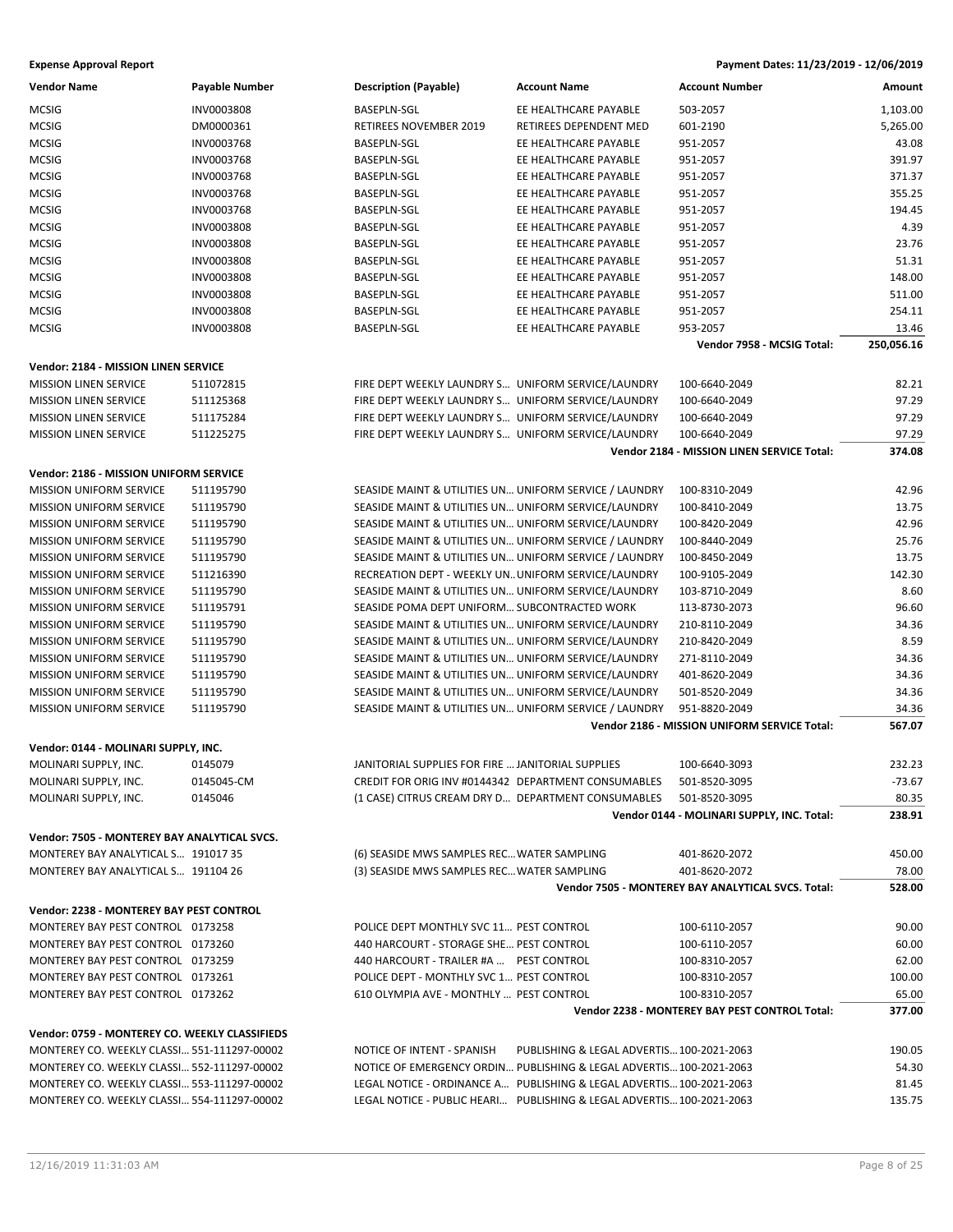**Expense Approval Report** — Payment Dates: 11/23/2019 - 12/06/2019

| Vendor Name | Payable Number | Description (Payable) | Account Name | Account Number | Amount |
|---|---|---|---|---|---|
| MCSIG | INV0003808 | BASEPLN-SGL | EE HEALTHCARE PAYABLE | 503-2057 | 1,103.00 |
| MCSIG | DM0000361 | RETIREES NOVEMBER 2019 | RETIREES DEPENDENT MED | 601-2190 | 5,265.00 |
| MCSIG | INV0003768 | BASEPLN-SGL | EE HEALTHCARE PAYABLE | 951-2057 | 43.08 |
| MCSIG | INV0003768 | BASEPLN-SGL | EE HEALTHCARE PAYABLE | 951-2057 | 391.97 |
| MCSIG | INV0003768 | BASEPLN-SGL | EE HEALTHCARE PAYABLE | 951-2057 | 371.37 |
| MCSIG | INV0003768 | BASEPLN-SGL | EE HEALTHCARE PAYABLE | 951-2057 | 355.25 |
| MCSIG | INV0003768 | BASEPLN-SGL | EE HEALTHCARE PAYABLE | 951-2057 | 194.45 |
| MCSIG | INV0003808 | BASEPLN-SGL | EE HEALTHCARE PAYABLE | 951-2057 | 4.39 |
| MCSIG | INV0003808 | BASEPLN-SGL | EE HEALTHCARE PAYABLE | 951-2057 | 23.76 |
| MCSIG | INV0003808 | BASEPLN-SGL | EE HEALTHCARE PAYABLE | 951-2057 | 51.31 |
| MCSIG | INV0003808 | BASEPLN-SGL | EE HEALTHCARE PAYABLE | 951-2057 | 148.00 |
| MCSIG | INV0003808 | BASEPLN-SGL | EE HEALTHCARE PAYABLE | 951-2057 | 511.00 |
| MCSIG | INV0003808 | BASEPLN-SGL | EE HEALTHCARE PAYABLE | 951-2057 | 254.11 |
| MCSIG | INV0003808 | BASEPLN-SGL | EE HEALTHCARE PAYABLE | 953-2057 | 13.46 |
| | | | | **Vendor 7958 - MCSIG Total:** | **250,056.16** |
| **Vendor: 2184 - MISSION LINEN SERVICE** | | | | | |
| MISSION LINEN SERVICE | 511072815 | FIRE DEPT WEEKLY LAUNDRY S... | UNIFORM SERVICE/LAUNDRY | 100-6640-2049 | 82.21 |
| MISSION LINEN SERVICE | 511125368 | FIRE DEPT WEEKLY LAUNDRY S... | UNIFORM SERVICE/LAUNDRY | 100-6640-2049 | 97.29 |
| MISSION LINEN SERVICE | 511175284 | FIRE DEPT WEEKLY LAUNDRY S... | UNIFORM SERVICE/LAUNDRY | 100-6640-2049 | 97.29 |
| MISSION LINEN SERVICE | 511225275 | FIRE DEPT WEEKLY LAUNDRY S... | UNIFORM SERVICE/LAUNDRY | 100-6640-2049 | 97.29 |
| | | | | **Vendor 2184 - MISSION LINEN SERVICE Total:** | **374.08** |
| **Vendor: 2186 - MISSION UNIFORM SERVICE** | | | | | |
| MISSION UNIFORM SERVICE | 511195790 | SEASIDE MAINT & UTILITIES UN... | UNIFORM SERVICE / LAUNDRY | 100-8310-2049 | 42.96 |
| MISSION UNIFORM SERVICE | 511195790 | SEASIDE MAINT & UTILITIES UN... | UNIFORM SERVICE/LAUNDRY | 100-8410-2049 | 13.75 |
| MISSION UNIFORM SERVICE | 511195790 | SEASIDE MAINT & UTILITIES UN... | UNIFORM SERVICE/LAUNDRY | 100-8420-2049 | 42.96 |
| MISSION UNIFORM SERVICE | 511195790 | SEASIDE MAINT & UTILITIES UN... | UNIFORM SERVICE / LAUNDRY | 100-8440-2049 | 25.76 |
| MISSION UNIFORM SERVICE | 511195790 | SEASIDE MAINT & UTILITIES UN... | UNIFORM SERVICE / LAUNDRY | 100-8450-2049 | 13.75 |
| MISSION UNIFORM SERVICE | 511216390 | RECREATION DEPT - WEEKLY UN... | UNIFORM SERVICE/LAUNDRY | 100-9105-2049 | 142.30 |
| MISSION UNIFORM SERVICE | 511195790 | SEASIDE MAINT & UTILITIES UN... | UNIFORM SERVICE/LAUNDRY | 103-8710-2049 | 8.60 |
| MISSION UNIFORM SERVICE | 511195791 | SEASIDE POMA DEPT UNIFORM... | SUBCONTRACTED WORK | 113-8730-2073 | 96.60 |
| MISSION UNIFORM SERVICE | 511195790 | SEASIDE MAINT & UTILITIES UN... | UNIFORM SERVICE/LAUNDRY | 210-8110-2049 | 34.36 |
| MISSION UNIFORM SERVICE | 511195790 | SEASIDE MAINT & UTILITIES UN... | UNIFORM SERVICE/LAUNDRY | 210-8420-2049 | 8.59 |
| MISSION UNIFORM SERVICE | 511195790 | SEASIDE MAINT & UTILITIES UN... | UNIFORM SERVICE/LAUNDRY | 271-8110-2049 | 34.36 |
| MISSION UNIFORM SERVICE | 511195790 | SEASIDE MAINT & UTILITIES UN... | UNIFORM SERVICE/LAUNDRY | 401-8620-2049 | 34.36 |
| MISSION UNIFORM SERVICE | 511195790 | SEASIDE MAINT & UTILITIES UN... | UNIFORM SERVICE/LAUNDRY | 501-8520-2049 | 34.36 |
| MISSION UNIFORM SERVICE | 511195790 | SEASIDE MAINT & UTILITIES UN... | UNIFORM SERVICE / LAUNDRY | 951-8820-2049 | 34.36 |
| | | | | **Vendor 2186 - MISSION UNIFORM SERVICE Total:** | **567.07** |
| **Vendor: 0144 - MOLINARI SUPPLY, INC.** | | | | | |
| MOLINARI SUPPLY, INC. | 0145079 | JANITORIAL SUPPLIES FOR FIRE ... | JANITORIAL SUPPLIES | 100-6640-3093 | 232.23 |
| MOLINARI SUPPLY, INC. | 0145045-CM | CREDIT FOR ORIG INV #0144342 | DEPARTMENT CONSUMABLES | 501-8520-3095 | -73.67 |
| MOLINARI SUPPLY, INC. | 0145046 | (1 CASE) CITRUS CREAM DRY D... | DEPARTMENT CONSUMABLES | 501-8520-3095 | 80.35 |
| | | | | **Vendor 0144 - MOLINARI SUPPLY, INC. Total:** | **238.91** |
| **Vendor: 7505 - MONTEREY BAY ANALYTICAL SVCS.** | | | | | |
| MONTEREY BAY ANALYTICAL S... | 191017 35 | (6) SEASIDE MWS SAMPLES REC... | WATER SAMPLING | 401-8620-2072 | 450.00 |
| MONTEREY BAY ANALYTICAL S... | 191104 26 | (3) SEASIDE MWS SAMPLES REC... | WATER SAMPLING | 401-8620-2072 | 78.00 |
| | | | | **Vendor 7505 - MONTEREY BAY ANALYTICAL SVCS. Total:** | **528.00** |
| **Vendor: 2238 - MONTEREY BAY PEST CONTROL** | | | | | |
| MONTEREY BAY PEST CONTROL | 0173258 | POLICE DEPT MONTHLY SVC 11... | PEST CONTROL | 100-6110-2057 | 90.00 |
| MONTEREY BAY PEST CONTROL | 0173260 | 440 HARCOURT - STORAGE SHE... | PEST CONTROL | 100-6110-2057 | 60.00 |
| MONTEREY BAY PEST CONTROL | 0173259 | 440 HARCOURT - TRAILER #A ... | PEST CONTROL | 100-8310-2057 | 62.00 |
| MONTEREY BAY PEST CONTROL | 0173261 | POLICE DEPT - MONTHLY SVC 1... | PEST CONTROL | 100-8310-2057 | 100.00 |
| MONTEREY BAY PEST CONTROL | 0173262 | 610 OLYMPIA AVE - MONTHLY ... | PEST CONTROL | 100-8310-2057 | 65.00 |
| | | | | **Vendor 2238 - MONTEREY BAY PEST CONTROL Total:** | **377.00** |
| **Vendor: 0759 - MONTEREY CO. WEEKLY CLASSIFIEDS** | | | | | |
| MONTEREY CO. WEEKLY CLASSI... | 551-111297-00002 | NOTICE OF INTENT - SPANISH | PUBLISHING & LEGAL ADVERTIS... | 100-2021-2063 | 190.05 |
| MONTEREY CO. WEEKLY CLASSI... | 552-111297-00002 | NOTICE OF EMERGENCY ORDIN... | PUBLISHING & LEGAL ADVERTIS... | 100-2021-2063 | 54.30 |
| MONTEREY CO. WEEKLY CLASSI... | 553-111297-00002 | LEGAL NOTICE - ORDINANCE A... | PUBLISHING & LEGAL ADVERTIS... | 100-2021-2063 | 81.45 |
| MONTEREY CO. WEEKLY CLASSI... | 554-111297-00002 | LEGAL NOTICE - PUBLIC HEARI... | PUBLISHING & LEGAL ADVERTIS... | 100-2021-2063 | 135.75 |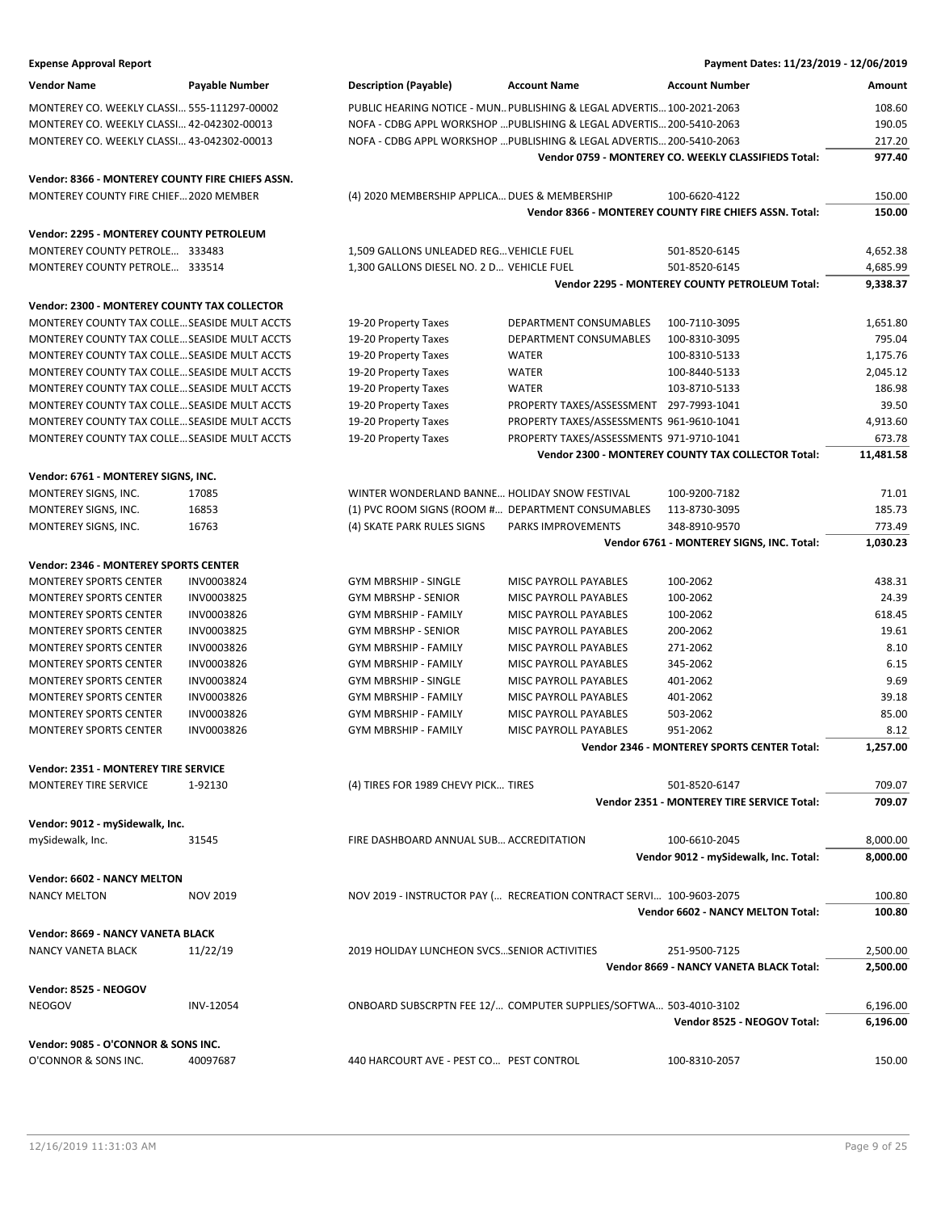**Expense Approval Report** — Payment Dates: 11/23/2019 - 12/06/2019

| Vendor Name | Payable Number | Description (Payable) | Account Name | Account Number | Amount |
|---|---|---|---|---|---|
| MONTEREY CO. WEEKLY CLASSI… | 555-111297-00002 | PUBLIC HEARING NOTICE - MUN… | PUBLISHING & LEGAL ADVERTIS… | 100-2021-2063 | 108.60 |
| MONTEREY CO. WEEKLY CLASSI… | 42-042302-00013 | NOFA - CDBG APPL WORKSHOP … | PUBLISHING & LEGAL ADVERTIS… | 200-5410-2063 | 190.05 |
| MONTEREY CO. WEEKLY CLASSI… | 43-042302-00013 | NOFA - CDBG APPL WORKSHOP … | PUBLISHING & LEGAL ADVERTIS… | 200-5410-2063 | 217.20 |
| | | | | **Vendor 0759 - MONTEREY CO. WEEKLY CLASSIFIEDS Total:** | **977.40** |
| **Vendor: 8366 - MONTEREY COUNTY FIRE CHIEFS ASSN.** | | | | | |
| MONTEREY COUNTY FIRE CHIEF… | 2020 MEMBER | (4) 2020 MEMBERSHIP APPLICA… | DUES & MEMBERSHIP | 100-6620-4122 | 150.00 |
| | | | | **Vendor 8366 - MONTEREY COUNTY FIRE CHIEFS ASSN. Total:** | **150.00** |
| **Vendor: 2295 - MONTEREY COUNTY PETROLEUM** | | | | | |
| MONTEREY COUNTY PETROLE… | 333483 | 1,509 GALLONS UNLEADED REG… | VEHICLE FUEL | 501-8520-6145 | 4,652.38 |
| MONTEREY COUNTY PETROLE… | 333514 | 1,300 GALLONS DIESEL NO. 2 D… | VEHICLE FUEL | 501-8520-6145 | 4,685.99 |
| | | | | **Vendor 2295 - MONTEREY COUNTY PETROLEUM Total:** | **9,338.37** |
| **Vendor: 2300 - MONTEREY COUNTY TAX COLLECTOR** | | | | | |
| MONTEREY COUNTY TAX COLLE… | SEASIDE MULT ACCTS | 19-20 Property Taxes | DEPARTMENT CONSUMABLES | 100-7110-3095 | 1,651.80 |
| MONTEREY COUNTY TAX COLLE… | SEASIDE MULT ACCTS | 19-20 Property Taxes | DEPARTMENT CONSUMABLES | 100-8310-3095 | 795.04 |
| MONTEREY COUNTY TAX COLLE… | SEASIDE MULT ACCTS | 19-20 Property Taxes | WATER | 100-8310-5133 | 1,175.76 |
| MONTEREY COUNTY TAX COLLE… | SEASIDE MULT ACCTS | 19-20 Property Taxes | WATER | 100-8440-5133 | 2,045.12 |
| MONTEREY COUNTY TAX COLLE… | SEASIDE MULT ACCTS | 19-20 Property Taxes | WATER | 103-8710-5133 | 186.98 |
| MONTEREY COUNTY TAX COLLE… | SEASIDE MULT ACCTS | 19-20 Property Taxes | PROPERTY TAXES/ASSESSMENT | 297-7993-1041 | 39.50 |
| MONTEREY COUNTY TAX COLLE… | SEASIDE MULT ACCTS | 19-20 Property Taxes | PROPERTY TAXES/ASSESSMENTS | 961-9610-1041 | 4,913.60 |
| MONTEREY COUNTY TAX COLLE… | SEASIDE MULT ACCTS | 19-20 Property Taxes | PROPERTY TAXES/ASSESSMENTS | 971-9710-1041 | 673.78 |
| | | | | **Vendor 2300 - MONTEREY COUNTY TAX COLLECTOR Total:** | **11,481.58** |
| **Vendor: 6761 - MONTEREY SIGNS, INC.** | | | | | |
| MONTEREY SIGNS, INC. | 17085 | WINTER WONDERLAND BANNE… | HOLIDAY SNOW FESTIVAL | 100-9200-7182 | 71.01 |
| MONTEREY SIGNS, INC. | 16853 | (1) PVC ROOM SIGNS (ROOM #… | DEPARTMENT CONSUMABLES | 113-8730-3095 | 185.73 |
| MONTEREY SIGNS, INC. | 16763 | (4) SKATE PARK RULES SIGNS | PARKS IMPROVEMENTS | 348-8910-9570 | 773.49 |
| | | | | **Vendor 6761 - MONTEREY SIGNS, INC. Total:** | **1,030.23** |
| **Vendor: 2346 - MONTEREY SPORTS CENTER** | | | | | |
| MONTEREY SPORTS CENTER | INV0003824 | GYM MBRSHIP - SINGLE | MISC PAYROLL PAYABLES | 100-2062 | 438.31 |
| MONTEREY SPORTS CENTER | INV0003825 | GYM MBRSHP - SENIOR | MISC PAYROLL PAYABLES | 100-2062 | 24.39 |
| MONTEREY SPORTS CENTER | INV0003826 | GYM MBRSHIP - FAMILY | MISC PAYROLL PAYABLES | 100-2062 | 618.45 |
| MONTEREY SPORTS CENTER | INV0003825 | GYM MBRSHP - SENIOR | MISC PAYROLL PAYABLES | 200-2062 | 19.61 |
| MONTEREY SPORTS CENTER | INV0003826 | GYM MBRSHIP - FAMILY | MISC PAYROLL PAYABLES | 271-2062 | 8.10 |
| MONTEREY SPORTS CENTER | INV0003826 | GYM MBRSHIP - FAMILY | MISC PAYROLL PAYABLES | 345-2062 | 6.15 |
| MONTEREY SPORTS CENTER | INV0003824 | GYM MBRSHIP - SINGLE | MISC PAYROLL PAYABLES | 401-2062 | 9.69 |
| MONTEREY SPORTS CENTER | INV0003826 | GYM MBRSHIP - FAMILY | MISC PAYROLL PAYABLES | 401-2062 | 39.18 |
| MONTEREY SPORTS CENTER | INV0003826 | GYM MBRSHIP - FAMILY | MISC PAYROLL PAYABLES | 503-2062 | 85.00 |
| MONTEREY SPORTS CENTER | INV0003826 | GYM MBRSHIP - FAMILY | MISC PAYROLL PAYABLES | 951-2062 | 8.12 |
| | | | | **Vendor 2346 - MONTEREY SPORTS CENTER Total:** | **1,257.00** |
| **Vendor: 2351 - MONTEREY TIRE SERVICE** | | | | | |
| MONTEREY TIRE SERVICE | 1-92130 | (4) TIRES FOR 1989 CHEVY PICK… | TIRES | 501-8520-6147 | 709.07 |
| | | | | **Vendor 2351 - MONTEREY TIRE SERVICE Total:** | **709.07** |
| **Vendor: 9012 - mySidewalk, Inc.** | | | | | |
| mySidewalk, Inc. | 31545 | FIRE DASHBOARD ANNUAL SUB… | ACCREDITATION | 100-6610-2045 | 8,000.00 |
| | | | | **Vendor 9012 - mySidewalk, Inc. Total:** | **8,000.00** |
| **Vendor: 6602 - NANCY MELTON** | | | | | |
| NANCY MELTON | NOV 2019 | NOV 2019 - INSTRUCTOR PAY (… | RECREATION CONTRACT SERVI… | 100-9603-2075 | 100.80 |
| | | | | **Vendor 6602 - NANCY MELTON Total:** | **100.80** |
| **Vendor: 8669 - NANCY VANETA BLACK** | | | | | |
| NANCY VANETA BLACK | 11/22/19 | 2019 HOLIDAY LUNCHEON SVCS… | SENIOR ACTIVITIES | 251-9500-7125 | 2,500.00 |
| | | | | **Vendor 8669 - NANCY VANETA BLACK Total:** | **2,500.00** |
| **Vendor: 8525 - NEOGOV** | | | | | |
| NEOGOV | INV-12054 | ONBOARD SUBSCRPTN FEE 12/… | COMPUTER SUPPLIES/SOFTWA… | 503-4010-3102 | 6,196.00 |
| | | | | **Vendor 8525 - NEOGOV Total:** | **6,196.00** |
| **Vendor: 9085 - O'CONNOR & SONS INC.** | | | | | |
| O'CONNOR & SONS INC. | 40097687 | 440 HARCOURT AVE - PEST CO… | PEST CONTROL | 100-8310-2057 | 150.00 |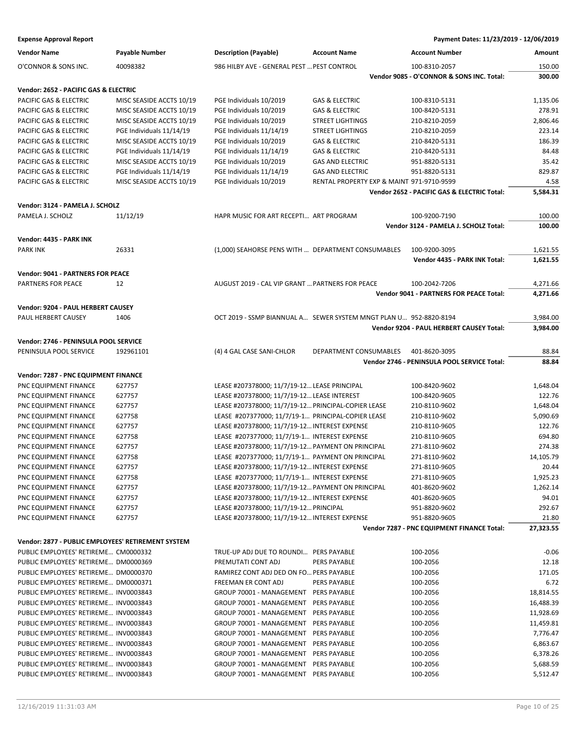**Expense Approval Report** | **Payment Dates: 11/23/2019 - 12/06/2019**

| Vendor Name | Payable Number | Description (Payable) | Account Name | Account Number | Amount |
|---|---|---|---|---|---|
| O'CONNOR & SONS INC. | 40098382 | 986 HILBY AVE - GENERAL PEST ... | PEST CONTROL | 100-8310-2057 | 150.00 |
| | | | | **Vendor 9085 - O'CONNOR & SONS INC. Total:** | **300.00** |
| **Vendor: 2652 - PACIFIC GAS & ELECTRIC** | | | | | |
| PACIFIC GAS & ELECTRIC | MISC SEASIDE ACCTS 10/19 | PGE Individuals 10/2019 | GAS & ELECTRIC | 100-8310-5131 | 1,135.06 |
| PACIFIC GAS & ELECTRIC | MISC SEASIDE ACCTS 10/19 | PGE Individuals 10/2019 | GAS & ELECTRIC | 100-8420-5131 | 278.91 |
| PACIFIC GAS & ELECTRIC | MISC SEASIDE ACCTS 10/19 | PGE Individuals 10/2019 | STREET LIGHTINGS | 210-8210-2059 | 2,806.46 |
| PACIFIC GAS & ELECTRIC | PGE Individuals 11/14/19 | PGE Individuals 11/14/19 | STREET LIGHTINGS | 210-8210-2059 | 223.14 |
| PACIFIC GAS & ELECTRIC | MISC SEASIDE ACCTS 10/19 | PGE Individuals 10/2019 | GAS & ELECTRIC | 210-8420-5131 | 186.39 |
| PACIFIC GAS & ELECTRIC | PGE Individuals 11/14/19 | PGE Individuals 11/14/19 | GAS & ELECTRIC | 210-8420-5131 | 84.48 |
| PACIFIC GAS & ELECTRIC | MISC SEASIDE ACCTS 10/19 | PGE Individuals 10/2019 | GAS AND ELECTRIC | 951-8820-5131 | 35.42 |
| PACIFIC GAS & ELECTRIC | PGE Individuals 11/14/19 | PGE Individuals 11/14/19 | GAS AND ELECTRIC | 951-8820-5131 | 829.87 |
| PACIFIC GAS & ELECTRIC | MISC SEASIDE ACCTS 10/19 | PGE Individuals 10/2019 | RENTAL PROPERTY EXP & MAINT | 971-9710-9599 | 4.58 |
| | | | | **Vendor 2652 - PACIFIC GAS & ELECTRIC Total:** | **5,584.31** |
| **Vendor: 3124 - PAMELA J. SCHOLZ** | | | | | |
| PAMELA J. SCHOLZ | 11/12/19 | HAPR MUSIC FOR ART RECEPTI... | ART PROGRAM | 100-9200-7190 | 100.00 |
| | | | | **Vendor 3124 - PAMELA J. SCHOLZ Total:** | **100.00** |
| **Vendor: 4435 - PARK INK** | | | | | |
| PARK INK | 26331 | (1,000) SEAHORSE PENS WITH ... | DEPARTMENT CONSUMABLES | 100-9200-3095 | 1,621.55 |
| | | | | **Vendor 4435 - PARK INK Total:** | **1,621.55** |
| **Vendor: 9041 - PARTNERS FOR PEACE** | | | | | |
| PARTNERS FOR PEACE | 12 | AUGUST 2019 - CAL VIP GRANT ... | PARTNERS FOR PEACE | 100-2042-7206 | 4,271.66 |
| | | | | **Vendor 9041 - PARTNERS FOR PEACE Total:** | **4,271.66** |
| **Vendor: 9204 - PAUL HERBERT CAUSEY** | | | | | |
| PAUL HERBERT CAUSEY | 1406 | OCT 2019 - SSMP BIANNUAL A... | SEWER SYSTEM MNGT PLAN U... | 952-8820-8194 | 3,984.00 |
| | | | | **Vendor 9204 - PAUL HERBERT CAUSEY Total:** | **3,984.00** |
| **Vendor: 2746 - PENINSULA POOL SERVICE** | | | | | |
| PENINSULA POOL SERVICE | 192961101 | (4) 4 GAL CASE SANI-CHLOR | DEPARTMENT CONSUMABLES | 401-8620-3095 | 88.84 |
| | | | | **Vendor 2746 - PENINSULA POOL SERVICE Total:** | **88.84** |
| **Vendor: 7287 - PNC EQUIPMENT FINANCE** | | | | | |
| PNC EQUIPMENT FINANCE | 627757 | LEASE #207378000; 11/7/19-12... | LEASE PRINCIPAL | 100-8420-9602 | 1,648.04 |
| PNC EQUIPMENT FINANCE | 627757 | LEASE #207378000; 11/7/19-12... | LEASE INTEREST | 100-8420-9605 | 122.76 |
| PNC EQUIPMENT FINANCE | 627757 | LEASE #207378000; 11/7/19-12... | PRINCIPAL-COPIER LEASE | 210-8110-9602 | 1,648.04 |
| PNC EQUIPMENT FINANCE | 627758 | LEASE #207377000; 11/7/19-1... | PRINCIPAL-COPIER LEASE | 210-8110-9602 | 5,090.69 |
| PNC EQUIPMENT FINANCE | 627757 | LEASE #207378000; 11/7/19-12... | INTEREST EXPENSE | 210-8110-9605 | 122.76 |
| PNC EQUIPMENT FINANCE | 627758 | LEASE #207377000; 11/7/19-1... | INTEREST EXPENSE | 210-8110-9605 | 694.80 |
| PNC EQUIPMENT FINANCE | 627757 | LEASE #207378000; 11/7/19-12... | PAYMENT ON PRINCIPAL | 271-8110-9602 | 274.38 |
| PNC EQUIPMENT FINANCE | 627758 | LEASE #207377000; 11/7/19-1... | PAYMENT ON PRINCIPAL | 271-8110-9602 | 14,105.79 |
| PNC EQUIPMENT FINANCE | 627757 | LEASE #207378000; 11/7/19-12... | INTEREST EXPENSE | 271-8110-9605 | 20.44 |
| PNC EQUIPMENT FINANCE | 627758 | LEASE #207377000; 11/7/19-1... | INTEREST EXPENSE | 271-8110-9605 | 1,925.23 |
| PNC EQUIPMENT FINANCE | 627757 | LEASE #207378000; 11/7/19-12... | PAYMENT ON PRINCIPAL | 401-8620-9602 | 1,262.14 |
| PNC EQUIPMENT FINANCE | 627757 | LEASE #207378000; 11/7/19-12... | INTEREST EXPENSE | 401-8620-9605 | 94.01 |
| PNC EQUIPMENT FINANCE | 627757 | LEASE #207378000; 11/7/19-12... | PRINCIPAL | 951-8820-9602 | 292.67 |
| PNC EQUIPMENT FINANCE | 627757 | LEASE #207378000; 11/7/19-12... | INTEREST EXPENSE | 951-8820-9605 | 21.80 |
| | | | | **Vendor 7287 - PNC EQUIPMENT FINANCE Total:** | **27,323.55** |
| **Vendor: 2877 - PUBLIC EMPLOYEES' RETIREMENT SYSTEM** | | | | | |
| PUBLIC EMPLOYEES' RETIREME... | CM0000332 | TRUE-UP ADJ DUE TO ROUNDI... | PERS PAYABLE | 100-2056 | -0.06 |
| PUBLIC EMPLOYEES' RETIREME... | DM0000369 | PREMUTATI CONT ADJ | PERS PAYABLE | 100-2056 | 12.18 |
| PUBLIC EMPLOYEES' RETIREME... | DM0000370 | RAMIREZ CONT ADJ DED ON FO... | PERS PAYABLE | 100-2056 | 171.05 |
| PUBLIC EMPLOYEES' RETIREME... | DM0000371 | FREEMAN ER CONT ADJ | PERS PAYABLE | 100-2056 | 6.72 |
| PUBLIC EMPLOYEES' RETIREME... | INV0003843 | GROUP 70001 - MANAGEMENT | PERS PAYABLE | 100-2056 | 18,814.55 |
| PUBLIC EMPLOYEES' RETIREME... | INV0003843 | GROUP 70001 - MANAGEMENT | PERS PAYABLE | 100-2056 | 16,488.39 |
| PUBLIC EMPLOYEES' RETIREME... | INV0003843 | GROUP 70001 - MANAGEMENT | PERS PAYABLE | 100-2056 | 11,928.69 |
| PUBLIC EMPLOYEES' RETIREME... | INV0003843 | GROUP 70001 - MANAGEMENT | PERS PAYABLE | 100-2056 | 11,459.81 |
| PUBLIC EMPLOYEES' RETIREME... | INV0003843 | GROUP 70001 - MANAGEMENT | PERS PAYABLE | 100-2056 | 7,776.47 |
| PUBLIC EMPLOYEES' RETIREME... | INV0003843 | GROUP 70001 - MANAGEMENT | PERS PAYABLE | 100-2056 | 6,863.67 |
| PUBLIC EMPLOYEES' RETIREME... | INV0003843 | GROUP 70001 - MANAGEMENT | PERS PAYABLE | 100-2056 | 6,378.26 |
| PUBLIC EMPLOYEES' RETIREME... | INV0003843 | GROUP 70001 - MANAGEMENT | PERS PAYABLE | 100-2056 | 5,688.59 |
| PUBLIC EMPLOYEES' RETIREME... | INV0003843 | GROUP 70001 - MANAGEMENT | PERS PAYABLE | 100-2056 | 5,512.47 |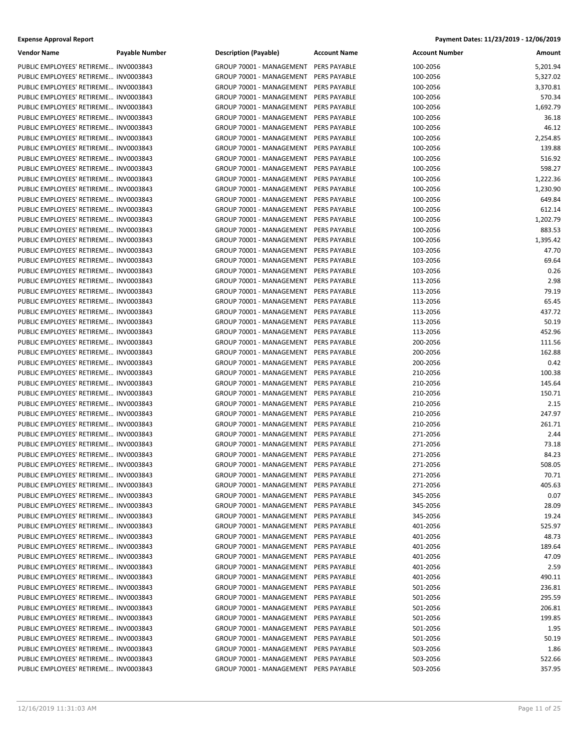**Expense Approval Report** Payment Dates: 11/23/2019 - 12/06/2019

| Vendor Name | Payable Number | Description (Payable) | Account Name | Account Number | Amount |
|---|---|---|---|---|---|
| PUBLIC EMPLOYEES' RETIREME… | INV0003843 | GROUP 70001 - MANAGEMENT | PERS PAYABLE | 100-2056 | 5,201.94 |
| PUBLIC EMPLOYEES' RETIREME… | INV0003843 | GROUP 70001 - MANAGEMENT | PERS PAYABLE | 100-2056 | 5,327.02 |
| PUBLIC EMPLOYEES' RETIREME… | INV0003843 | GROUP 70001 - MANAGEMENT | PERS PAYABLE | 100-2056 | 3,370.81 |
| PUBLIC EMPLOYEES' RETIREME… | INV0003843 | GROUP 70001 - MANAGEMENT | PERS PAYABLE | 100-2056 | 570.34 |
| PUBLIC EMPLOYEES' RETIREME… | INV0003843 | GROUP 70001 - MANAGEMENT | PERS PAYABLE | 100-2056 | 1,692.79 |
| PUBLIC EMPLOYEES' RETIREME… | INV0003843 | GROUP 70001 - MANAGEMENT | PERS PAYABLE | 100-2056 | 36.18 |
| PUBLIC EMPLOYEES' RETIREME… | INV0003843 | GROUP 70001 - MANAGEMENT | PERS PAYABLE | 100-2056 | 46.12 |
| PUBLIC EMPLOYEES' RETIREME… | INV0003843 | GROUP 70001 - MANAGEMENT | PERS PAYABLE | 100-2056 | 2,254.85 |
| PUBLIC EMPLOYEES' RETIREME… | INV0003843 | GROUP 70001 - MANAGEMENT | PERS PAYABLE | 100-2056 | 139.88 |
| PUBLIC EMPLOYEES' RETIREME… | INV0003843 | GROUP 70001 - MANAGEMENT | PERS PAYABLE | 100-2056 | 516.92 |
| PUBLIC EMPLOYEES' RETIREME… | INV0003843 | GROUP 70001 - MANAGEMENT | PERS PAYABLE | 100-2056 | 598.27 |
| PUBLIC EMPLOYEES' RETIREME… | INV0003843 | GROUP 70001 - MANAGEMENT | PERS PAYABLE | 100-2056 | 1,222.36 |
| PUBLIC EMPLOYEES' RETIREME… | INV0003843 | GROUP 70001 - MANAGEMENT | PERS PAYABLE | 100-2056 | 1,230.90 |
| PUBLIC EMPLOYEES' RETIREME… | INV0003843 | GROUP 70001 - MANAGEMENT | PERS PAYABLE | 100-2056 | 649.84 |
| PUBLIC EMPLOYEES' RETIREME… | INV0003843 | GROUP 70001 - MANAGEMENT | PERS PAYABLE | 100-2056 | 612.14 |
| PUBLIC EMPLOYEES' RETIREME… | INV0003843 | GROUP 70001 - MANAGEMENT | PERS PAYABLE | 100-2056 | 1,202.79 |
| PUBLIC EMPLOYEES' RETIREME… | INV0003843 | GROUP 70001 - MANAGEMENT | PERS PAYABLE | 100-2056 | 883.53 |
| PUBLIC EMPLOYEES' RETIREME… | INV0003843 | GROUP 70001 - MANAGEMENT | PERS PAYABLE | 100-2056 | 1,395.42 |
| PUBLIC EMPLOYEES' RETIREME… | INV0003843 | GROUP 70001 - MANAGEMENT | PERS PAYABLE | 103-2056 | 47.70 |
| PUBLIC EMPLOYEES' RETIREME… | INV0003843 | GROUP 70001 - MANAGEMENT | PERS PAYABLE | 103-2056 | 69.64 |
| PUBLIC EMPLOYEES' RETIREME… | INV0003843 | GROUP 70001 - MANAGEMENT | PERS PAYABLE | 103-2056 | 0.26 |
| PUBLIC EMPLOYEES' RETIREME… | INV0003843 | GROUP 70001 - MANAGEMENT | PERS PAYABLE | 113-2056 | 2.98 |
| PUBLIC EMPLOYEES' RETIREME… | INV0003843 | GROUP 70001 - MANAGEMENT | PERS PAYABLE | 113-2056 | 79.19 |
| PUBLIC EMPLOYEES' RETIREME… | INV0003843 | GROUP 70001 - MANAGEMENT | PERS PAYABLE | 113-2056 | 65.45 |
| PUBLIC EMPLOYEES' RETIREME… | INV0003843 | GROUP 70001 - MANAGEMENT | PERS PAYABLE | 113-2056 | 437.72 |
| PUBLIC EMPLOYEES' RETIREME… | INV0003843 | GROUP 70001 - MANAGEMENT | PERS PAYABLE | 113-2056 | 50.19 |
| PUBLIC EMPLOYEES' RETIREME… | INV0003843 | GROUP 70001 - MANAGEMENT | PERS PAYABLE | 113-2056 | 452.96 |
| PUBLIC EMPLOYEES' RETIREME… | INV0003843 | GROUP 70001 - MANAGEMENT | PERS PAYABLE | 200-2056 | 111.56 |
| PUBLIC EMPLOYEES' RETIREME… | INV0003843 | GROUP 70001 - MANAGEMENT | PERS PAYABLE | 200-2056 | 162.88 |
| PUBLIC EMPLOYEES' RETIREME… | INV0003843 | GROUP 70001 - MANAGEMENT | PERS PAYABLE | 200-2056 | 0.42 |
| PUBLIC EMPLOYEES' RETIREME… | INV0003843 | GROUP 70001 - MANAGEMENT | PERS PAYABLE | 210-2056 | 100.38 |
| PUBLIC EMPLOYEES' RETIREME… | INV0003843 | GROUP 70001 - MANAGEMENT | PERS PAYABLE | 210-2056 | 145.64 |
| PUBLIC EMPLOYEES' RETIREME… | INV0003843 | GROUP 70001 - MANAGEMENT | PERS PAYABLE | 210-2056 | 150.71 |
| PUBLIC EMPLOYEES' RETIREME… | INV0003843 | GROUP 70001 - MANAGEMENT | PERS PAYABLE | 210-2056 | 2.15 |
| PUBLIC EMPLOYEES' RETIREME… | INV0003843 | GROUP 70001 - MANAGEMENT | PERS PAYABLE | 210-2056 | 247.97 |
| PUBLIC EMPLOYEES' RETIREME… | INV0003843 | GROUP 70001 - MANAGEMENT | PERS PAYABLE | 210-2056 | 261.71 |
| PUBLIC EMPLOYEES' RETIREME… | INV0003843 | GROUP 70001 - MANAGEMENT | PERS PAYABLE | 271-2056 | 2.44 |
| PUBLIC EMPLOYEES' RETIREME… | INV0003843 | GROUP 70001 - MANAGEMENT | PERS PAYABLE | 271-2056 | 73.18 |
| PUBLIC EMPLOYEES' RETIREME… | INV0003843 | GROUP 70001 - MANAGEMENT | PERS PAYABLE | 271-2056 | 84.23 |
| PUBLIC EMPLOYEES' RETIREME… | INV0003843 | GROUP 70001 - MANAGEMENT | PERS PAYABLE | 271-2056 | 508.05 |
| PUBLIC EMPLOYEES' RETIREME… | INV0003843 | GROUP 70001 - MANAGEMENT | PERS PAYABLE | 271-2056 | 70.71 |
| PUBLIC EMPLOYEES' RETIREME… | INV0003843 | GROUP 70001 - MANAGEMENT | PERS PAYABLE | 271-2056 | 405.63 |
| PUBLIC EMPLOYEES' RETIREME… | INV0003843 | GROUP 70001 - MANAGEMENT | PERS PAYABLE | 345-2056 | 0.07 |
| PUBLIC EMPLOYEES' RETIREME… | INV0003843 | GROUP 70001 - MANAGEMENT | PERS PAYABLE | 345-2056 | 28.09 |
| PUBLIC EMPLOYEES' RETIREME… | INV0003843 | GROUP 70001 - MANAGEMENT | PERS PAYABLE | 345-2056 | 19.24 |
| PUBLIC EMPLOYEES' RETIREME… | INV0003843 | GROUP 70001 - MANAGEMENT | PERS PAYABLE | 401-2056 | 525.97 |
| PUBLIC EMPLOYEES' RETIREME… | INV0003843 | GROUP 70001 - MANAGEMENT | PERS PAYABLE | 401-2056 | 48.73 |
| PUBLIC EMPLOYEES' RETIREME… | INV0003843 | GROUP 70001 - MANAGEMENT | PERS PAYABLE | 401-2056 | 189.64 |
| PUBLIC EMPLOYEES' RETIREME… | INV0003843 | GROUP 70001 - MANAGEMENT | PERS PAYABLE | 401-2056 | 47.09 |
| PUBLIC EMPLOYEES' RETIREME… | INV0003843 | GROUP 70001 - MANAGEMENT | PERS PAYABLE | 401-2056 | 2.59 |
| PUBLIC EMPLOYEES' RETIREME… | INV0003843 | GROUP 70001 - MANAGEMENT | PERS PAYABLE | 401-2056 | 490.11 |
| PUBLIC EMPLOYEES' RETIREME… | INV0003843 | GROUP 70001 - MANAGEMENT | PERS PAYABLE | 501-2056 | 236.81 |
| PUBLIC EMPLOYEES' RETIREME… | INV0003843 | GROUP 70001 - MANAGEMENT | PERS PAYABLE | 501-2056 | 295.59 |
| PUBLIC EMPLOYEES' RETIREME… | INV0003843 | GROUP 70001 - MANAGEMENT | PERS PAYABLE | 501-2056 | 206.81 |
| PUBLIC EMPLOYEES' RETIREME… | INV0003843 | GROUP 70001 - MANAGEMENT | PERS PAYABLE | 501-2056 | 199.85 |
| PUBLIC EMPLOYEES' RETIREME… | INV0003843 | GROUP 70001 - MANAGEMENT | PERS PAYABLE | 501-2056 | 1.95 |
| PUBLIC EMPLOYEES' RETIREME… | INV0003843 | GROUP 70001 - MANAGEMENT | PERS PAYABLE | 501-2056 | 50.19 |
| PUBLIC EMPLOYEES' RETIREME… | INV0003843 | GROUP 70001 - MANAGEMENT | PERS PAYABLE | 503-2056 | 1.86 |
| PUBLIC EMPLOYEES' RETIREME… | INV0003843 | GROUP 70001 - MANAGEMENT | PERS PAYABLE | 503-2056 | 522.66 |
| PUBLIC EMPLOYEES' RETIREME… | INV0003843 | GROUP 70001 - MANAGEMENT | PERS PAYABLE | 503-2056 | 357.95 |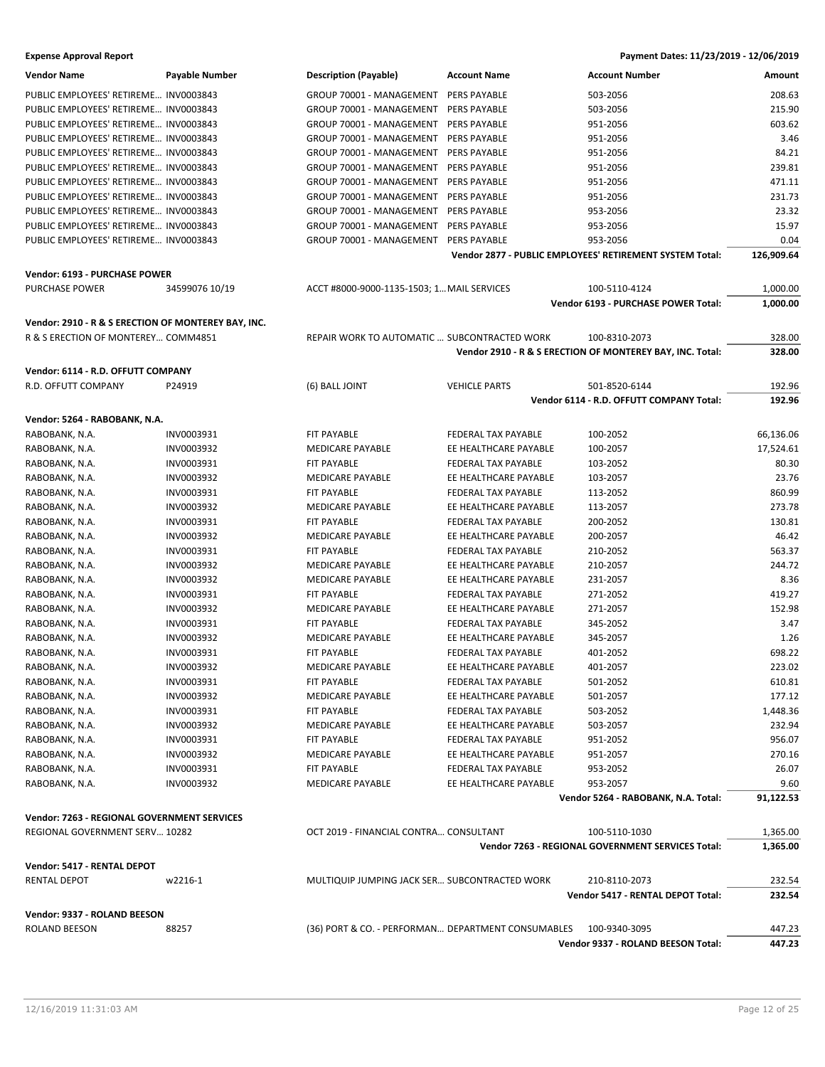**Expense Approval Report**

**Payment Dates: 11/23/2019 - 12/06/2019**

| Vendor Name | Payable Number | Description (Payable) | Account Name | Account Number | Amount |
|---|---|---|---|---|---|
| PUBLIC EMPLOYEES' RETIREME… | INV0003843 | GROUP 70001 - MANAGEMENT | PERS PAYABLE | 503-2056 | 208.63 |
| PUBLIC EMPLOYEES' RETIREME… | INV0003843 | GROUP 70001 - MANAGEMENT | PERS PAYABLE | 503-2056 | 215.90 |
| PUBLIC EMPLOYEES' RETIREME… | INV0003843 | GROUP 70001 - MANAGEMENT | PERS PAYABLE | 951-2056 | 603.62 |
| PUBLIC EMPLOYEES' RETIREME… | INV0003843 | GROUP 70001 - MANAGEMENT | PERS PAYABLE | 951-2056 | 3.46 |
| PUBLIC EMPLOYEES' RETIREME… | INV0003843 | GROUP 70001 - MANAGEMENT | PERS PAYABLE | 951-2056 | 84.21 |
| PUBLIC EMPLOYEES' RETIREME… | INV0003843 | GROUP 70001 - MANAGEMENT | PERS PAYABLE | 951-2056 | 239.81 |
| PUBLIC EMPLOYEES' RETIREME… | INV0003843 | GROUP 70001 - MANAGEMENT | PERS PAYABLE | 951-2056 | 471.11 |
| PUBLIC EMPLOYEES' RETIREME… | INV0003843 | GROUP 70001 - MANAGEMENT | PERS PAYABLE | 951-2056 | 231.73 |
| PUBLIC EMPLOYEES' RETIREME… | INV0003843 | GROUP 70001 - MANAGEMENT | PERS PAYABLE | 953-2056 | 23.32 |
| PUBLIC EMPLOYEES' RETIREME… | INV0003843 | GROUP 70001 - MANAGEMENT | PERS PAYABLE | 953-2056 | 15.97 |
| PUBLIC EMPLOYEES' RETIREME… | INV0003843 | GROUP 70001 - MANAGEMENT | PERS PAYABLE | 953-2056 | 0.04 |
| | | | | **Vendor 2877 - PUBLIC EMPLOYEES' RETIREMENT SYSTEM Total:** | **126,909.64** |

**Vendor: 6193 - PURCHASE POWER**

| Vendor Name | Payable Number | Description (Payable) | Account Name | Account Number | Amount |
|---|---|---|---|---|---|
| PURCHASE POWER | 34599076 10/19 | ACCT #8000-9000-1135-1503; 1… | MAIL SERVICES | 100-5110-4124 | 1,000.00 |
| | | | | **Vendor 6193 - PURCHASE POWER Total:** | **1,000.00** |

**Vendor: 2910 - R & S ERECTION OF MONTEREY BAY, INC.**

| Vendor Name | Payable Number | Description (Payable) | Account Name | Account Number | Amount |
|---|---|---|---|---|---|
| R & S ERECTION OF MONTEREY… | COMM4851 | REPAIR WORK TO AUTOMATIC … | SUBCONTRACTED WORK | 100-8310-2073 | 328.00 |
| | | | | **Vendor 2910 - R & S ERECTION OF MONTEREY BAY, INC. Total:** | **328.00** |

**Vendor: 6114 - R.D. OFFUTT COMPANY**

| Vendor Name | Payable Number | Description (Payable) | Account Name | Account Number | Amount |
|---|---|---|---|---|---|
| R.D. OFFUTT COMPANY | P24919 | (6) BALL JOINT | VEHICLE PARTS | 501-8520-6144 | 192.96 |
| | | | | **Vendor 6114 - R.D. OFFUTT COMPANY Total:** | **192.96** |

**Vendor: 5264 - RABOBANK, N.A.**

| Vendor Name | Payable Number | Description (Payable) | Account Name | Account Number | Amount |
|---|---|---|---|---|---|
| RABOBANK, N.A. | INV0003931 | FIT PAYABLE | FEDERAL TAX PAYABLE | 100-2052 | 66,136.06 |
| RABOBANK, N.A. | INV0003932 | MEDICARE PAYABLE | EE HEALTHCARE PAYABLE | 100-2057 | 17,524.61 |
| RABOBANK, N.A. | INV0003931 | FIT PAYABLE | FEDERAL TAX PAYABLE | 103-2052 | 80.30 |
| RABOBANK, N.A. | INV0003932 | MEDICARE PAYABLE | EE HEALTHCARE PAYABLE | 103-2057 | 23.76 |
| RABOBANK, N.A. | INV0003931 | FIT PAYABLE | FEDERAL TAX PAYABLE | 113-2052 | 860.99 |
| RABOBANK, N.A. | INV0003932 | MEDICARE PAYABLE | EE HEALTHCARE PAYABLE | 113-2057 | 273.78 |
| RABOBANK, N.A. | INV0003931 | FIT PAYABLE | FEDERAL TAX PAYABLE | 200-2052 | 130.81 |
| RABOBANK, N.A. | INV0003932 | MEDICARE PAYABLE | EE HEALTHCARE PAYABLE | 200-2057 | 46.42 |
| RABOBANK, N.A. | INV0003931 | FIT PAYABLE | FEDERAL TAX PAYABLE | 210-2052 | 563.37 |
| RABOBANK, N.A. | INV0003932 | MEDICARE PAYABLE | EE HEALTHCARE PAYABLE | 210-2057 | 244.72 |
| RABOBANK, N.A. | INV0003932 | MEDICARE PAYABLE | EE HEALTHCARE PAYABLE | 231-2057 | 8.36 |
| RABOBANK, N.A. | INV0003931 | FIT PAYABLE | FEDERAL TAX PAYABLE | 271-2052 | 419.27 |
| RABOBANK, N.A. | INV0003932 | MEDICARE PAYABLE | EE HEALTHCARE PAYABLE | 271-2057 | 152.98 |
| RABOBANK, N.A. | INV0003931 | FIT PAYABLE | FEDERAL TAX PAYABLE | 345-2052 | 3.47 |
| RABOBANK, N.A. | INV0003932 | MEDICARE PAYABLE | EE HEALTHCARE PAYABLE | 345-2057 | 1.26 |
| RABOBANK, N.A. | INV0003931 | FIT PAYABLE | FEDERAL TAX PAYABLE | 401-2052 | 698.22 |
| RABOBANK, N.A. | INV0003932 | MEDICARE PAYABLE | EE HEALTHCARE PAYABLE | 401-2057 | 223.02 |
| RABOBANK, N.A. | INV0003931 | FIT PAYABLE | FEDERAL TAX PAYABLE | 501-2052 | 610.81 |
| RABOBANK, N.A. | INV0003932 | MEDICARE PAYABLE | EE HEALTHCARE PAYABLE | 501-2057 | 177.12 |
| RABOBANK, N.A. | INV0003931 | FIT PAYABLE | FEDERAL TAX PAYABLE | 503-2052 | 1,448.36 |
| RABOBANK, N.A. | INV0003932 | MEDICARE PAYABLE | EE HEALTHCARE PAYABLE | 503-2057 | 232.94 |
| RABOBANK, N.A. | INV0003931 | FIT PAYABLE | FEDERAL TAX PAYABLE | 951-2052 | 956.07 |
| RABOBANK, N.A. | INV0003932 | MEDICARE PAYABLE | EE HEALTHCARE PAYABLE | 951-2057 | 270.16 |
| RABOBANK, N.A. | INV0003931 | FIT PAYABLE | FEDERAL TAX PAYABLE | 953-2052 | 26.07 |
| RABOBANK, N.A. | INV0003932 | MEDICARE PAYABLE | EE HEALTHCARE PAYABLE | 953-2057 | 9.60 |
| | | | | **Vendor 5264 - RABOBANK, N.A. Total:** | **91,122.53** |

**Vendor: 7263 - REGIONAL GOVERNMENT SERVICES**

| Vendor Name | Payable Number | Description (Payable) | Account Name | Account Number | Amount |
|---|---|---|---|---|---|
| REGIONAL GOVERNMENT SERV… | 10282 | OCT 2019 - FINANCIAL CONTRA… | CONSULTANT | 100-5110-1030 | 1,365.00 |
| | | | | **Vendor 7263 - REGIONAL GOVERNMENT SERVICES Total:** | **1,365.00** |

**Vendor: 5417 - RENTAL DEPOT**

| Vendor Name | Payable Number | Description (Payable) | Account Name | Account Number | Amount |
|---|---|---|---|---|---|
| RENTAL DEPOT | w2216-1 | MULTIQUIP JUMPING JACK SER… | SUBCONTRACTED WORK | 210-8110-2073 | 232.54 |
| | | | | **Vendor 5417 - RENTAL DEPOT Total:** | **232.54** |

**Vendor: 9337 - ROLAND BEESON**

| Vendor Name | Payable Number | Description (Payable) | Account Name | Account Number | Amount |
|---|---|---|---|---|---|
| ROLAND BEESON | 88257 | (36) PORT & CO. - PERFORMAN… | DEPARTMENT CONSUMABLES | 100-9340-3095 | 447.23 |
| | | | | **Vendor 9337 - ROLAND BEESON Total:** | **447.23** |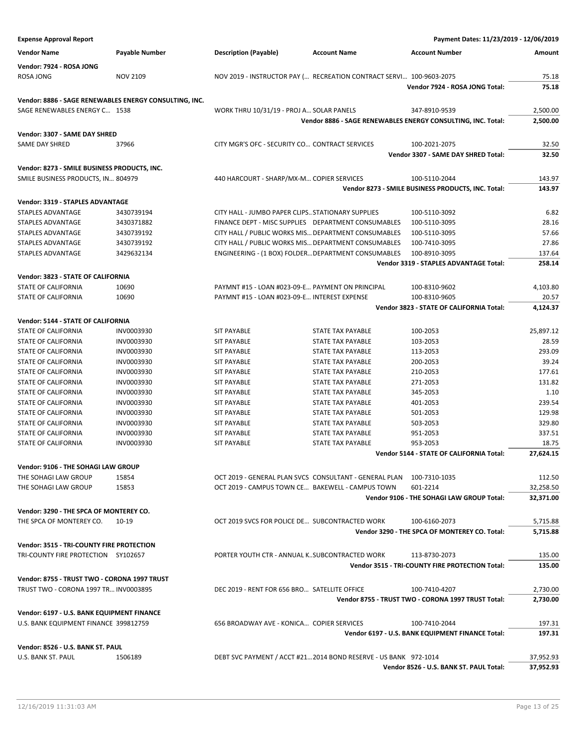**Expense Approval Report** — Payment Dates: 11/23/2019 - 12/06/2019

| Vendor Name | Payable Number | Description (Payable) | Account Name | Account Number | Amount |
|---|---|---|---|---|---|
| **Vendor: 7924 - ROSA JONG** | | | | | |
| ROSA JONG | NOV 2109 | NOV 2019 - INSTRUCTOR PAY (... | RECREATION CONTRACT SERVI... | 100-9603-2075 | 75.18 |
| | | | | **Vendor 7924 - ROSA JONG Total:** | **75.18** |
| **Vendor: 8886 - SAGE RENEWABLES ENERGY CONSULTING, INC.** | | | | | |
| SAGE RENEWABLES ENERGY C... | 1538 | WORK THRU 10/31/19 - PROJ A... | SOLAR PANELS | 347-8910-9539 | 2,500.00 |
| | | | | **Vendor 8886 - SAGE RENEWABLES ENERGY CONSULTING, INC. Total:** | **2,500.00** |
| **Vendor: 3307 - SAME DAY SHRED** | | | | | |
| SAME DAY SHRED | 37966 | CITY MGR'S OFC - SECURITY CO... | CONTRACT SERVICES | 100-2021-2075 | 32.50 |
| | | | | **Vendor 3307 - SAME DAY SHRED Total:** | **32.50** |
| **Vendor: 8273 - SMILE BUSINESS PRODUCTS, INC.** | | | | | |
| SMILE BUSINESS PRODUCTS, IN... | 804979 | 440 HARCOURT - SHARP/MX-M... | COPIER SERVICES | 100-5110-2044 | 143.97 |
| | | | | **Vendor 8273 - SMILE BUSINESS PRODUCTS, INC. Total:** | **143.97** |
| **Vendor: 3319 - STAPLES ADVANTAGE** | | | | | |
| STAPLES ADVANTAGE | 3430739194 | CITY HALL - JUMBO PAPER CLIPS... | STATIONARY SUPPLIES | 100-5110-3092 | 6.82 |
| STAPLES ADVANTAGE | 3430371882 | FINANCE DEPT - MISC SUPPLIES | DEPARTMENT CONSUMABLES | 100-5110-3095 | 28.16 |
| STAPLES ADVANTAGE | 3430739192 | CITY HALL / PUBLIC WORKS MIS... | DEPARTMENT CONSUMABLES | 100-5110-3095 | 57.66 |
| STAPLES ADVANTAGE | 3430739192 | CITY HALL / PUBLIC WORKS MIS... | DEPARTMENT CONSUMABLES | 100-7410-3095 | 27.86 |
| STAPLES ADVANTAGE | 3429632134 | ENGINEERING - (1 BOX) FOLDER... | DEPARTMENT CONSUMABLES | 100-8910-3095 | 137.64 |
| | | | | **Vendor 3319 - STAPLES ADVANTAGE Total:** | **258.14** |
| **Vendor: 3823 - STATE OF CALIFORNIA** | | | | | |
| STATE OF CALIFORNIA | 10690 | PAYMNT #15 - LOAN #023-09-E... | PAYMENT ON PRINCIPAL | 100-8310-9602 | 4,103.80 |
| STATE OF CALIFORNIA | 10690 | PAYMNT #15 - LOAN #023-09-E... | INTEREST EXPENSE | 100-8310-9605 | 20.57 |
| | | | | **Vendor 3823 - STATE OF CALIFORNIA Total:** | **4,124.37** |
| **Vendor: 5144 - STATE OF CALIFORNIA** | | | | | |
| STATE OF CALIFORNIA | INV0003930 | SIT PAYABLE | STATE TAX PAYABLE | 100-2053 | 25,897.12 |
| STATE OF CALIFORNIA | INV0003930 | SIT PAYABLE | STATE TAX PAYABLE | 103-2053 | 28.59 |
| STATE OF CALIFORNIA | INV0003930 | SIT PAYABLE | STATE TAX PAYABLE | 113-2053 | 293.09 |
| STATE OF CALIFORNIA | INV0003930 | SIT PAYABLE | STATE TAX PAYABLE | 200-2053 | 39.24 |
| STATE OF CALIFORNIA | INV0003930 | SIT PAYABLE | STATE TAX PAYABLE | 210-2053 | 177.61 |
| STATE OF CALIFORNIA | INV0003930 | SIT PAYABLE | STATE TAX PAYABLE | 271-2053 | 131.82 |
| STATE OF CALIFORNIA | INV0003930 | SIT PAYABLE | STATE TAX PAYABLE | 345-2053 | 1.10 |
| STATE OF CALIFORNIA | INV0003930 | SIT PAYABLE | STATE TAX PAYABLE | 401-2053 | 239.54 |
| STATE OF CALIFORNIA | INV0003930 | SIT PAYABLE | STATE TAX PAYABLE | 501-2053 | 129.98 |
| STATE OF CALIFORNIA | INV0003930 | SIT PAYABLE | STATE TAX PAYABLE | 503-2053 | 329.80 |
| STATE OF CALIFORNIA | INV0003930 | SIT PAYABLE | STATE TAX PAYABLE | 951-2053 | 337.51 |
| STATE OF CALIFORNIA | INV0003930 | SIT PAYABLE | STATE TAX PAYABLE | 953-2053 | 18.75 |
| | | | | **Vendor 5144 - STATE OF CALIFORNIA Total:** | **27,624.15** |
| **Vendor: 9106 - THE SOHAGI LAW GROUP** | | | | | |
| THE SOHAGI LAW GROUP | 15854 | OCT 2019 - GENERAL PLAN SVCS | CONSULTANT - GENERAL PLAN | 100-7310-1035 | 112.50 |
| THE SOHAGI LAW GROUP | 15853 | OCT 2019 - CAMPUS TOWN CE... | BAKEWELL - CAMPUS TOWN | 601-2214 | 32,258.50 |
| | | | | **Vendor 9106 - THE SOHAGI LAW GROUP Total:** | **32,371.00** |
| **Vendor: 3290 - THE SPCA OF MONTEREY CO.** | | | | | |
| THE SPCA OF MONTEREY CO. | 10-19 | OCT 2019 SVCS FOR POLICE DE... | SUBCONTRACTED WORK | 100-6160-2073 | 5,715.88 |
| | | | | **Vendor 3290 - THE SPCA OF MONTEREY CO. Total:** | **5,715.88** |
| **Vendor: 3515 - TRI-COUNTY FIRE PROTECTION** | | | | | |
| TRI-COUNTY FIRE PROTECTION | SY102657 | PORTER YOUTH CTR - ANNUAL K... | SUBCONTRACTED WORK | 113-8730-2073 | 135.00 |
| | | | | **Vendor 3515 - TRI-COUNTY FIRE PROTECTION Total:** | **135.00** |
| **Vendor: 8755 - TRUST TWO - CORONA 1997 TRUST** | | | | | |
| TRUST TWO - CORONA 1997 TR... | INV0003895 | DEC 2019 - RENT FOR 656 BRO... | SATELLITE OFFICE | 100-7410-4207 | 2,730.00 |
| | | | | **Vendor 8755 - TRUST TWO - CORONA 1997 TRUST Total:** | **2,730.00** |
| **Vendor: 6197 - U.S. BANK EQUIPMENT FINANCE** | | | | | |
| U.S. BANK EQUIPMENT FINANCE | 399812759 | 656 BROADWAY AVE - KONICA... | COPIER SERVICES | 100-7410-2044 | 197.31 |
| | | | | **Vendor 6197 - U.S. BANK EQUIPMENT FINANCE Total:** | **197.31** |
| **Vendor: 8526 - U.S. BANK ST. PAUL** | | | | | |
| U.S. BANK ST. PAUL | 1506189 | DEBT SVC PAYMENT / ACCT #21... | 2014 BOND RESERVE - US BANK | 972-1014 | 37,952.93 |
| | | | | **Vendor 8526 - U.S. BANK ST. PAUL Total:** | **37,952.93** |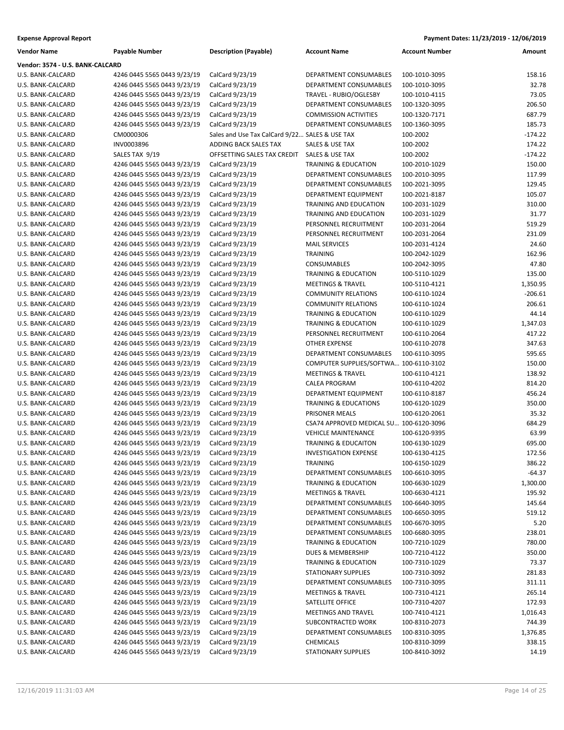**Expense Approval Report** — Payment Dates: 11/23/2019 - 12/06/2019

| Vendor Name | Payable Number | Description (Payable) | Account Name | Account Number | Amount |
|---|---|---|---|---|---|
| **Vendor: 3574 - U.S. BANK-CALCARD** | | | | | |
| U.S. BANK-CALCARD | 4246 0445 5565 0443 9/23/19 | CalCard 9/23/19 | DEPARTMENT CONSUMABLES | 100-1010-3095 | 158.16 |
| U.S. BANK-CALCARD | 4246 0445 5565 0443 9/23/19 | CalCard 9/23/19 | DEPARTMENT CONSUMABLES | 100-1010-3095 | 32.78 |
| U.S. BANK-CALCARD | 4246 0445 5565 0443 9/23/19 | CalCard 9/23/19 | TRAVEL - RUBIO/OGLESBY | 100-1010-4115 | 73.05 |
| U.S. BANK-CALCARD | 4246 0445 5565 0443 9/23/19 | CalCard 9/23/19 | DEPARTMENT CONSUMABLES | 100-1320-3095 | 206.50 |
| U.S. BANK-CALCARD | 4246 0445 5565 0443 9/23/19 | CalCard 9/23/19 | COMMISSION ACTIVITIES | 100-1320-7171 | 687.79 |
| U.S. BANK-CALCARD | 4246 0445 5565 0443 9/23/19 | CalCard 9/23/19 | DEPARTMENT CONSUMABLES | 100-1360-3095 | 185.73 |
| U.S. BANK-CALCARD | CM0000306 | Sales and Use Tax CalCard 9/22... | SALES & USE TAX | 100-2002 | -174.22 |
| U.S. BANK-CALCARD | INV0003896 | ADDING BACK SALES TAX | SALES & USE TAX | 100-2002 | 174.22 |
| U.S. BANK-CALCARD | SALES TAX 9/19 | OFFSETTING SALES TAX CREDIT | SALES & USE TAX | 100-2002 | -174.22 |
| U.S. BANK-CALCARD | 4246 0445 5565 0443 9/23/19 | CalCard 9/23/19 | TRAINING & EDUCATION | 100-2010-1029 | 150.00 |
| U.S. BANK-CALCARD | 4246 0445 5565 0443 9/23/19 | CalCard 9/23/19 | DEPARTMENT CONSUMABLES | 100-2010-3095 | 117.99 |
| U.S. BANK-CALCARD | 4246 0445 5565 0443 9/23/19 | CalCard 9/23/19 | DEPARTMENT CONSUMABLES | 100-2021-3095 | 129.45 |
| U.S. BANK-CALCARD | 4246 0445 5565 0443 9/23/19 | CalCard 9/23/19 | DEPARTMENT EQUIPMENT | 100-2021-8187 | 105.07 |
| U.S. BANK-CALCARD | 4246 0445 5565 0443 9/23/19 | CalCard 9/23/19 | TRAINING AND EDUCATION | 100-2031-1029 | 310.00 |
| U.S. BANK-CALCARD | 4246 0445 5565 0443 9/23/19 | CalCard 9/23/19 | TRAINING AND EDUCATION | 100-2031-1029 | 31.77 |
| U.S. BANK-CALCARD | 4246 0445 5565 0443 9/23/19 | CalCard 9/23/19 | PERSONNEL RECRUITMENT | 100-2031-2064 | 519.29 |
| U.S. BANK-CALCARD | 4246 0445 5565 0443 9/23/19 | CalCard 9/23/19 | PERSONNEL RECRUITMENT | 100-2031-2064 | 231.09 |
| U.S. BANK-CALCARD | 4246 0445 5565 0443 9/23/19 | CalCard 9/23/19 | MAIL SERVICES | 100-2031-4124 | 24.60 |
| U.S. BANK-CALCARD | 4246 0445 5565 0443 9/23/19 | CalCard 9/23/19 | TRAINING | 100-2042-1029 | 162.96 |
| U.S. BANK-CALCARD | 4246 0445 5565 0443 9/23/19 | CalCard 9/23/19 | CONSUMABLES | 100-2042-3095 | 47.80 |
| U.S. BANK-CALCARD | 4246 0445 5565 0443 9/23/19 | CalCard 9/23/19 | TRAINING & EDUCATION | 100-5110-1029 | 135.00 |
| U.S. BANK-CALCARD | 4246 0445 5565 0443 9/23/19 | CalCard 9/23/19 | MEETINGS & TRAVEL | 100-5110-4121 | 1,350.95 |
| U.S. BANK-CALCARD | 4246 0445 5565 0443 9/23/19 | CalCard 9/23/19 | COMMUNITY RELATIONS | 100-6110-1024 | -206.61 |
| U.S. BANK-CALCARD | 4246 0445 5565 0443 9/23/19 | CalCard 9/23/19 | COMMUNITY RELATIONS | 100-6110-1024 | 206.61 |
| U.S. BANK-CALCARD | 4246 0445 5565 0443 9/23/19 | CalCard 9/23/19 | TRAINING & EDUCATION | 100-6110-1029 | 44.14 |
| U.S. BANK-CALCARD | 4246 0445 5565 0443 9/23/19 | CalCard 9/23/19 | TRAINING & EDUCATION | 100-6110-1029 | 1,347.03 |
| U.S. BANK-CALCARD | 4246 0445 5565 0443 9/23/19 | CalCard 9/23/19 | PERSONNEL RECRUITMENT | 100-6110-2064 | 417.22 |
| U.S. BANK-CALCARD | 4246 0445 5565 0443 9/23/19 | CalCard 9/23/19 | OTHER EXPENSE | 100-6110-2078 | 347.63 |
| U.S. BANK-CALCARD | 4246 0445 5565 0443 9/23/19 | CalCard 9/23/19 | DEPARTMENT CONSUMABLES | 100-6110-3095 | 595.65 |
| U.S. BANK-CALCARD | 4246 0445 5565 0443 9/23/19 | CalCard 9/23/19 | COMPUTER SUPPLIES/SOFTWA... | 100-6110-3102 | 150.00 |
| U.S. BANK-CALCARD | 4246 0445 5565 0443 9/23/19 | CalCard 9/23/19 | MEETINGS & TRAVEL | 100-6110-4121 | 138.92 |
| U.S. BANK-CALCARD | 4246 0445 5565 0443 9/23/19 | CalCard 9/23/19 | CALEA PROGRAM | 100-6110-4202 | 814.20 |
| U.S. BANK-CALCARD | 4246 0445 5565 0443 9/23/19 | CalCard 9/23/19 | DEPARTMENT EQUIPMENT | 100-6110-8187 | 456.24 |
| U.S. BANK-CALCARD | 4246 0445 5565 0443 9/23/19 | CalCard 9/23/19 | TRAINING & EDUCATIONS | 100-6120-1029 | 350.00 |
| U.S. BANK-CALCARD | 4246 0445 5565 0443 9/23/19 | CalCard 9/23/19 | PRISONER MEALS | 100-6120-2061 | 35.32 |
| U.S. BANK-CALCARD | 4246 0445 5565 0443 9/23/19 | CalCard 9/23/19 | CSA74 APPROVED MEDICAL SU... | 100-6120-3096 | 684.29 |
| U.S. BANK-CALCARD | 4246 0445 5565 0443 9/23/19 | CalCard 9/23/19 | VEHICLE MAINTENANCE | 100-6120-9395 | 63.99 |
| U.S. BANK-CALCARD | 4246 0445 5565 0443 9/23/19 | CalCard 9/23/19 | TRAINING & EDUCAITON | 100-6130-1029 | 695.00 |
| U.S. BANK-CALCARD | 4246 0445 5565 0443 9/23/19 | CalCard 9/23/19 | INVESTIGATION EXPENSE | 100-6130-4125 | 172.56 |
| U.S. BANK-CALCARD | 4246 0445 5565 0443 9/23/19 | CalCard 9/23/19 | TRAINING | 100-6150-1029 | 386.22 |
| U.S. BANK-CALCARD | 4246 0445 5565 0443 9/23/19 | CalCard 9/23/19 | DEPARTMENT CONSUMABLES | 100-6610-3095 | -64.37 |
| U.S. BANK-CALCARD | 4246 0445 5565 0443 9/23/19 | CalCard 9/23/19 | TRAINING & EDUCATION | 100-6630-1029 | 1,300.00 |
| U.S. BANK-CALCARD | 4246 0445 5565 0443 9/23/19 | CalCard 9/23/19 | MEETINGS & TRAVEL | 100-6630-4121 | 195.92 |
| U.S. BANK-CALCARD | 4246 0445 5565 0443 9/23/19 | CalCard 9/23/19 | DEPARTMENT CONSUMABLES | 100-6640-3095 | 145.64 |
| U.S. BANK-CALCARD | 4246 0445 5565 0443 9/23/19 | CalCard 9/23/19 | DEPARTMENT CONSUMABLES | 100-6650-3095 | 519.12 |
| U.S. BANK-CALCARD | 4246 0445 5565 0443 9/23/19 | CalCard 9/23/19 | DEPARTMENT CONSUMABLES | 100-6670-3095 | 5.20 |
| U.S. BANK-CALCARD | 4246 0445 5565 0443 9/23/19 | CalCard 9/23/19 | DEPARTMENT CONSUMABLES | 100-6680-3095 | 238.01 |
| U.S. BANK-CALCARD | 4246 0445 5565 0443 9/23/19 | CalCard 9/23/19 | TRAINING & EDUCATION | 100-7210-1029 | 780.00 |
| U.S. BANK-CALCARD | 4246 0445 5565 0443 9/23/19 | CalCard 9/23/19 | DUES & MEMBERSHIP | 100-7210-4122 | 350.00 |
| U.S. BANK-CALCARD | 4246 0445 5565 0443 9/23/19 | CalCard 9/23/19 | TRAINING & EDUCATION | 100-7310-1029 | 73.37 |
| U.S. BANK-CALCARD | 4246 0445 5565 0443 9/23/19 | CalCard 9/23/19 | STATIONARY SUPPLIES | 100-7310-3092 | 281.83 |
| U.S. BANK-CALCARD | 4246 0445 5565 0443 9/23/19 | CalCard 9/23/19 | DEPARTMENT CONSUMABLES | 100-7310-3095 | 311.11 |
| U.S. BANK-CALCARD | 4246 0445 5565 0443 9/23/19 | CalCard 9/23/19 | MEETINGS & TRAVEL | 100-7310-4121 | 265.14 |
| U.S. BANK-CALCARD | 4246 0445 5565 0443 9/23/19 | CalCard 9/23/19 | SATELLITE OFFICE | 100-7310-4207 | 172.93 |
| U.S. BANK-CALCARD | 4246 0445 5565 0443 9/23/19 | CalCard 9/23/19 | MEETINGS AND TRAVEL | 100-7410-4121 | 1,016.43 |
| U.S. BANK-CALCARD | 4246 0445 5565 0443 9/23/19 | CalCard 9/23/19 | SUBCONTRACTED WORK | 100-8310-2073 | 744.39 |
| U.S. BANK-CALCARD | 4246 0445 5565 0443 9/23/19 | CalCard 9/23/19 | DEPARTMENT CONSUMABLES | 100-8310-3095 | 1,376.85 |
| U.S. BANK-CALCARD | 4246 0445 5565 0443 9/23/19 | CalCard 9/23/19 | CHEMICALS | 100-8310-3099 | 338.15 |
| U.S. BANK-CALCARD | 4246 0445 5565 0443 9/23/19 | CalCard 9/23/19 | STATIONARY SUPPLIES | 100-8410-3092 | 14.19 |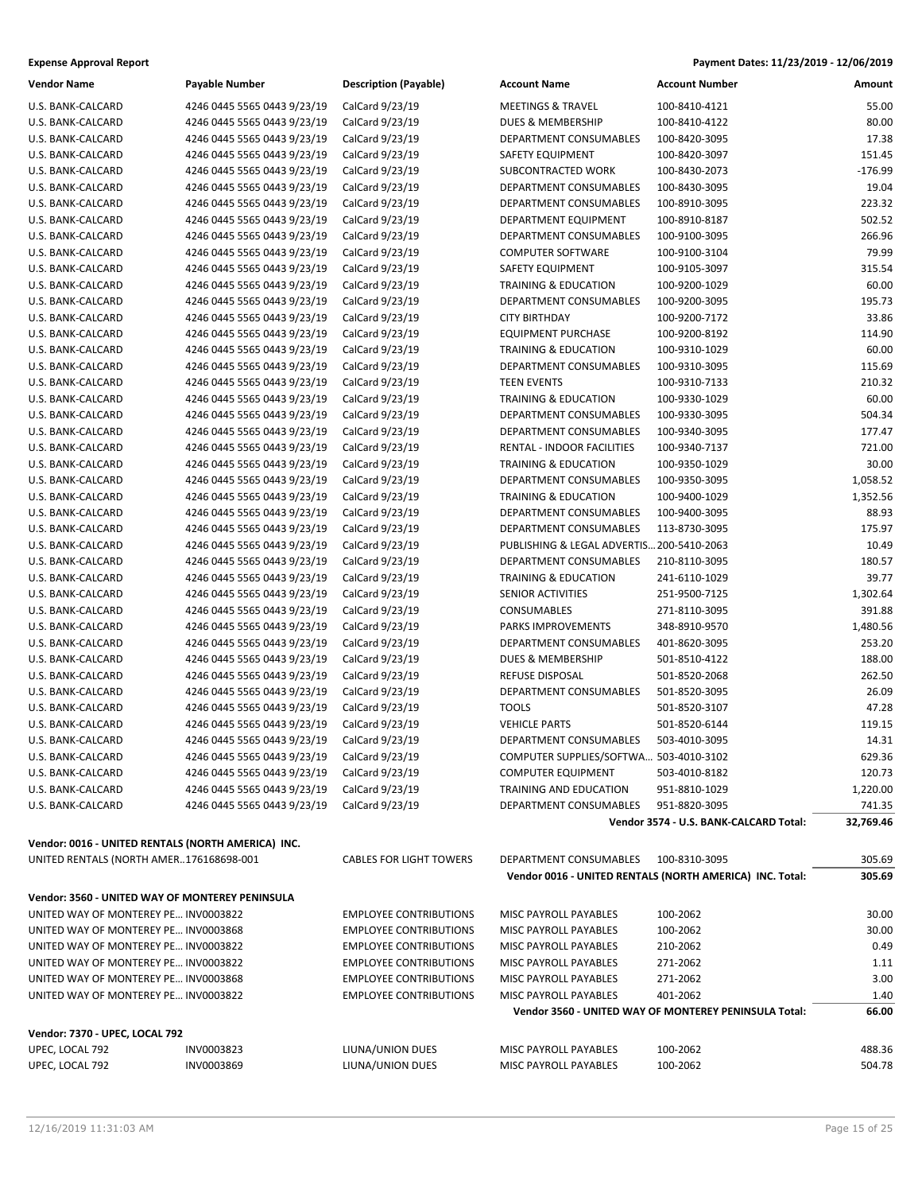**Expense Approval Report** | **Payment Dates: 11/23/2019 - 12/06/2019**

| Vendor Name | Payable Number | Description (Payable) | Account Name | Account Number | Amount |
|---|---|---|---|---|---|
| U.S. BANK-CALCARD | 4246 0445 5565 0443 9/23/19 | CalCard 9/23/19 | MEETINGS & TRAVEL | 100-8410-4121 | 55.00 |
| U.S. BANK-CALCARD | 4246 0445 5565 0443 9/23/19 | CalCard 9/23/19 | DUES & MEMBERSHIP | 100-8410-4122 | 80.00 |
| U.S. BANK-CALCARD | 4246 0445 5565 0443 9/23/19 | CalCard 9/23/19 | DEPARTMENT CONSUMABLES | 100-8420-3095 | 17.38 |
| U.S. BANK-CALCARD | 4246 0445 5565 0443 9/23/19 | CalCard 9/23/19 | SAFETY EQUIPMENT | 100-8420-3097 | 151.45 |
| U.S. BANK-CALCARD | 4246 0445 5565 0443 9/23/19 | CalCard 9/23/19 | SUBCONTRACTED WORK | 100-8430-2073 | -176.99 |
| U.S. BANK-CALCARD | 4246 0445 5565 0443 9/23/19 | CalCard 9/23/19 | DEPARTMENT CONSUMABLES | 100-8430-3095 | 19.04 |
| U.S. BANK-CALCARD | 4246 0445 5565 0443 9/23/19 | CalCard 9/23/19 | DEPARTMENT CONSUMABLES | 100-8910-3095 | 223.32 |
| U.S. BANK-CALCARD | 4246 0445 5565 0443 9/23/19 | CalCard 9/23/19 | DEPARTMENT EQUIPMENT | 100-8910-8187 | 502.52 |
| U.S. BANK-CALCARD | 4246 0445 5565 0443 9/23/19 | CalCard 9/23/19 | DEPARTMENT CONSUMABLES | 100-9100-3095 | 266.96 |
| U.S. BANK-CALCARD | 4246 0445 5565 0443 9/23/19 | CalCard 9/23/19 | COMPUTER SOFTWARE | 100-9100-3104 | 79.99 |
| U.S. BANK-CALCARD | 4246 0445 5565 0443 9/23/19 | CalCard 9/23/19 | SAFETY EQUIPMENT | 100-9105-3097 | 315.54 |
| U.S. BANK-CALCARD | 4246 0445 5565 0443 9/23/19 | CalCard 9/23/19 | TRAINING & EDUCATION | 100-9200-1029 | 60.00 |
| U.S. BANK-CALCARD | 4246 0445 5565 0443 9/23/19 | CalCard 9/23/19 | DEPARTMENT CONSUMABLES | 100-9200-3095 | 195.73 |
| U.S. BANK-CALCARD | 4246 0445 5565 0443 9/23/19 | CalCard 9/23/19 | CITY BIRTHDAY | 100-9200-7172 | 33.86 |
| U.S. BANK-CALCARD | 4246 0445 5565 0443 9/23/19 | CalCard 9/23/19 | EQUIPMENT PURCHASE | 100-9200-8192 | 114.90 |
| U.S. BANK-CALCARD | 4246 0445 5565 0443 9/23/19 | CalCard 9/23/19 | TRAINING & EDUCATION | 100-9310-1029 | 60.00 |
| U.S. BANK-CALCARD | 4246 0445 5565 0443 9/23/19 | CalCard 9/23/19 | DEPARTMENT CONSUMABLES | 100-9310-3095 | 115.69 |
| U.S. BANK-CALCARD | 4246 0445 5565 0443 9/23/19 | CalCard 9/23/19 | TEEN EVENTS | 100-9310-7133 | 210.32 |
| U.S. BANK-CALCARD | 4246 0445 5565 0443 9/23/19 | CalCard 9/23/19 | TRAINING & EDUCATION | 100-9330-1029 | 60.00 |
| U.S. BANK-CALCARD | 4246 0445 5565 0443 9/23/19 | CalCard 9/23/19 | DEPARTMENT CONSUMABLES | 100-9330-3095 | 504.34 |
| U.S. BANK-CALCARD | 4246 0445 5565 0443 9/23/19 | CalCard 9/23/19 | DEPARTMENT CONSUMABLES | 100-9340-3095 | 177.47 |
| U.S. BANK-CALCARD | 4246 0445 5565 0443 9/23/19 | CalCard 9/23/19 | RENTAL - INDOOR FACILITIES | 100-9340-7137 | 721.00 |
| U.S. BANK-CALCARD | 4246 0445 5565 0443 9/23/19 | CalCard 9/23/19 | TRAINING & EDUCATION | 100-9350-1029 | 30.00 |
| U.S. BANK-CALCARD | 4246 0445 5565 0443 9/23/19 | CalCard 9/23/19 | DEPARTMENT CONSUMABLES | 100-9350-3095 | 1,058.52 |
| U.S. BANK-CALCARD | 4246 0445 5565 0443 9/23/19 | CalCard 9/23/19 | TRAINING & EDUCATION | 100-9400-1029 | 1,352.56 |
| U.S. BANK-CALCARD | 4246 0445 5565 0443 9/23/19 | CalCard 9/23/19 | DEPARTMENT CONSUMABLES | 100-9400-3095 | 88.93 |
| U.S. BANK-CALCARD | 4246 0445 5565 0443 9/23/19 | CalCard 9/23/19 | DEPARTMENT CONSUMABLES | 113-8730-3095 | 175.97 |
| U.S. BANK-CALCARD | 4246 0445 5565 0443 9/23/19 | CalCard 9/23/19 | PUBLISHING & LEGAL ADVERTIS… | 200-5410-2063 | 10.49 |
| U.S. BANK-CALCARD | 4246 0445 5565 0443 9/23/19 | CalCard 9/23/19 | DEPARTMENT CONSUMABLES | 210-8110-3095 | 180.57 |
| U.S. BANK-CALCARD | 4246 0445 5565 0443 9/23/19 | CalCard 9/23/19 | TRAINING & EDUCATION | 241-6110-1029 | 39.77 |
| U.S. BANK-CALCARD | 4246 0445 5565 0443 9/23/19 | CalCard 9/23/19 | SENIOR ACTIVITIES | 251-9500-7125 | 1,302.64 |
| U.S. BANK-CALCARD | 4246 0445 5565 0443 9/23/19 | CalCard 9/23/19 | CONSUMABLES | 271-8110-3095 | 391.88 |
| U.S. BANK-CALCARD | 4246 0445 5565 0443 9/23/19 | CalCard 9/23/19 | PARKS IMPROVEMENTS | 348-8910-9570 | 1,480.56 |
| U.S. BANK-CALCARD | 4246 0445 5565 0443 9/23/19 | CalCard 9/23/19 | DEPARTMENT CONSUMABLES | 401-8620-3095 | 253.20 |
| U.S. BANK-CALCARD | 4246 0445 5565 0443 9/23/19 | CalCard 9/23/19 | DUES & MEMBERSHIP | 501-8510-4122 | 188.00 |
| U.S. BANK-CALCARD | 4246 0445 5565 0443 9/23/19 | CalCard 9/23/19 | REFUSE DISPOSAL | 501-8520-2068 | 262.50 |
| U.S. BANK-CALCARD | 4246 0445 5565 0443 9/23/19 | CalCard 9/23/19 | DEPARTMENT CONSUMABLES | 501-8520-3095 | 26.09 |
| U.S. BANK-CALCARD | 4246 0445 5565 0443 9/23/19 | CalCard 9/23/19 | TOOLS | 501-8520-3107 | 47.28 |
| U.S. BANK-CALCARD | 4246 0445 5565 0443 9/23/19 | CalCard 9/23/19 | VEHICLE PARTS | 501-8520-6144 | 119.15 |
| U.S. BANK-CALCARD | 4246 0445 5565 0443 9/23/19 | CalCard 9/23/19 | DEPARTMENT CONSUMABLES | 503-4010-3095 | 14.31 |
| U.S. BANK-CALCARD | 4246 0445 5565 0443 9/23/19 | CalCard 9/23/19 | COMPUTER SUPPLIES/SOFTWA… | 503-4010-3102 | 629.36 |
| U.S. BANK-CALCARD | 4246 0445 5565 0443 9/23/19 | CalCard 9/23/19 | COMPUTER EQUIPMENT | 503-4010-8182 | 120.73 |
| U.S. BANK-CALCARD | 4246 0445 5565 0443 9/23/19 | CalCard 9/23/19 | TRAINING AND EDUCATION | 951-8810-1029 | 1,220.00 |
| U.S. BANK-CALCARD | 4246 0445 5565 0443 9/23/19 | CalCard 9/23/19 | DEPARTMENT CONSUMABLES | 951-8820-3095 | 741.35 |
| | | | | **Vendor 3574 - U.S. BANK-CALCARD Total:** | **32,769.46** |

**Vendor: 0016 - UNITED RENTALS (NORTH AMERICA) INC.**

| Vendor Name | Payable Number | Description (Payable) | Account Name | Account Number | Amount |
|---|---|---|---|---|---|
| UNITED RENTALS (NORTH AMER… | 176168698-001 | CABLES FOR LIGHT TOWERS | DEPARTMENT CONSUMABLES | 100-8310-3095 | 305.69 |
| | | | **Vendor 0016 - UNITED RENTALS (NORTH AMERICA) INC. Total:** | | **305.69** |

**Vendor: 3560 - UNITED WAY OF MONTEREY PENINSULA**

| Vendor Name | Payable Number | Description (Payable) | Account Name | Account Number | Amount |
|---|---|---|---|---|---|
| UNITED WAY OF MONTEREY PE… | INV0003822 | EMPLOYEE CONTRIBUTIONS | MISC PAYROLL PAYABLES | 100-2062 | 30.00 |
| UNITED WAY OF MONTEREY PE… | INV0003868 | EMPLOYEE CONTRIBUTIONS | MISC PAYROLL PAYABLES | 100-2062 | 30.00 |
| UNITED WAY OF MONTEREY PE… | INV0003822 | EMPLOYEE CONTRIBUTIONS | MISC PAYROLL PAYABLES | 210-2062 | 0.49 |
| UNITED WAY OF MONTEREY PE… | INV0003822 | EMPLOYEE CONTRIBUTIONS | MISC PAYROLL PAYABLES | 271-2062 | 1.11 |
| UNITED WAY OF MONTEREY PE… | INV0003868 | EMPLOYEE CONTRIBUTIONS | MISC PAYROLL PAYABLES | 271-2062 | 3.00 |
| UNITED WAY OF MONTEREY PE… | INV0003822 | EMPLOYEE CONTRIBUTIONS | MISC PAYROLL PAYABLES | 401-2062 | 1.40 |
| | | | **Vendor 3560 - UNITED WAY OF MONTEREY PENINSULA Total:** | | **66.00** |

**Vendor: 7370 - UPEC, LOCAL 792**

| Vendor Name | Payable Number | Description (Payable) | Account Name | Account Number | Amount |
|---|---|---|---|---|---|
| UPEC, LOCAL 792 | INV0003823 | LIUNA/UNION DUES | MISC PAYROLL PAYABLES | 100-2062 | 488.36 |
| UPEC, LOCAL 792 | INV0003869 | LIUNA/UNION DUES | MISC PAYROLL PAYABLES | 100-2062 | 504.78 |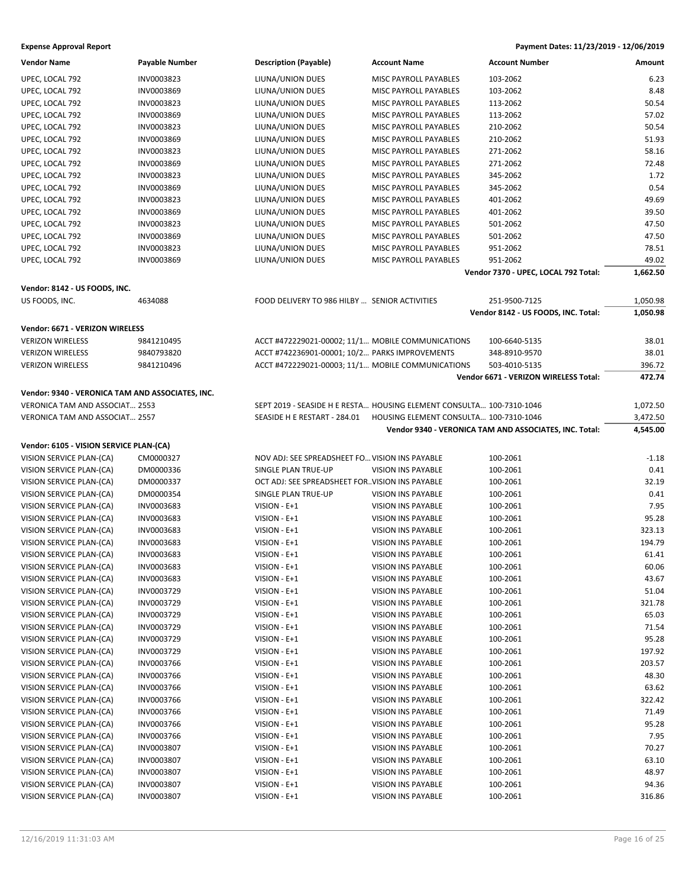**Expense Approval Report** — **Payment Dates: 11/23/2019 - 12/06/2019**

| Vendor Name | Payable Number | Description (Payable) | Account Name | Account Number | Amount |
|---|---|---|---|---|---|
| UPEC, LOCAL 792 | INV0003823 | LIUNA/UNION DUES | MISC PAYROLL PAYABLES | 103-2062 | 6.23 |
| UPEC, LOCAL 792 | INV0003869 | LIUNA/UNION DUES | MISC PAYROLL PAYABLES | 103-2062 | 8.48 |
| UPEC, LOCAL 792 | INV0003823 | LIUNA/UNION DUES | MISC PAYROLL PAYABLES | 113-2062 | 50.54 |
| UPEC, LOCAL 792 | INV0003869 | LIUNA/UNION DUES | MISC PAYROLL PAYABLES | 113-2062 | 57.02 |
| UPEC, LOCAL 792 | INV0003823 | LIUNA/UNION DUES | MISC PAYROLL PAYABLES | 210-2062 | 50.54 |
| UPEC, LOCAL 792 | INV0003869 | LIUNA/UNION DUES | MISC PAYROLL PAYABLES | 210-2062 | 51.93 |
| UPEC, LOCAL 792 | INV0003823 | LIUNA/UNION DUES | MISC PAYROLL PAYABLES | 271-2062 | 58.16 |
| UPEC, LOCAL 792 | INV0003869 | LIUNA/UNION DUES | MISC PAYROLL PAYABLES | 271-2062 | 72.48 |
| UPEC, LOCAL 792 | INV0003823 | LIUNA/UNION DUES | MISC PAYROLL PAYABLES | 345-2062 | 1.72 |
| UPEC, LOCAL 792 | INV0003869 | LIUNA/UNION DUES | MISC PAYROLL PAYABLES | 345-2062 | 0.54 |
| UPEC, LOCAL 792 | INV0003823 | LIUNA/UNION DUES | MISC PAYROLL PAYABLES | 401-2062 | 49.69 |
| UPEC, LOCAL 792 | INV0003869 | LIUNA/UNION DUES | MISC PAYROLL PAYABLES | 401-2062 | 39.50 |
| UPEC, LOCAL 792 | INV0003823 | LIUNA/UNION DUES | MISC PAYROLL PAYABLES | 501-2062 | 47.50 |
| UPEC, LOCAL 792 | INV0003869 | LIUNA/UNION DUES | MISC PAYROLL PAYABLES | 501-2062 | 47.50 |
| UPEC, LOCAL 792 | INV0003823 | LIUNA/UNION DUES | MISC PAYROLL PAYABLES | 951-2062 | 78.51 |
| UPEC, LOCAL 792 | INV0003869 | LIUNA/UNION DUES | MISC PAYROLL PAYABLES | 951-2062 | 49.02 |
| | | | | **Vendor 7370 - UPEC, LOCAL 792 Total:** | **1,662.50** |
| **Vendor: 8142 - US FOODS, INC.** | | | | | |
| US FOODS, INC. | 4634088 | FOOD DELIVERY TO 986 HILBY ... | SENIOR ACTIVITIES | 251-9500-7125 | 1,050.98 |
| | | | | **Vendor 8142 - US FOODS, INC. Total:** | **1,050.98** |
| **Vendor: 6671 - VERIZON WIRELESS** | | | | | |
| VERIZON WIRELESS | 9841210495 | ACCT #472229021-00002; 11/1... | MOBILE COMMUNICATIONS | 100-6640-5135 | 38.01 |
| VERIZON WIRELESS | 9840793820 | ACCT #742236901-00001; 10/2... | PARKS IMPROVEMENTS | 348-8910-9570 | 38.01 |
| VERIZON WIRELESS | 9841210496 | ACCT #472229021-00003; 11/1... | MOBILE COMMUNICATIONS | 503-4010-5135 | 396.72 |
| | | | | **Vendor 6671 - VERIZON WIRELESS Total:** | **472.74** |
| **Vendor: 9340 - VERONICA TAM AND ASSOCIATES, INC.** | | | | | |
| VERONICA TAM AND ASSOCIAT... | 2553 | SEPT 2019 - SEASIDE H E RESTA... | HOUSING ELEMENT CONSULTA... | 100-7310-1046 | 1,072.50 |
| VERONICA TAM AND ASSOCIAT... | 2557 | SEASIDE H E RESTART - 284.01 | HOUSING ELEMENT CONSULTA... | 100-7310-1046 | 3,472.50 |
| | | | | **Vendor 9340 - VERONICA TAM AND ASSOCIATES, INC. Total:** | **4,545.00** |
| **Vendor: 6105 - VISION SERVICE PLAN-(CA)** | | | | | |
| VISION SERVICE PLAN-(CA) | CM0000327 | NOV ADJ: SEE SPREADSHEET FO... | VISION INS PAYABLE | 100-2061 | -1.18 |
| VISION SERVICE PLAN-(CA) | DM0000336 | SINGLE PLAN TRUE-UP | VISION INS PAYABLE | 100-2061 | 0.41 |
| VISION SERVICE PLAN-(CA) | DM0000337 | OCT ADJ: SEE SPREADSHEET FOR... | VISION INS PAYABLE | 100-2061 | 32.19 |
| VISION SERVICE PLAN-(CA) | DM0000354 | SINGLE PLAN TRUE-UP | VISION INS PAYABLE | 100-2061 | 0.41 |
| VISION SERVICE PLAN-(CA) | INV0003683 | VISION - E+1 | VISION INS PAYABLE | 100-2061 | 7.95 |
| VISION SERVICE PLAN-(CA) | INV0003683 | VISION - E+1 | VISION INS PAYABLE | 100-2061 | 95.28 |
| VISION SERVICE PLAN-(CA) | INV0003683 | VISION - E+1 | VISION INS PAYABLE | 100-2061 | 323.13 |
| VISION SERVICE PLAN-(CA) | INV0003683 | VISION - E+1 | VISION INS PAYABLE | 100-2061 | 194.79 |
| VISION SERVICE PLAN-(CA) | INV0003683 | VISION - E+1 | VISION INS PAYABLE | 100-2061 | 61.41 |
| VISION SERVICE PLAN-(CA) | INV0003683 | VISION - E+1 | VISION INS PAYABLE | 100-2061 | 60.06 |
| VISION SERVICE PLAN-(CA) | INV0003683 | VISION - E+1 | VISION INS PAYABLE | 100-2061 | 43.67 |
| VISION SERVICE PLAN-(CA) | INV0003729 | VISION - E+1 | VISION INS PAYABLE | 100-2061 | 51.04 |
| VISION SERVICE PLAN-(CA) | INV0003729 | VISION - E+1 | VISION INS PAYABLE | 100-2061 | 321.78 |
| VISION SERVICE PLAN-(CA) | INV0003729 | VISION - E+1 | VISION INS PAYABLE | 100-2061 | 65.03 |
| VISION SERVICE PLAN-(CA) | INV0003729 | VISION - E+1 | VISION INS PAYABLE | 100-2061 | 71.54 |
| VISION SERVICE PLAN-(CA) | INV0003729 | VISION - E+1 | VISION INS PAYABLE | 100-2061 | 95.28 |
| VISION SERVICE PLAN-(CA) | INV0003729 | VISION - E+1 | VISION INS PAYABLE | 100-2061 | 197.92 |
| VISION SERVICE PLAN-(CA) | INV0003766 | VISION - E+1 | VISION INS PAYABLE | 100-2061 | 203.57 |
| VISION SERVICE PLAN-(CA) | INV0003766 | VISION - E+1 | VISION INS PAYABLE | 100-2061 | 48.30 |
| VISION SERVICE PLAN-(CA) | INV0003766 | VISION - E+1 | VISION INS PAYABLE | 100-2061 | 63.62 |
| VISION SERVICE PLAN-(CA) | INV0003766 | VISION - E+1 | VISION INS PAYABLE | 100-2061 | 322.42 |
| VISION SERVICE PLAN-(CA) | INV0003766 | VISION - E+1 | VISION INS PAYABLE | 100-2061 | 71.49 |
| VISION SERVICE PLAN-(CA) | INV0003766 | VISION - E+1 | VISION INS PAYABLE | 100-2061 | 95.28 |
| VISION SERVICE PLAN-(CA) | INV0003766 | VISION - E+1 | VISION INS PAYABLE | 100-2061 | 7.95 |
| VISION SERVICE PLAN-(CA) | INV0003807 | VISION - E+1 | VISION INS PAYABLE | 100-2061 | 70.27 |
| VISION SERVICE PLAN-(CA) | INV0003807 | VISION - E+1 | VISION INS PAYABLE | 100-2061 | 63.10 |
| VISION SERVICE PLAN-(CA) | INV0003807 | VISION - E+1 | VISION INS PAYABLE | 100-2061 | 48.97 |
| VISION SERVICE PLAN-(CA) | INV0003807 | VISION - E+1 | VISION INS PAYABLE | 100-2061 | 94.36 |
| VISION SERVICE PLAN-(CA) | INV0003807 | VISION - E+1 | VISION INS PAYABLE | 100-2061 | 316.86 |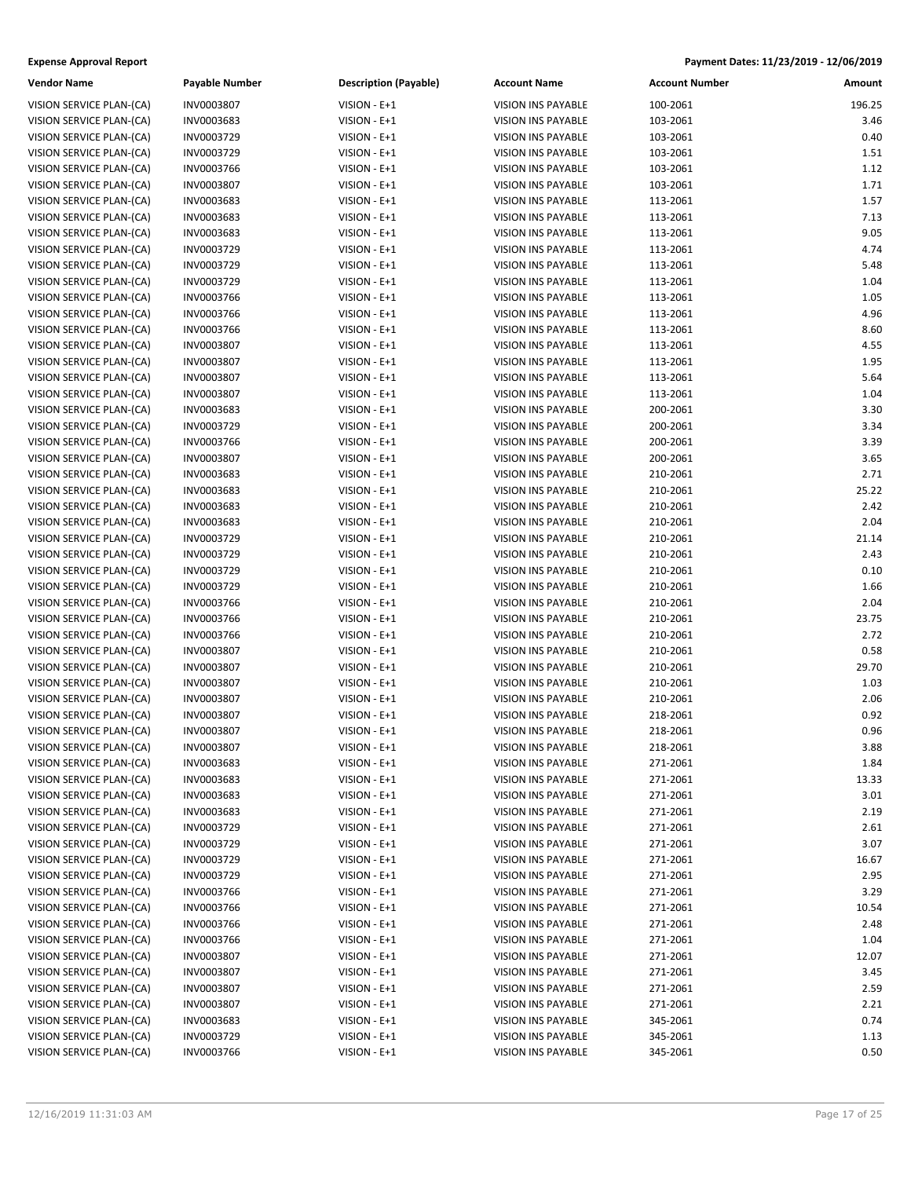**Expense Approval Report** **Payment Dates: 11/23/2019 - 12/06/2019**

| Vendor Name | Payable Number | Description (Payable) | Account Name | Account Number | Amount |
|---|---|---|---|---|---|
| VISION SERVICE PLAN-(CA) | INV0003807 | VISION - E+1 | VISION INS PAYABLE | 100-2061 | 196.25 |
| VISION SERVICE PLAN-(CA) | INV0003683 | VISION - E+1 | VISION INS PAYABLE | 103-2061 | 3.46 |
| VISION SERVICE PLAN-(CA) | INV0003729 | VISION - E+1 | VISION INS PAYABLE | 103-2061 | 0.40 |
| VISION SERVICE PLAN-(CA) | INV0003729 | VISION - E+1 | VISION INS PAYABLE | 103-2061 | 1.51 |
| VISION SERVICE PLAN-(CA) | INV0003766 | VISION - E+1 | VISION INS PAYABLE | 103-2061 | 1.12 |
| VISION SERVICE PLAN-(CA) | INV0003807 | VISION - E+1 | VISION INS PAYABLE | 103-2061 | 1.71 |
| VISION SERVICE PLAN-(CA) | INV0003683 | VISION - E+1 | VISION INS PAYABLE | 113-2061 | 1.57 |
| VISION SERVICE PLAN-(CA) | INV0003683 | VISION - E+1 | VISION INS PAYABLE | 113-2061 | 7.13 |
| VISION SERVICE PLAN-(CA) | INV0003683 | VISION - E+1 | VISION INS PAYABLE | 113-2061 | 9.05 |
| VISION SERVICE PLAN-(CA) | INV0003729 | VISION - E+1 | VISION INS PAYABLE | 113-2061 | 4.74 |
| VISION SERVICE PLAN-(CA) | INV0003729 | VISION - E+1 | VISION INS PAYABLE | 113-2061 | 5.48 |
| VISION SERVICE PLAN-(CA) | INV0003729 | VISION - E+1 | VISION INS PAYABLE | 113-2061 | 1.04 |
| VISION SERVICE PLAN-(CA) | INV0003766 | VISION - E+1 | VISION INS PAYABLE | 113-2061 | 1.05 |
| VISION SERVICE PLAN-(CA) | INV0003766 | VISION - E+1 | VISION INS PAYABLE | 113-2061 | 4.96 |
| VISION SERVICE PLAN-(CA) | INV0003766 | VISION - E+1 | VISION INS PAYABLE | 113-2061 | 8.60 |
| VISION SERVICE PLAN-(CA) | INV0003807 | VISION - E+1 | VISION INS PAYABLE | 113-2061 | 4.55 |
| VISION SERVICE PLAN-(CA) | INV0003807 | VISION - E+1 | VISION INS PAYABLE | 113-2061 | 1.95 |
| VISION SERVICE PLAN-(CA) | INV0003807 | VISION - E+1 | VISION INS PAYABLE | 113-2061 | 5.64 |
| VISION SERVICE PLAN-(CA) | INV0003807 | VISION - E+1 | VISION INS PAYABLE | 113-2061 | 1.04 |
| VISION SERVICE PLAN-(CA) | INV0003683 | VISION - E+1 | VISION INS PAYABLE | 200-2061 | 3.30 |
| VISION SERVICE PLAN-(CA) | INV0003729 | VISION - E+1 | VISION INS PAYABLE | 200-2061 | 3.34 |
| VISION SERVICE PLAN-(CA) | INV0003766 | VISION - E+1 | VISION INS PAYABLE | 200-2061 | 3.39 |
| VISION SERVICE PLAN-(CA) | INV0003807 | VISION - E+1 | VISION INS PAYABLE | 200-2061 | 3.65 |
| VISION SERVICE PLAN-(CA) | INV0003683 | VISION - E+1 | VISION INS PAYABLE | 210-2061 | 2.71 |
| VISION SERVICE PLAN-(CA) | INV0003683 | VISION - E+1 | VISION INS PAYABLE | 210-2061 | 25.22 |
| VISION SERVICE PLAN-(CA) | INV0003683 | VISION - E+1 | VISION INS PAYABLE | 210-2061 | 2.42 |
| VISION SERVICE PLAN-(CA) | INV0003683 | VISION - E+1 | VISION INS PAYABLE | 210-2061 | 2.04 |
| VISION SERVICE PLAN-(CA) | INV0003729 | VISION - E+1 | VISION INS PAYABLE | 210-2061 | 21.14 |
| VISION SERVICE PLAN-(CA) | INV0003729 | VISION - E+1 | VISION INS PAYABLE | 210-2061 | 2.43 |
| VISION SERVICE PLAN-(CA) | INV0003729 | VISION - E+1 | VISION INS PAYABLE | 210-2061 | 0.10 |
| VISION SERVICE PLAN-(CA) | INV0003729 | VISION - E+1 | VISION INS PAYABLE | 210-2061 | 1.66 |
| VISION SERVICE PLAN-(CA) | INV0003766 | VISION - E+1 | VISION INS PAYABLE | 210-2061 | 2.04 |
| VISION SERVICE PLAN-(CA) | INV0003766 | VISION - E+1 | VISION INS PAYABLE | 210-2061 | 23.75 |
| VISION SERVICE PLAN-(CA) | INV0003766 | VISION - E+1 | VISION INS PAYABLE | 210-2061 | 2.72 |
| VISION SERVICE PLAN-(CA) | INV0003807 | VISION - E+1 | VISION INS PAYABLE | 210-2061 | 0.58 |
| VISION SERVICE PLAN-(CA) | INV0003807 | VISION - E+1 | VISION INS PAYABLE | 210-2061 | 29.70 |
| VISION SERVICE PLAN-(CA) | INV0003807 | VISION - E+1 | VISION INS PAYABLE | 210-2061 | 1.03 |
| VISION SERVICE PLAN-(CA) | INV0003807 | VISION - E+1 | VISION INS PAYABLE | 210-2061 | 2.06 |
| VISION SERVICE PLAN-(CA) | INV0003807 | VISION - E+1 | VISION INS PAYABLE | 218-2061 | 0.92 |
| VISION SERVICE PLAN-(CA) | INV0003807 | VISION - E+1 | VISION INS PAYABLE | 218-2061 | 0.96 |
| VISION SERVICE PLAN-(CA) | INV0003807 | VISION - E+1 | VISION INS PAYABLE | 218-2061 | 3.88 |
| VISION SERVICE PLAN-(CA) | INV0003683 | VISION - E+1 | VISION INS PAYABLE | 271-2061 | 1.84 |
| VISION SERVICE PLAN-(CA) | INV0003683 | VISION - E+1 | VISION INS PAYABLE | 271-2061 | 13.33 |
| VISION SERVICE PLAN-(CA) | INV0003683 | VISION - E+1 | VISION INS PAYABLE | 271-2061 | 3.01 |
| VISION SERVICE PLAN-(CA) | INV0003683 | VISION - E+1 | VISION INS PAYABLE | 271-2061 | 2.19 |
| VISION SERVICE PLAN-(CA) | INV0003729 | VISION - E+1 | VISION INS PAYABLE | 271-2061 | 2.61 |
| VISION SERVICE PLAN-(CA) | INV0003729 | VISION - E+1 | VISION INS PAYABLE | 271-2061 | 3.07 |
| VISION SERVICE PLAN-(CA) | INV0003729 | VISION - E+1 | VISION INS PAYABLE | 271-2061 | 16.67 |
| VISION SERVICE PLAN-(CA) | INV0003729 | VISION - E+1 | VISION INS PAYABLE | 271-2061 | 2.95 |
| VISION SERVICE PLAN-(CA) | INV0003766 | VISION - E+1 | VISION INS PAYABLE | 271-2061 | 3.29 |
| VISION SERVICE PLAN-(CA) | INV0003766 | VISION - E+1 | VISION INS PAYABLE | 271-2061 | 10.54 |
| VISION SERVICE PLAN-(CA) | INV0003766 | VISION - E+1 | VISION INS PAYABLE | 271-2061 | 2.48 |
| VISION SERVICE PLAN-(CA) | INV0003766 | VISION - E+1 | VISION INS PAYABLE | 271-2061 | 1.04 |
| VISION SERVICE PLAN-(CA) | INV0003807 | VISION - E+1 | VISION INS PAYABLE | 271-2061 | 12.07 |
| VISION SERVICE PLAN-(CA) | INV0003807 | VISION - E+1 | VISION INS PAYABLE | 271-2061 | 3.45 |
| VISION SERVICE PLAN-(CA) | INV0003807 | VISION - E+1 | VISION INS PAYABLE | 271-2061 | 2.59 |
| VISION SERVICE PLAN-(CA) | INV0003807 | VISION - E+1 | VISION INS PAYABLE | 271-2061 | 2.21 |
| VISION SERVICE PLAN-(CA) | INV0003683 | VISION - E+1 | VISION INS PAYABLE | 345-2061 | 0.74 |
| VISION SERVICE PLAN-(CA) | INV0003729 | VISION - E+1 | VISION INS PAYABLE | 345-2061 | 1.13 |
| VISION SERVICE PLAN-(CA) | INV0003766 | VISION - E+1 | VISION INS PAYABLE | 345-2061 | 0.50 |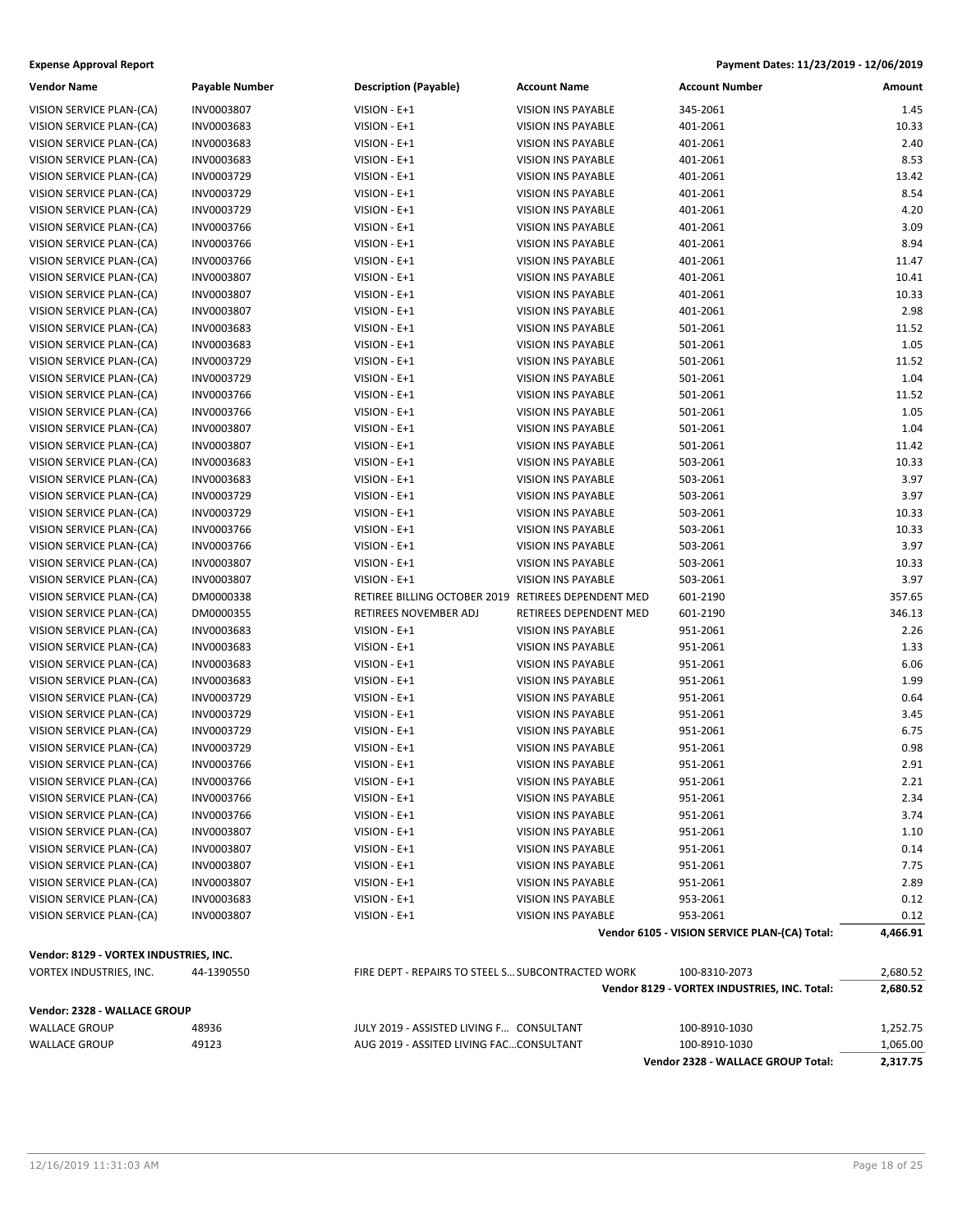**Expense Approval Report** | **Payment Dates: 11/23/2019 - 12/06/2019**

| Vendor Name | Payable Number | Description (Payable) | Account Name | Account Number | Amount |
|---|---|---|---|---|---|
| VISION SERVICE PLAN-(CA) | INV0003807 | VISION - E+1 | VISION INS PAYABLE | 345-2061 | 1.45 |
| VISION SERVICE PLAN-(CA) | INV0003683 | VISION - E+1 | VISION INS PAYABLE | 401-2061 | 10.33 |
| VISION SERVICE PLAN-(CA) | INV0003683 | VISION - E+1 | VISION INS PAYABLE | 401-2061 | 2.40 |
| VISION SERVICE PLAN-(CA) | INV0003683 | VISION - E+1 | VISION INS PAYABLE | 401-2061 | 8.53 |
| VISION SERVICE PLAN-(CA) | INV0003729 | VISION - E+1 | VISION INS PAYABLE | 401-2061 | 13.42 |
| VISION SERVICE PLAN-(CA) | INV0003729 | VISION - E+1 | VISION INS PAYABLE | 401-2061 | 8.54 |
| VISION SERVICE PLAN-(CA) | INV0003729 | VISION - E+1 | VISION INS PAYABLE | 401-2061 | 4.20 |
| VISION SERVICE PLAN-(CA) | INV0003766 | VISION - E+1 | VISION INS PAYABLE | 401-2061 | 3.09 |
| VISION SERVICE PLAN-(CA) | INV0003766 | VISION - E+1 | VISION INS PAYABLE | 401-2061 | 8.94 |
| VISION SERVICE PLAN-(CA) | INV0003766 | VISION - E+1 | VISION INS PAYABLE | 401-2061 | 11.47 |
| VISION SERVICE PLAN-(CA) | INV0003807 | VISION - E+1 | VISION INS PAYABLE | 401-2061 | 10.41 |
| VISION SERVICE PLAN-(CA) | INV0003807 | VISION - E+1 | VISION INS PAYABLE | 401-2061 | 10.33 |
| VISION SERVICE PLAN-(CA) | INV0003807 | VISION - E+1 | VISION INS PAYABLE | 401-2061 | 2.98 |
| VISION SERVICE PLAN-(CA) | INV0003683 | VISION - E+1 | VISION INS PAYABLE | 501-2061 | 11.52 |
| VISION SERVICE PLAN-(CA) | INV0003683 | VISION - E+1 | VISION INS PAYABLE | 501-2061 | 1.05 |
| VISION SERVICE PLAN-(CA) | INV0003729 | VISION - E+1 | VISION INS PAYABLE | 501-2061 | 11.52 |
| VISION SERVICE PLAN-(CA) | INV0003729 | VISION - E+1 | VISION INS PAYABLE | 501-2061 | 1.04 |
| VISION SERVICE PLAN-(CA) | INV0003766 | VISION - E+1 | VISION INS PAYABLE | 501-2061 | 11.52 |
| VISION SERVICE PLAN-(CA) | INV0003766 | VISION - E+1 | VISION INS PAYABLE | 501-2061 | 1.05 |
| VISION SERVICE PLAN-(CA) | INV0003807 | VISION - E+1 | VISION INS PAYABLE | 501-2061 | 1.04 |
| VISION SERVICE PLAN-(CA) | INV0003807 | VISION - E+1 | VISION INS PAYABLE | 501-2061 | 11.42 |
| VISION SERVICE PLAN-(CA) | INV0003683 | VISION - E+1 | VISION INS PAYABLE | 503-2061 | 10.33 |
| VISION SERVICE PLAN-(CA) | INV0003683 | VISION - E+1 | VISION INS PAYABLE | 503-2061 | 3.97 |
| VISION SERVICE PLAN-(CA) | INV0003729 | VISION - E+1 | VISION INS PAYABLE | 503-2061 | 3.97 |
| VISION SERVICE PLAN-(CA) | INV0003729 | VISION - E+1 | VISION INS PAYABLE | 503-2061 | 10.33 |
| VISION SERVICE PLAN-(CA) | INV0003766 | VISION - E+1 | VISION INS PAYABLE | 503-2061 | 10.33 |
| VISION SERVICE PLAN-(CA) | INV0003766 | VISION - E+1 | VISION INS PAYABLE | 503-2061 | 3.97 |
| VISION SERVICE PLAN-(CA) | INV0003807 | VISION - E+1 | VISION INS PAYABLE | 503-2061 | 10.33 |
| VISION SERVICE PLAN-(CA) | INV0003807 | VISION - E+1 | VISION INS PAYABLE | 503-2061 | 3.97 |
| VISION SERVICE PLAN-(CA) | DM0000338 | RETIREE BILLING OCTOBER 2019 | RETIREES DEPENDENT MED | 601-2190 | 357.65 |
| VISION SERVICE PLAN-(CA) | DM0000355 | RETIREES NOVEMBER ADJ | RETIREES DEPENDENT MED | 601-2190 | 346.13 |
| VISION SERVICE PLAN-(CA) | INV0003683 | VISION - E+1 | VISION INS PAYABLE | 951-2061 | 2.26 |
| VISION SERVICE PLAN-(CA) | INV0003683 | VISION - E+1 | VISION INS PAYABLE | 951-2061 | 1.33 |
| VISION SERVICE PLAN-(CA) | INV0003683 | VISION - E+1 | VISION INS PAYABLE | 951-2061 | 6.06 |
| VISION SERVICE PLAN-(CA) | INV0003683 | VISION - E+1 | VISION INS PAYABLE | 951-2061 | 1.99 |
| VISION SERVICE PLAN-(CA) | INV0003729 | VISION - E+1 | VISION INS PAYABLE | 951-2061 | 0.64 |
| VISION SERVICE PLAN-(CA) | INV0003729 | VISION - E+1 | VISION INS PAYABLE | 951-2061 | 3.45 |
| VISION SERVICE PLAN-(CA) | INV0003729 | VISION - E+1 | VISION INS PAYABLE | 951-2061 | 6.75 |
| VISION SERVICE PLAN-(CA) | INV0003729 | VISION - E+1 | VISION INS PAYABLE | 951-2061 | 0.98 |
| VISION SERVICE PLAN-(CA) | INV0003766 | VISION - E+1 | VISION INS PAYABLE | 951-2061 | 2.91 |
| VISION SERVICE PLAN-(CA) | INV0003766 | VISION - E+1 | VISION INS PAYABLE | 951-2061 | 2.21 |
| VISION SERVICE PLAN-(CA) | INV0003766 | VISION - E+1 | VISION INS PAYABLE | 951-2061 | 2.34 |
| VISION SERVICE PLAN-(CA) | INV0003766 | VISION - E+1 | VISION INS PAYABLE | 951-2061 | 3.74 |
| VISION SERVICE PLAN-(CA) | INV0003807 | VISION - E+1 | VISION INS PAYABLE | 951-2061 | 1.10 |
| VISION SERVICE PLAN-(CA) | INV0003807 | VISION - E+1 | VISION INS PAYABLE | 951-2061 | 0.14 |
| VISION SERVICE PLAN-(CA) | INV0003807 | VISION - E+1 | VISION INS PAYABLE | 951-2061 | 7.75 |
| VISION SERVICE PLAN-(CA) | INV0003807 | VISION - E+1 | VISION INS PAYABLE | 951-2061 | 2.89 |
| VISION SERVICE PLAN-(CA) | INV0003683 | VISION - E+1 | VISION INS PAYABLE | 953-2061 | 0.12 |
| VISION SERVICE PLAN-(CA) | INV0003807 | VISION - E+1 | VISION INS PAYABLE | 953-2061 | 0.12 |
| | | | | **Vendor 6105 - VISION SERVICE PLAN-(CA) Total:** | **4,466.91** |
| **Vendor: 8129 - VORTEX INDUSTRIES, INC.** | | | | | |
| VORTEX INDUSTRIES, INC. | 44-1390550 | FIRE DEPT - REPAIRS TO STEEL S... | SUBCONTRACTED WORK | 100-8310-2073 | 2,680.52 |
| | | | | **Vendor 8129 - VORTEX INDUSTRIES, INC. Total:** | **2,680.52** |
| **Vendor: 2328 - WALLACE GROUP** | | | | | |
| WALLACE GROUP | 48936 | JULY 2019 - ASSISTED LIVING F... | CONSULTANT | 100-8910-1030 | 1,252.75 |
| WALLACE GROUP | 49123 | AUG 2019 - ASSITED LIVING FAC... | CONSULTANT | 100-8910-1030 | 1,065.00 |
| | | | | **Vendor 2328 - WALLACE GROUP Total:** | **2,317.75** |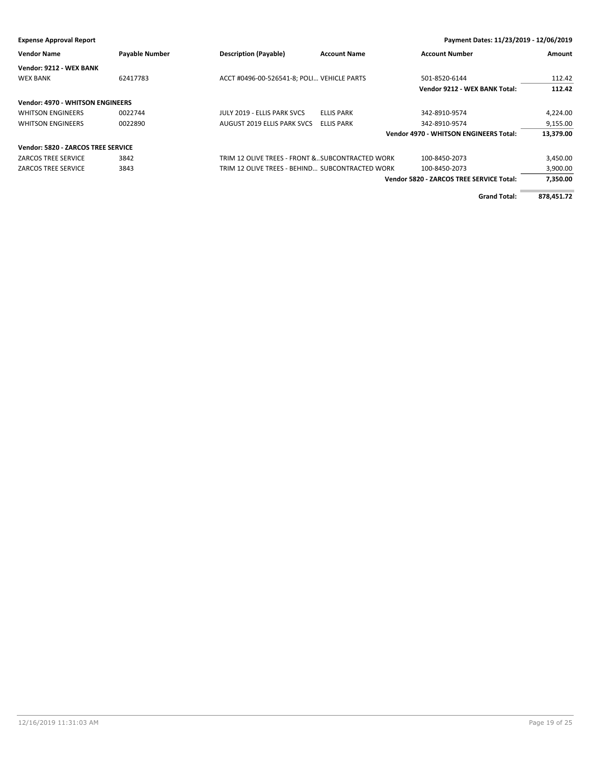**Expense Approval Report** — Payment Dates: 11/23/2019 - 12/06/2019

| Vendor Name | Payable Number | Description (Payable) | Account Name | Account Number | Amount |
|---|---|---|---|---|---|
| **Vendor: 9212 - WEX BANK** | | | | | |
| WEX BANK | 62417783 | ACCT #0496-00-526541-8; POLI… | VEHICLE PARTS | 501-8520-6144 | 112.42 |
| | | | | **Vendor 9212 - WEX BANK Total:** | **112.42** |
| **Vendor: 4970 - WHITSON ENGINEERS** | | | | | |
| WHITSON ENGINEERS | 0022744 | JULY 2019 - ELLIS PARK SVCS | ELLIS PARK | 342-8910-9574 | 4,224.00 |
| WHITSON ENGINEERS | 0022890 | AUGUST 2019 ELLIS PARK SVCS | ELLIS PARK | 342-8910-9574 | 9,155.00 |
| | | | | **Vendor 4970 - WHITSON ENGINEERS Total:** | **13,379.00** |
| **Vendor: 5820 - ZARCOS TREE SERVICE** | | | | | |
| ZARCOS TREE SERVICE | 3842 | TRIM 12 OLIVE TREES - FRONT &… | SUBCONTRACTED WORK | 100-8450-2073 | 3,450.00 |
| ZARCOS TREE SERVICE | 3843 | TRIM 12 OLIVE TREES - BEHIND… | SUBCONTRACTED WORK | 100-8450-2073 | 3,900.00 |
| | | | | **Vendor 5820 - ZARCOS TREE SERVICE Total:** | **7,350.00** |
| | | | | **Grand Total:** | **878,451.72** |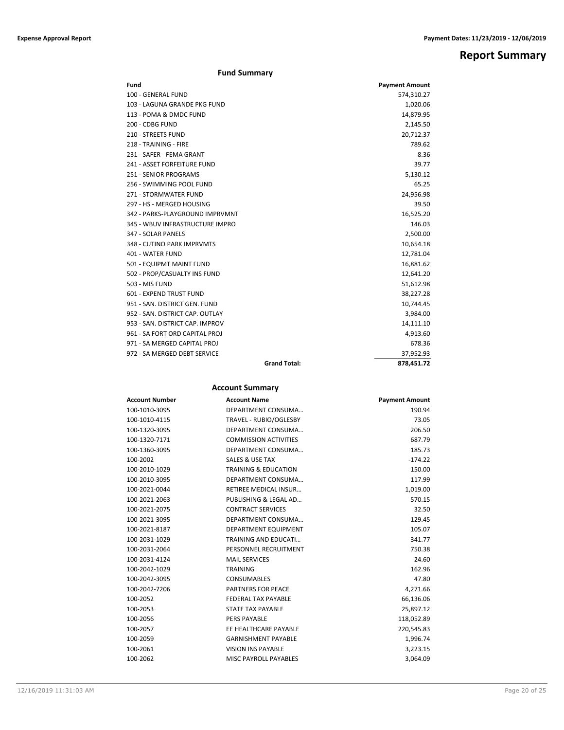# Report Summary

## Fund Summary

| Fund | | Payment Amount |
|---|---|---|
| 100 - GENERAL FUND | | 574,310.27 |
| 103 - LAGUNA GRANDE PKG FUND | | 1,020.06 |
| 113 - POMA & DMDC FUND | | 14,879.95 |
| 200 - CDBG FUND | | 2,145.50 |
| 210 - STREETS FUND | | 20,712.37 |
| 218 - TRAINING - FIRE | | 789.62 |
| 231 - SAFER - FEMA GRANT | | 8.36 |
| 241 - ASSET FORFEITURE FUND | | 39.77 |
| 251 - SENIOR PROGRAMS | | 5,130.12 |
| 256 - SWIMMING POOL FUND | | 65.25 |
| 271 - STORMWATER FUND | | 24,956.98 |
| 297 - HS - MERGED HOUSING | | 39.50 |
| 342 - PARKS-PLAYGROUND IMPRVMNT | | 16,525.20 |
| 345 - WBUV INFRASTRUCTURE IMPRO | | 146.03 |
| 347 - SOLAR PANELS | | 2,500.00 |
| 348 - CUTINO PARK IMPRVMTS | | 10,654.18 |
| 401 - WATER FUND | | 12,781.04 |
| 501 - EQUIPMT MAINT FUND | | 16,881.62 |
| 502 - PROP/CASUALTY INS FUND | | 12,641.20 |
| 503 - MIS FUND | | 51,612.98 |
| 601 - EXPEND TRUST FUND | | 38,227.28 |
| 951 - SAN. DISTRICT GEN. FUND | | 10,744.45 |
| 952 - SAN. DISTRICT CAP. OUTLAY | | 3,984.00 |
| 953 - SAN. DISTRICT CAP. IMPROV | | 14,111.10 |
| 961 - SA FORT ORD CAPITAL PROJ | | 4,913.60 |
| 971 - SA MERGED CAPITAL PROJ | | 678.36 |
| 972 - SA MERGED DEBT SERVICE | | 37,952.93 |
| | **Grand Total:** | **878,451.72** |

## Account Summary

| Account Number | Account Name | Payment Amount |
|---|---|---|
| 100-1010-3095 | DEPARTMENT CONSUMA… | 190.94 |
| 100-1010-4115 | TRAVEL - RUBIO/OGLESBY | 73.05 |
| 100-1320-3095 | DEPARTMENT CONSUMA… | 206.50 |
| 100-1320-7171 | COMMISSION ACTIVITIES | 687.79 |
| 100-1360-3095 | DEPARTMENT CONSUMA… | 185.73 |
| 100-2002 | SALES & USE TAX | -174.22 |
| 100-2010-1029 | TRAINING & EDUCATION | 150.00 |
| 100-2010-3095 | DEPARTMENT CONSUMA… | 117.99 |
| 100-2021-0044 | RETIREE MEDICAL INSUR… | 1,019.00 |
| 100-2021-2063 | PUBLISHING & LEGAL AD… | 570.15 |
| 100-2021-2075 | CONTRACT SERVICES | 32.50 |
| 100-2021-3095 | DEPARTMENT CONSUMA… | 129.45 |
| 100-2021-8187 | DEPARTMENT EQUIPMENT | 105.07 |
| 100-2031-1029 | TRAINING AND EDUCATI… | 341.77 |
| 100-2031-2064 | PERSONNEL RECRUITMENT | 750.38 |
| 100-2031-4124 | MAIL SERVICES | 24.60 |
| 100-2042-1029 | TRAINING | 162.96 |
| 100-2042-3095 | CONSUMABLES | 47.80 |
| 100-2042-7206 | PARTNERS FOR PEACE | 4,271.66 |
| 100-2052 | FEDERAL TAX PAYABLE | 66,136.06 |
| 100-2053 | STATE TAX PAYABLE | 25,897.12 |
| 100-2056 | PERS PAYABLE | 118,052.89 |
| 100-2057 | EE HEALTHCARE PAYABLE | 220,545.83 |
| 100-2059 | GARNISHMENT PAYABLE | 1,996.74 |
| 100-2061 | VISION INS PAYABLE | 3,223.15 |
| 100-2062 | MISC PAYROLL PAYABLES | 3,064.09 |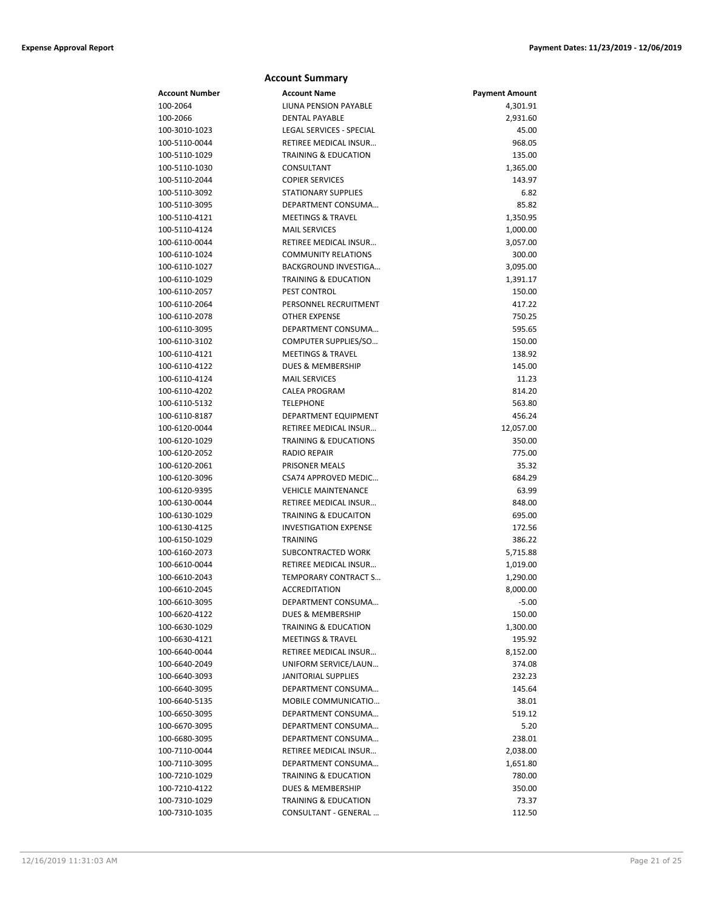## Account Summary

| Account Number | Account Name | Payment Amount |
|---|---|---|
| 100-2064 | LIUNA PENSION PAYABLE | 4,301.91 |
| 100-2066 | DENTAL PAYABLE | 2,931.60 |
| 100-3010-1023 | LEGAL SERVICES - SPECIAL | 45.00 |
| 100-5110-0044 | RETIREE MEDICAL INSUR… | 968.05 |
| 100-5110-1029 | TRAINING & EDUCATION | 135.00 |
| 100-5110-1030 | CONSULTANT | 1,365.00 |
| 100-5110-2044 | COPIER SERVICES | 143.97 |
| 100-5110-3092 | STATIONARY SUPPLIES | 6.82 |
| 100-5110-3095 | DEPARTMENT CONSUMA… | 85.82 |
| 100-5110-4121 | MEETINGS & TRAVEL | 1,350.95 |
| 100-5110-4124 | MAIL SERVICES | 1,000.00 |
| 100-6110-0044 | RETIREE MEDICAL INSUR… | 3,057.00 |
| 100-6110-1024 | COMMUNITY RELATIONS | 300.00 |
| 100-6110-1027 | BACKGROUND INVESTIGA… | 3,095.00 |
| 100-6110-1029 | TRAINING & EDUCATION | 1,391.17 |
| 100-6110-2057 | PEST CONTROL | 150.00 |
| 100-6110-2064 | PERSONNEL RECRUITMENT | 417.22 |
| 100-6110-2078 | OTHER EXPENSE | 750.25 |
| 100-6110-3095 | DEPARTMENT CONSUMA… | 595.65 |
| 100-6110-3102 | COMPUTER SUPPLIES/SO… | 150.00 |
| 100-6110-4121 | MEETINGS & TRAVEL | 138.92 |
| 100-6110-4122 | DUES & MEMBERSHIP | 145.00 |
| 100-6110-4124 | MAIL SERVICES | 11.23 |
| 100-6110-4202 | CALEA PROGRAM | 814.20 |
| 100-6110-5132 | TELEPHONE | 563.80 |
| 100-6110-8187 | DEPARTMENT EQUIPMENT | 456.24 |
| 100-6120-0044 | RETIREE MEDICAL INSUR… | 12,057.00 |
| 100-6120-1029 | TRAINING & EDUCATIONS | 350.00 |
| 100-6120-2052 | RADIO REPAIR | 775.00 |
| 100-6120-2061 | PRISONER MEALS | 35.32 |
| 100-6120-3096 | CSA74 APPROVED MEDIC… | 684.29 |
| 100-6120-9395 | VEHICLE MAINTENANCE | 63.99 |
| 100-6130-0044 | RETIREE MEDICAL INSUR… | 848.00 |
| 100-6130-1029 | TRAINING & EDUCAITON | 695.00 |
| 100-6130-4125 | INVESTIGATION EXPENSE | 172.56 |
| 100-6150-1029 | TRAINING | 386.22 |
| 100-6160-2073 | SUBCONTRACTED WORK | 5,715.88 |
| 100-6610-0044 | RETIREE MEDICAL INSUR… | 1,019.00 |
| 100-6610-2043 | TEMPORARY CONTRACT S… | 1,290.00 |
| 100-6610-2045 | ACCREDITATION | 8,000.00 |
| 100-6610-3095 | DEPARTMENT CONSUMA… | -5.00 |
| 100-6620-4122 | DUES & MEMBERSHIP | 150.00 |
| 100-6630-1029 | TRAINING & EDUCATION | 1,300.00 |
| 100-6630-4121 | MEETINGS & TRAVEL | 195.92 |
| 100-6640-0044 | RETIREE MEDICAL INSUR… | 8,152.00 |
| 100-6640-2049 | UNIFORM SERVICE/LAUN… | 374.08 |
| 100-6640-3093 | JANITORIAL SUPPLIES | 232.23 |
| 100-6640-3095 | DEPARTMENT CONSUMA… | 145.64 |
| 100-6640-5135 | MOBILE COMMUNICATIO… | 38.01 |
| 100-6650-3095 | DEPARTMENT CONSUMA… | 519.12 |
| 100-6670-3095 | DEPARTMENT CONSUMA… | 5.20 |
| 100-6680-3095 | DEPARTMENT CONSUMA… | 238.01 |
| 100-7110-0044 | RETIREE MEDICAL INSUR… | 2,038.00 |
| 100-7110-3095 | DEPARTMENT CONSUMA… | 1,651.80 |
| 100-7210-1029 | TRAINING & EDUCATION | 780.00 |
| 100-7210-4122 | DUES & MEMBERSHIP | 350.00 |
| 100-7310-1029 | TRAINING & EDUCATION | 73.37 |
| 100-7310-1035 | CONSULTANT - GENERAL … | 112.50 |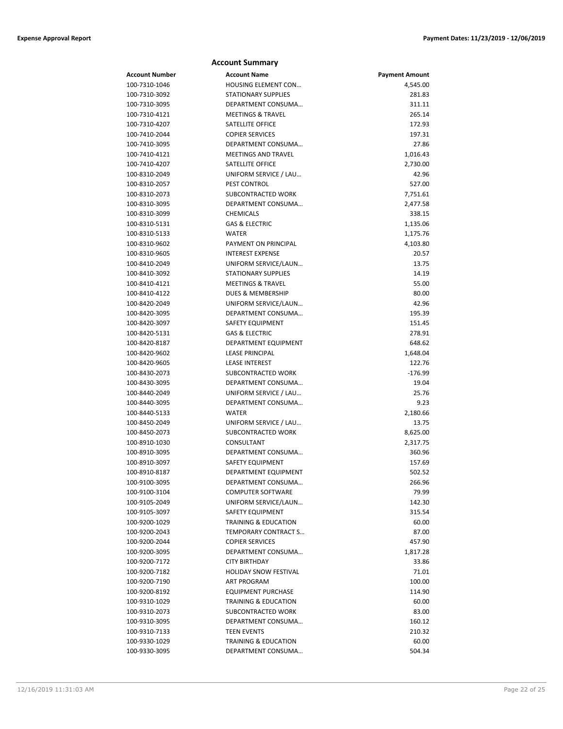## Account Summary

| Account Number | Account Name | Payment Amount |
|---|---|---|
| 100-7310-1046 | HOUSING ELEMENT CON… | 4,545.00 |
| 100-7310-3092 | STATIONARY SUPPLIES | 281.83 |
| 100-7310-3095 | DEPARTMENT CONSUMA… | 311.11 |
| 100-7310-4121 | MEETINGS & TRAVEL | 265.14 |
| 100-7310-4207 | SATELLITE OFFICE | 172.93 |
| 100-7410-2044 | COPIER SERVICES | 197.31 |
| 100-7410-3095 | DEPARTMENT CONSUMA… | 27.86 |
| 100-7410-4121 | MEETINGS AND TRAVEL | 1,016.43 |
| 100-7410-4207 | SATELLITE OFFICE | 2,730.00 |
| 100-8310-2049 | UNIFORM SERVICE / LAU… | 42.96 |
| 100-8310-2057 | PEST CONTROL | 527.00 |
| 100-8310-2073 | SUBCONTRACTED WORK | 7,751.61 |
| 100-8310-3095 | DEPARTMENT CONSUMA… | 2,477.58 |
| 100-8310-3099 | CHEMICALS | 338.15 |
| 100-8310-5131 | GAS & ELECTRIC | 1,135.06 |
| 100-8310-5133 | WATER | 1,175.76 |
| 100-8310-9602 | PAYMENT ON PRINCIPAL | 4,103.80 |
| 100-8310-9605 | INTEREST EXPENSE | 20.57 |
| 100-8410-2049 | UNIFORM SERVICE/LAUN… | 13.75 |
| 100-8410-3092 | STATIONARY SUPPLIES | 14.19 |
| 100-8410-4121 | MEETINGS & TRAVEL | 55.00 |
| 100-8410-4122 | DUES & MEMBERSHIP | 80.00 |
| 100-8420-2049 | UNIFORM SERVICE/LAUN… | 42.96 |
| 100-8420-3095 | DEPARTMENT CONSUMA… | 195.39 |
| 100-8420-3097 | SAFETY EQUIPMENT | 151.45 |
| 100-8420-5131 | GAS & ELECTRIC | 278.91 |
| 100-8420-8187 | DEPARTMENT EQUIPMENT | 648.62 |
| 100-8420-9602 | LEASE PRINCIPAL | 1,648.04 |
| 100-8420-9605 | LEASE INTEREST | 122.76 |
| 100-8430-2073 | SUBCONTRACTED WORK | -176.99 |
| 100-8430-3095 | DEPARTMENT CONSUMA… | 19.04 |
| 100-8440-2049 | UNIFORM SERVICE / LAU… | 25.76 |
| 100-8440-3095 | DEPARTMENT CONSUMA… | 9.23 |
| 100-8440-5133 | WATER | 2,180.66 |
| 100-8450-2049 | UNIFORM SERVICE / LAU… | 13.75 |
| 100-8450-2073 | SUBCONTRACTED WORK | 8,625.00 |
| 100-8910-1030 | CONSULTANT | 2,317.75 |
| 100-8910-3095 | DEPARTMENT CONSUMA… | 360.96 |
| 100-8910-3097 | SAFETY EQUIPMENT | 157.69 |
| 100-8910-8187 | DEPARTMENT EQUIPMENT | 502.52 |
| 100-9100-3095 | DEPARTMENT CONSUMA… | 266.96 |
| 100-9100-3104 | COMPUTER SOFTWARE | 79.99 |
| 100-9105-2049 | UNIFORM SERVICE/LAUN… | 142.30 |
| 100-9105-3097 | SAFETY EQUIPMENT | 315.54 |
| 100-9200-1029 | TRAINING & EDUCATION | 60.00 |
| 100-9200-2043 | TEMPORARY CONTRACT S… | 87.00 |
| 100-9200-2044 | COPIER SERVICES | 457.90 |
| 100-9200-3095 | DEPARTMENT CONSUMA… | 1,817.28 |
| 100-9200-7172 | CITY BIRTHDAY | 33.86 |
| 100-9200-7182 | HOLIDAY SNOW FESTIVAL | 71.01 |
| 100-9200-7190 | ART PROGRAM | 100.00 |
| 100-9200-8192 | EQUIPMENT PURCHASE | 114.90 |
| 100-9310-1029 | TRAINING & EDUCATION | 60.00 |
| 100-9310-2073 | SUBCONTRACTED WORK | 83.00 |
| 100-9310-3095 | DEPARTMENT CONSUMA… | 160.12 |
| 100-9310-7133 | TEEN EVENTS | 210.32 |
| 100-9330-1029 | TRAINING & EDUCATION | 60.00 |
| 100-9330-3095 | DEPARTMENT CONSUMA… | 504.34 |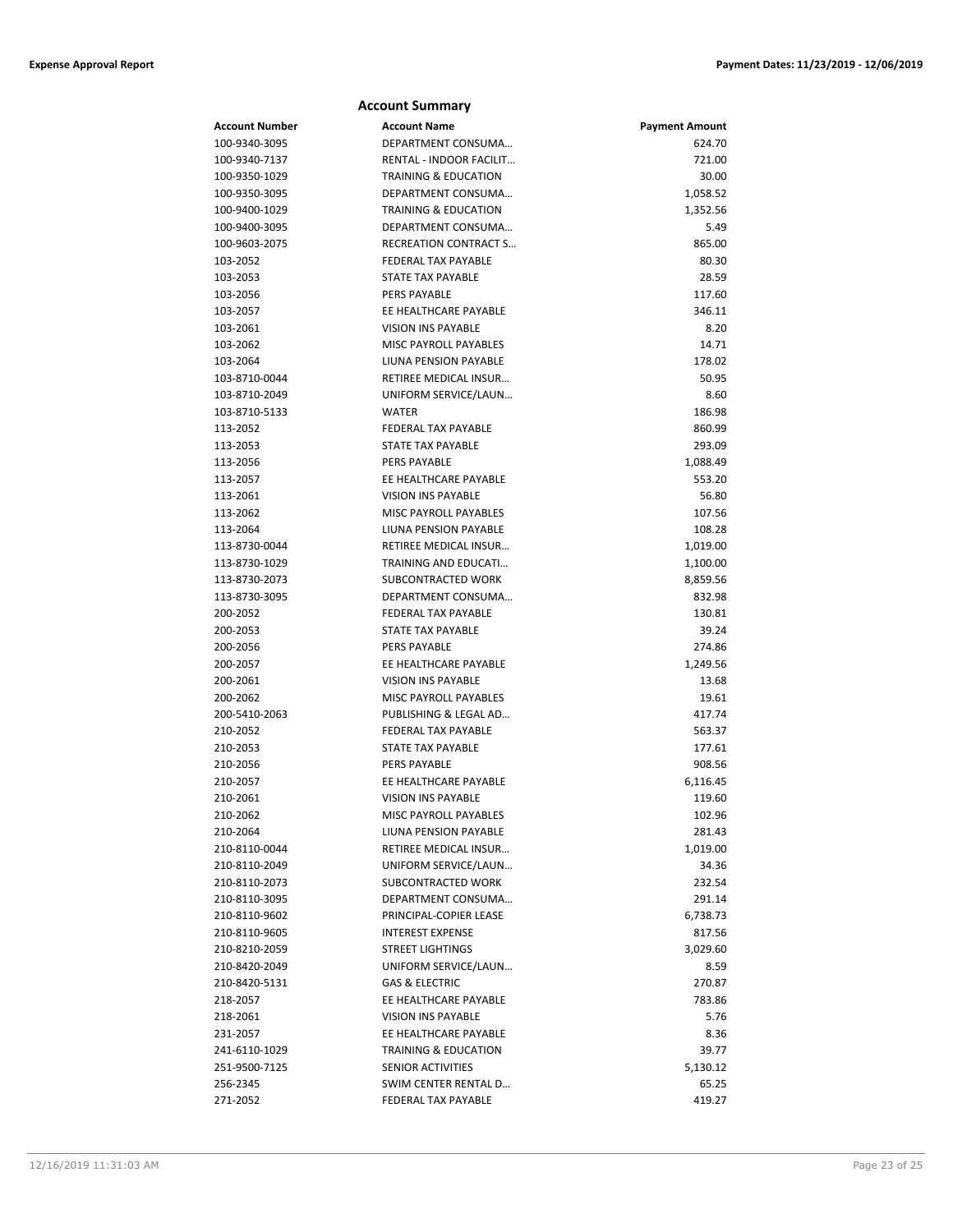## Account Summary

| Account Number | Account Name | Payment Amount |
|---|---|---|
| 100-9340-3095 | DEPARTMENT CONSUMA… | 624.70 |
| 100-9340-7137 | RENTAL - INDOOR FACILIT… | 721.00 |
| 100-9350-1029 | TRAINING & EDUCATION | 30.00 |
| 100-9350-3095 | DEPARTMENT CONSUMA… | 1,058.52 |
| 100-9400-1029 | TRAINING & EDUCATION | 1,352.56 |
| 100-9400-3095 | DEPARTMENT CONSUMA… | 5.49 |
| 100-9603-2075 | RECREATION CONTRACT S… | 865.00 |
| 103-2052 | FEDERAL TAX PAYABLE | 80.30 |
| 103-2053 | STATE TAX PAYABLE | 28.59 |
| 103-2056 | PERS PAYABLE | 117.60 |
| 103-2057 | EE HEALTHCARE PAYABLE | 346.11 |
| 103-2061 | VISION INS PAYABLE | 8.20 |
| 103-2062 | MISC PAYROLL PAYABLES | 14.71 |
| 103-2064 | LIUNA PENSION PAYABLE | 178.02 |
| 103-8710-0044 | RETIREE MEDICAL INSUR… | 50.95 |
| 103-8710-2049 | UNIFORM SERVICE/LAUN… | 8.60 |
| 103-8710-5133 | WATER | 186.98 |
| 113-2052 | FEDERAL TAX PAYABLE | 860.99 |
| 113-2053 | STATE TAX PAYABLE | 293.09 |
| 113-2056 | PERS PAYABLE | 1,088.49 |
| 113-2057 | EE HEALTHCARE PAYABLE | 553.20 |
| 113-2061 | VISION INS PAYABLE | 56.80 |
| 113-2062 | MISC PAYROLL PAYABLES | 107.56 |
| 113-2064 | LIUNA PENSION PAYABLE | 108.28 |
| 113-8730-0044 | RETIREE MEDICAL INSUR… | 1,019.00 |
| 113-8730-1029 | TRAINING AND EDUCATI… | 1,100.00 |
| 113-8730-2073 | SUBCONTRACTED WORK | 8,859.56 |
| 113-8730-3095 | DEPARTMENT CONSUMA… | 832.98 |
| 200-2052 | FEDERAL TAX PAYABLE | 130.81 |
| 200-2053 | STATE TAX PAYABLE | 39.24 |
| 200-2056 | PERS PAYABLE | 274.86 |
| 200-2057 | EE HEALTHCARE PAYABLE | 1,249.56 |
| 200-2061 | VISION INS PAYABLE | 13.68 |
| 200-2062 | MISC PAYROLL PAYABLES | 19.61 |
| 200-5410-2063 | PUBLISHING & LEGAL AD… | 417.74 |
| 210-2052 | FEDERAL TAX PAYABLE | 563.37 |
| 210-2053 | STATE TAX PAYABLE | 177.61 |
| 210-2056 | PERS PAYABLE | 908.56 |
| 210-2057 | EE HEALTHCARE PAYABLE | 6,116.45 |
| 210-2061 | VISION INS PAYABLE | 119.60 |
| 210-2062 | MISC PAYROLL PAYABLES | 102.96 |
| 210-2064 | LIUNA PENSION PAYABLE | 281.43 |
| 210-8110-0044 | RETIREE MEDICAL INSUR… | 1,019.00 |
| 210-8110-2049 | UNIFORM SERVICE/LAUN… | 34.36 |
| 210-8110-2073 | SUBCONTRACTED WORK | 232.54 |
| 210-8110-3095 | DEPARTMENT CONSUMA… | 291.14 |
| 210-8110-9602 | PRINCIPAL-COPIER LEASE | 6,738.73 |
| 210-8110-9605 | INTEREST EXPENSE | 817.56 |
| 210-8210-2059 | STREET LIGHTINGS | 3,029.60 |
| 210-8420-2049 | UNIFORM SERVICE/LAUN… | 8.59 |
| 210-8420-5131 | GAS & ELECTRIC | 270.87 |
| 218-2057 | EE HEALTHCARE PAYABLE | 783.86 |
| 218-2061 | VISION INS PAYABLE | 5.76 |
| 231-2057 | EE HEALTHCARE PAYABLE | 8.36 |
| 241-6110-1029 | TRAINING & EDUCATION | 39.77 |
| 251-9500-7125 | SENIOR ACTIVITIES | 5,130.12 |
| 256-2345 | SWIM CENTER RENTAL D… | 65.25 |
| 271-2052 | FEDERAL TAX PAYABLE | 419.27 |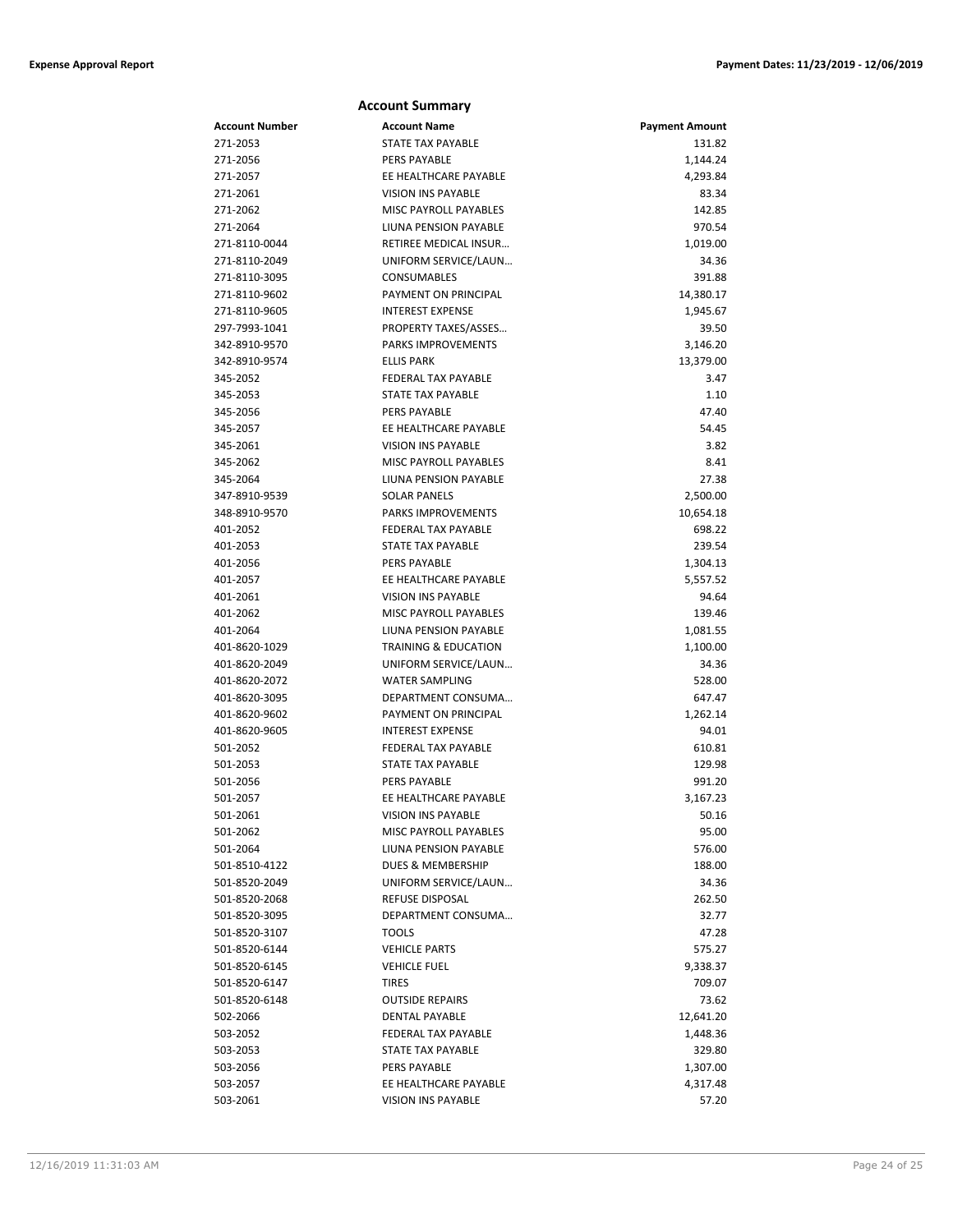## Account Summary

| Account Number | Account Name | Payment Amount |
|---|---|---|
| 271-2053 | STATE TAX PAYABLE | 131.82 |
| 271-2056 | PERS PAYABLE | 1,144.24 |
| 271-2057 | EE HEALTHCARE PAYABLE | 4,293.84 |
| 271-2061 | VISION INS PAYABLE | 83.34 |
| 271-2062 | MISC PAYROLL PAYABLES | 142.85 |
| 271-2064 | LIUNA PENSION PAYABLE | 970.54 |
| 271-8110-0044 | RETIREE MEDICAL INSUR… | 1,019.00 |
| 271-8110-2049 | UNIFORM SERVICE/LAUN… | 34.36 |
| 271-8110-3095 | CONSUMABLES | 391.88 |
| 271-8110-9602 | PAYMENT ON PRINCIPAL | 14,380.17 |
| 271-8110-9605 | INTEREST EXPENSE | 1,945.67 |
| 297-7993-1041 | PROPERTY TAXES/ASSES… | 39.50 |
| 342-8910-9570 | PARKS IMPROVEMENTS | 3,146.20 |
| 342-8910-9574 | ELLIS PARK | 13,379.00 |
| 345-2052 | FEDERAL TAX PAYABLE | 3.47 |
| 345-2053 | STATE TAX PAYABLE | 1.10 |
| 345-2056 | PERS PAYABLE | 47.40 |
| 345-2057 | EE HEALTHCARE PAYABLE | 54.45 |
| 345-2061 | VISION INS PAYABLE | 3.82 |
| 345-2062 | MISC PAYROLL PAYABLES | 8.41 |
| 345-2064 | LIUNA PENSION PAYABLE | 27.38 |
| 347-8910-9539 | SOLAR PANELS | 2,500.00 |
| 348-8910-9570 | PARKS IMPROVEMENTS | 10,654.18 |
| 401-2052 | FEDERAL TAX PAYABLE | 698.22 |
| 401-2053 | STATE TAX PAYABLE | 239.54 |
| 401-2056 | PERS PAYABLE | 1,304.13 |
| 401-2057 | EE HEALTHCARE PAYABLE | 5,557.52 |
| 401-2061 | VISION INS PAYABLE | 94.64 |
| 401-2062 | MISC PAYROLL PAYABLES | 139.46 |
| 401-2064 | LIUNA PENSION PAYABLE | 1,081.55 |
| 401-8620-1029 | TRAINING & EDUCATION | 1,100.00 |
| 401-8620-2049 | UNIFORM SERVICE/LAUN… | 34.36 |
| 401-8620-2072 | WATER SAMPLING | 528.00 |
| 401-8620-3095 | DEPARTMENT CONSUMA… | 647.47 |
| 401-8620-9602 | PAYMENT ON PRINCIPAL | 1,262.14 |
| 401-8620-9605 | INTEREST EXPENSE | 94.01 |
| 501-2052 | FEDERAL TAX PAYABLE | 610.81 |
| 501-2053 | STATE TAX PAYABLE | 129.98 |
| 501-2056 | PERS PAYABLE | 991.20 |
| 501-2057 | EE HEALTHCARE PAYABLE | 3,167.23 |
| 501-2061 | VISION INS PAYABLE | 50.16 |
| 501-2062 | MISC PAYROLL PAYABLES | 95.00 |
| 501-2064 | LIUNA PENSION PAYABLE | 576.00 |
| 501-8510-4122 | DUES & MEMBERSHIP | 188.00 |
| 501-8520-2049 | UNIFORM SERVICE/LAUN… | 34.36 |
| 501-8520-2068 | REFUSE DISPOSAL | 262.50 |
| 501-8520-3095 | DEPARTMENT CONSUMA… | 32.77 |
| 501-8520-3107 | TOOLS | 47.28 |
| 501-8520-6144 | VEHICLE PARTS | 575.27 |
| 501-8520-6145 | VEHICLE FUEL | 9,338.37 |
| 501-8520-6147 | TIRES | 709.07 |
| 501-8520-6148 | OUTSIDE REPAIRS | 73.62 |
| 502-2066 | DENTAL PAYABLE | 12,641.20 |
| 503-2052 | FEDERAL TAX PAYABLE | 1,448.36 |
| 503-2053 | STATE TAX PAYABLE | 329.80 |
| 503-2056 | PERS PAYABLE | 1,307.00 |
| 503-2057 | EE HEALTHCARE PAYABLE | 4,317.48 |
| 503-2061 | VISION INS PAYABLE | 57.20 |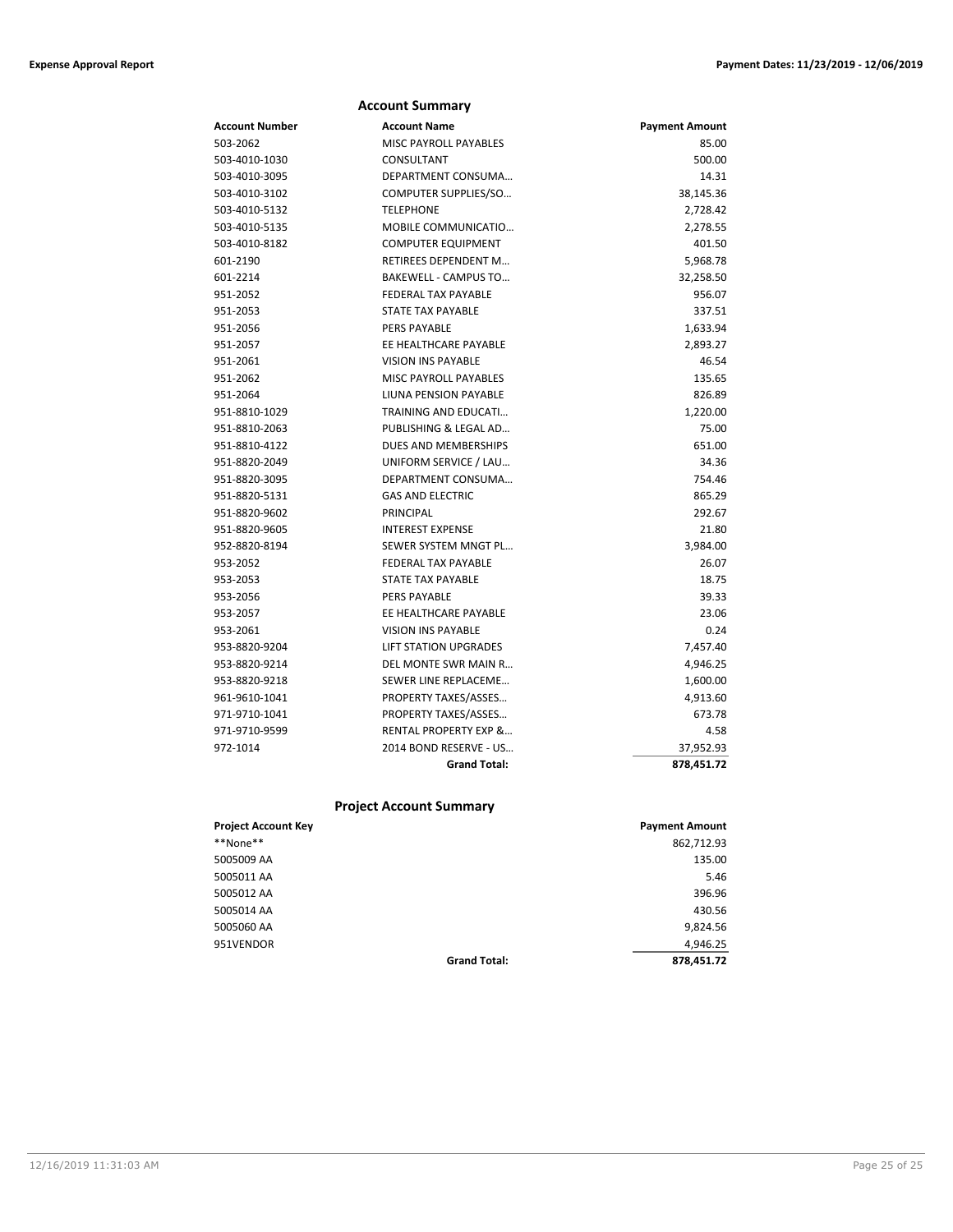## Account Summary

| Account Number | Account Name | Payment Amount |
|---|---|---|
| 503-2062 | MISC PAYROLL PAYABLES | 85.00 |
| 503-4010-1030 | CONSULTANT | 500.00 |
| 503-4010-3095 | DEPARTMENT CONSUMA… | 14.31 |
| 503-4010-3102 | COMPUTER SUPPLIES/SO… | 38,145.36 |
| 503-4010-5132 | TELEPHONE | 2,728.42 |
| 503-4010-5135 | MOBILE COMMUNICATIO… | 2,278.55 |
| 503-4010-8182 | COMPUTER EQUIPMENT | 401.50 |
| 601-2190 | RETIREES DEPENDENT M… | 5,968.78 |
| 601-2214 | BAKEWELL - CAMPUS TO… | 32,258.50 |
| 951-2052 | FEDERAL TAX PAYABLE | 956.07 |
| 951-2053 | STATE TAX PAYABLE | 337.51 |
| 951-2056 | PERS PAYABLE | 1,633.94 |
| 951-2057 | EE HEALTHCARE PAYABLE | 2,893.27 |
| 951-2061 | VISION INS PAYABLE | 46.54 |
| 951-2062 | MISC PAYROLL PAYABLES | 135.65 |
| 951-2064 | LIUNA PENSION PAYABLE | 826.89 |
| 951-8810-1029 | TRAINING AND EDUCATI… | 1,220.00 |
| 951-8810-2063 | PUBLISHING & LEGAL AD… | 75.00 |
| 951-8810-4122 | DUES AND MEMBERSHIPS | 651.00 |
| 951-8820-2049 | UNIFORM SERVICE / LAU… | 34.36 |
| 951-8820-3095 | DEPARTMENT CONSUMA… | 754.46 |
| 951-8820-5131 | GAS AND ELECTRIC | 865.29 |
| 951-8820-9602 | PRINCIPAL | 292.67 |
| 951-8820-9605 | INTEREST EXPENSE | 21.80 |
| 952-8820-8194 | SEWER SYSTEM MNGT PL… | 3,984.00 |
| 953-2052 | FEDERAL TAX PAYABLE | 26.07 |
| 953-2053 | STATE TAX PAYABLE | 18.75 |
| 953-2056 | PERS PAYABLE | 39.33 |
| 953-2057 | EE HEALTHCARE PAYABLE | 23.06 |
| 953-2061 | VISION INS PAYABLE | 0.24 |
| 953-8820-9204 | LIFT STATION UPGRADES | 7,457.40 |
| 953-8820-9214 | DEL MONTE SWR MAIN R… | 4,946.25 |
| 953-8820-9218 | SEWER LINE REPLACEME… | 1,600.00 |
| 961-9610-1041 | PROPERTY TAXES/ASSES… | 4,913.60 |
| 971-9710-1041 | PROPERTY TAXES/ASSES… | 673.78 |
| 971-9710-9599 | RENTAL PROPERTY EXP &… | 4.58 |
| 972-1014 | 2014 BOND RESERVE - US… | 37,952.93 |
| | **Grand Total:** | **878,451.72** |

## Project Account Summary

| Project Account Key | | Payment Amount |
|---|---|---|
| \*\*None\*\* | | 862,712.93 |
| 5005009 AA | | 135.00 |
| 5005011 AA | | 5.46 |
| 5005012 AA | | 396.96 |
| 5005014 AA | | 430.56 |
| 5005060 AA | | 9,824.56 |
| 951VENDOR | | 4,946.25 |
| | **Grand Total:** | **878,451.72** |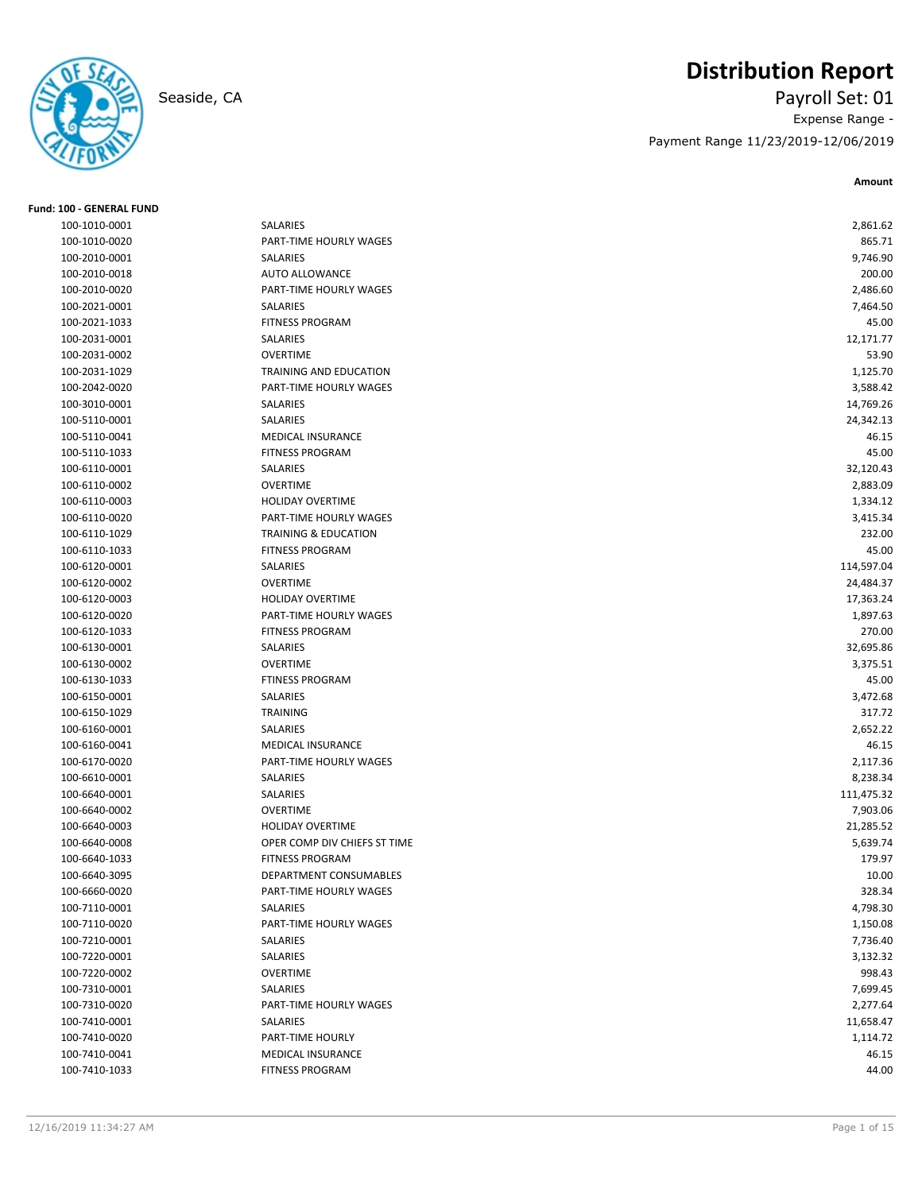# Distribution Report

Seaside, CA

Payroll Set: 01

Expense Range -

Payment Range 11/23/2019-12/06/2019

**Fund: 100 - GENERAL FUND**

| | | Amount |
|---|---|---|
| 100-1010-0001 | SALARIES | 2,861.62 |
| 100-1010-0020 | PART-TIME HOURLY WAGES | 865.71 |
| 100-2010-0001 | SALARIES | 9,746.90 |
| 100-2010-0018 | AUTO ALLOWANCE | 200.00 |
| 100-2010-0020 | PART-TIME HOURLY WAGES | 2,486.60 |
| 100-2021-0001 | SALARIES | 7,464.50 |
| 100-2021-1033 | FITNESS PROGRAM | 45.00 |
| 100-2031-0001 | SALARIES | 12,171.77 |
| 100-2031-0002 | OVERTIME | 53.90 |
| 100-2031-1029 | TRAINING AND EDUCATION | 1,125.70 |
| 100-2042-0020 | PART-TIME HOURLY WAGES | 3,588.42 |
| 100-3010-0001 | SALARIES | 14,769.26 |
| 100-5110-0001 | SALARIES | 24,342.13 |
| 100-5110-0041 | MEDICAL INSURANCE | 46.15 |
| 100-5110-1033 | FITNESS PROGRAM | 45.00 |
| 100-6110-0001 | SALARIES | 32,120.43 |
| 100-6110-0002 | OVERTIME | 2,883.09 |
| 100-6110-0003 | HOLIDAY OVERTIME | 1,334.12 |
| 100-6110-0020 | PART-TIME HOURLY WAGES | 3,415.34 |
| 100-6110-1029 | TRAINING & EDUCATION | 232.00 |
| 100-6110-1033 | FITNESS PROGRAM | 45.00 |
| 100-6120-0001 | SALARIES | 114,597.04 |
| 100-6120-0002 | OVERTIME | 24,484.37 |
| 100-6120-0003 | HOLIDAY OVERTIME | 17,363.24 |
| 100-6120-0020 | PART-TIME HOURLY WAGES | 1,897.63 |
| 100-6120-1033 | FITNESS PROGRAM | 270.00 |
| 100-6130-0001 | SALARIES | 32,695.86 |
| 100-6130-0002 | OVERTIME | 3,375.51 |
| 100-6130-1033 | FTINESS PROGRAM | 45.00 |
| 100-6150-0001 | SALARIES | 3,472.68 |
| 100-6150-1029 | TRAINING | 317.72 |
| 100-6160-0001 | SALARIES | 2,652.22 |
| 100-6160-0041 | MEDICAL INSURANCE | 46.15 |
| 100-6170-0020 | PART-TIME HOURLY WAGES | 2,117.36 |
| 100-6610-0001 | SALARIES | 8,238.34 |
| 100-6640-0001 | SALARIES | 111,475.32 |
| 100-6640-0002 | OVERTIME | 7,903.06 |
| 100-6640-0003 | HOLIDAY OVERTIME | 21,285.52 |
| 100-6640-0008 | OPER COMP DIV CHIEFS ST TIME | 5,639.74 |
| 100-6640-1033 | FITNESS PROGRAM | 179.97 |
| 100-6640-3095 | DEPARTMENT CONSUMABLES | 10.00 |
| 100-6660-0020 | PART-TIME HOURLY WAGES | 328.34 |
| 100-7110-0001 | SALARIES | 4,798.30 |
| 100-7110-0020 | PART-TIME HOURLY WAGES | 1,150.08 |
| 100-7210-0001 | SALARIES | 7,736.40 |
| 100-7220-0001 | SALARIES | 3,132.32 |
| 100-7220-0002 | OVERTIME | 998.43 |
| 100-7310-0001 | SALARIES | 7,699.45 |
| 100-7310-0020 | PART-TIME HOURLY WAGES | 2,277.64 |
| 100-7410-0001 | SALARIES | 11,658.47 |
| 100-7410-0020 | PART-TIME HOURLY | 1,114.72 |
| 100-7410-0041 | MEDICAL INSURANCE | 46.15 |
| 100-7410-1033 | FITNESS PROGRAM | 44.00 |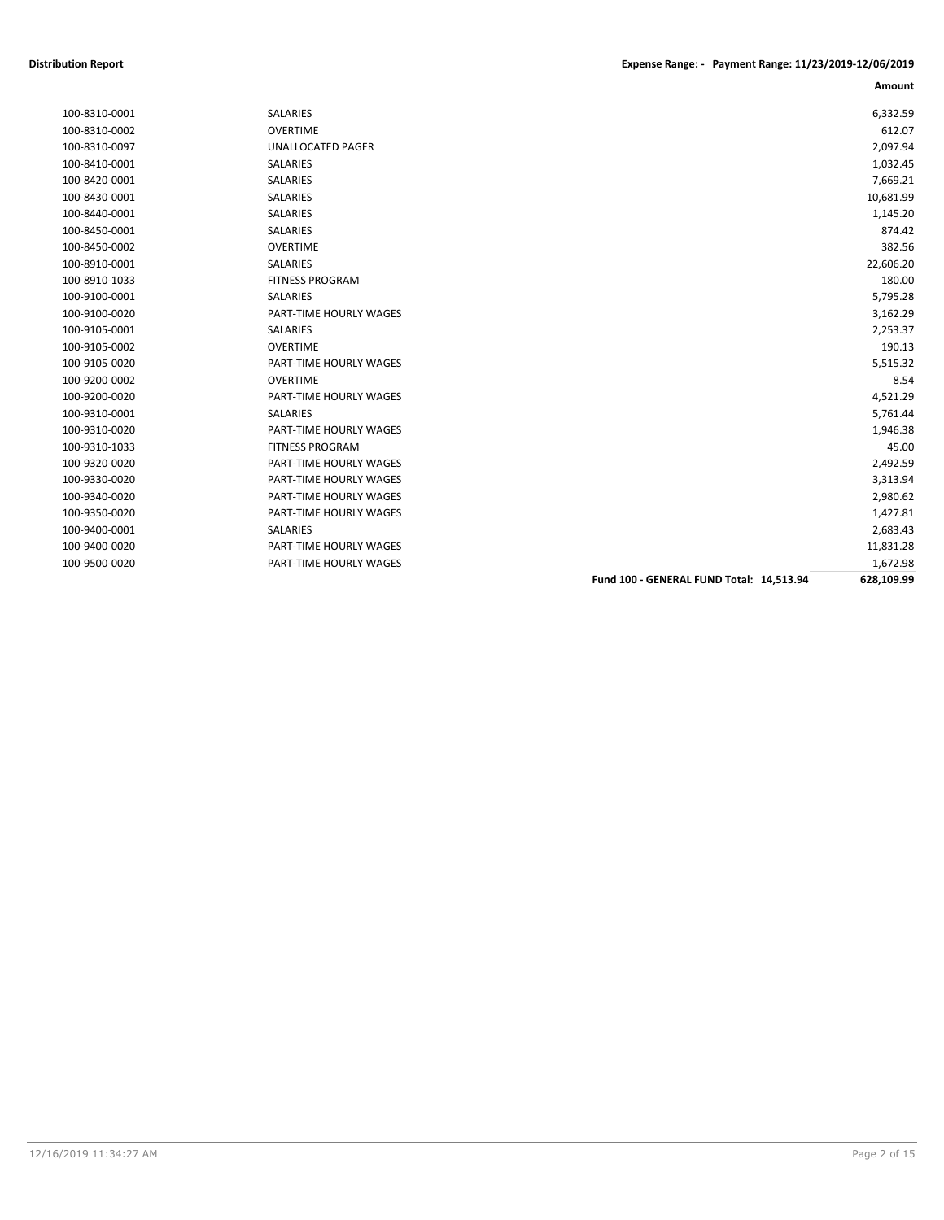**Distribution Report** | **Expense Range: - Payment Range: 11/23/2019-12/06/2019**

| | | **Amount** |
|---|---|---:|
| 100-8310-0001 | SALARIES | 6,332.59 |
| 100-8310-0002 | OVERTIME | 612.07 |
| 100-8310-0097 | UNALLOCATED PAGER | 2,097.94 |
| 100-8410-0001 | SALARIES | 1,032.45 |
| 100-8420-0001 | SALARIES | 7,669.21 |
| 100-8430-0001 | SALARIES | 10,681.99 |
| 100-8440-0001 | SALARIES | 1,145.20 |
| 100-8450-0001 | SALARIES | 874.42 |
| 100-8450-0002 | OVERTIME | 382.56 |
| 100-8910-0001 | SALARIES | 22,606.20 |
| 100-8910-1033 | FITNESS PROGRAM | 180.00 |
| 100-9100-0001 | SALARIES | 5,795.28 |
| 100-9100-0020 | PART-TIME HOURLY WAGES | 3,162.29 |
| 100-9105-0001 | SALARIES | 2,253.37 |
| 100-9105-0002 | OVERTIME | 190.13 |
| 100-9105-0020 | PART-TIME HOURLY WAGES | 5,515.32 |
| 100-9200-0002 | OVERTIME | 8.54 |
| 100-9200-0020 | PART-TIME HOURLY WAGES | 4,521.29 |
| 100-9310-0001 | SALARIES | 5,761.44 |
| 100-9310-0020 | PART-TIME HOURLY WAGES | 1,946.38 |
| 100-9310-1033 | FITNESS PROGRAM | 45.00 |
| 100-9320-0020 | PART-TIME HOURLY WAGES | 2,492.59 |
| 100-9330-0020 | PART-TIME HOURLY WAGES | 3,313.94 |
| 100-9340-0020 | PART-TIME HOURLY WAGES | 2,980.62 |
| 100-9350-0020 | PART-TIME HOURLY WAGES | 1,427.81 |
| 100-9400-0001 | SALARIES | 2,683.43 |
| 100-9400-0020 | PART-TIME HOURLY WAGES | 11,831.28 |
| 100-9500-0020 | PART-TIME HOURLY WAGES | 1,672.98 |
| | **Fund 100 - GENERAL FUND Total: 14,513.94** | **628,109.99** |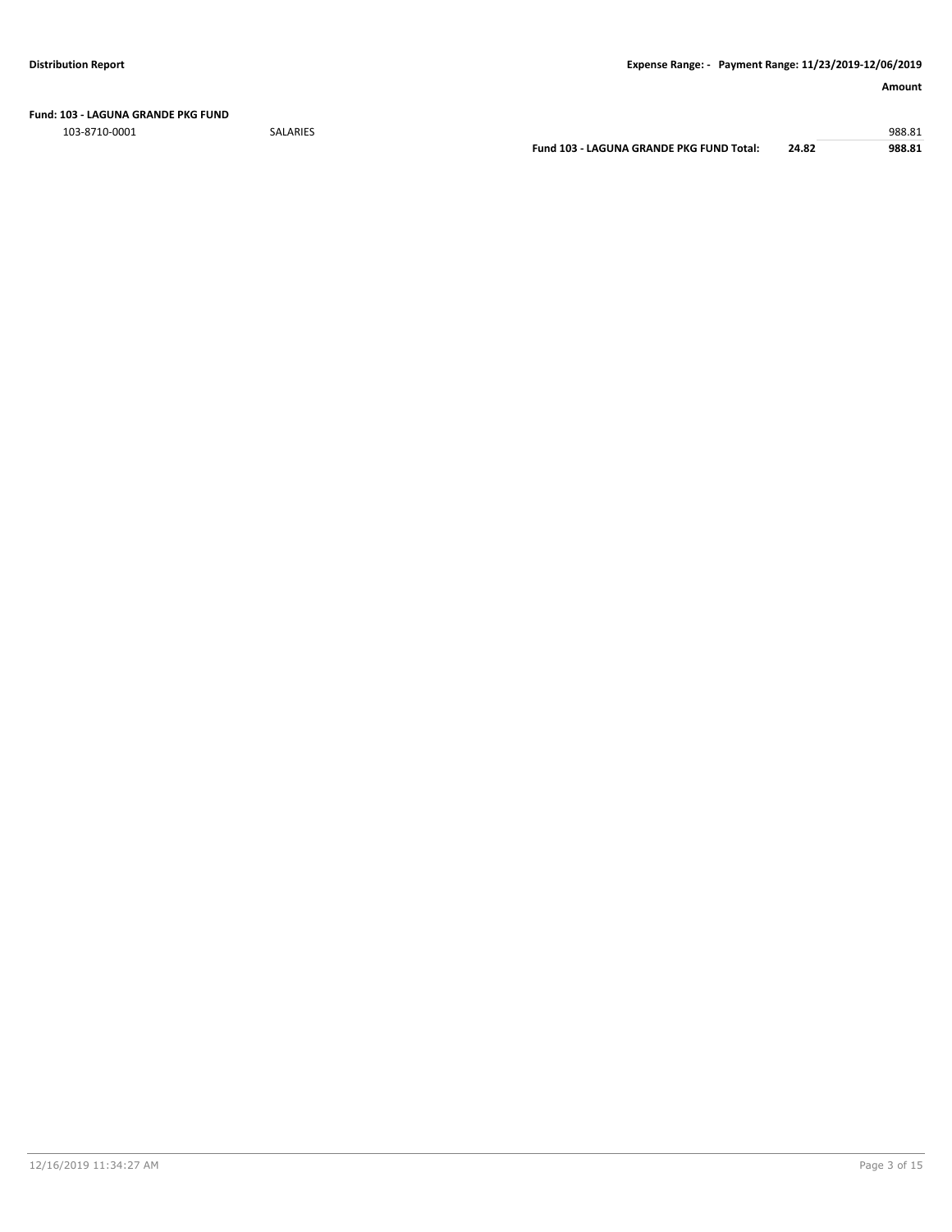**Distribution Report** | **Expense Range: - Payment Range: 11/23/2019-12/06/2019**

| | | | | **Amount** |
|---|---|---|---|---|
| **Fund: 103 - LAGUNA GRANDE PKG FUND** | | | | |
| 103-8710-0001 | SALARIES | | | 988.81 |
| | | **Fund 103 - LAGUNA GRANDE PKG FUND Total:** | **24.82** | **988.81** |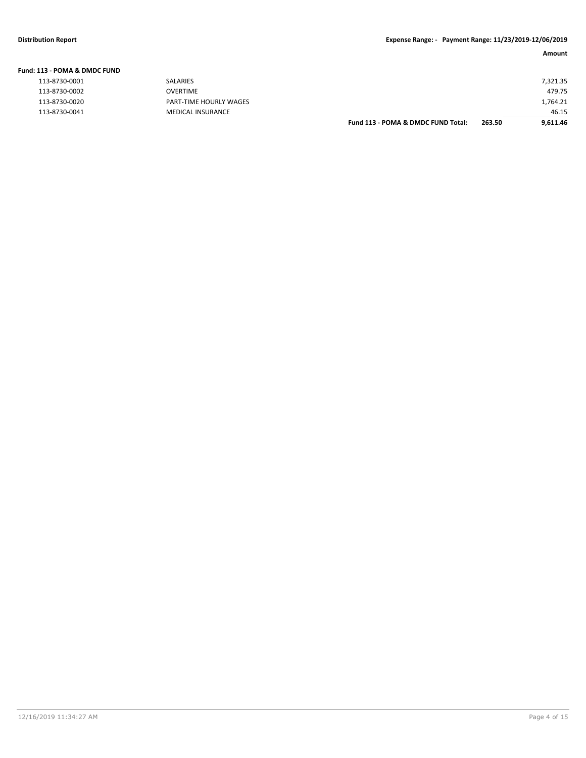**Distribution Report** **Expense Range: - Payment Range: 11/23/2019-12/06/2019**

**Fund: 113 - POMA & DMDC FUND**

| Account | Description | | | Amount |
|---|---|---|---|---|
| 113-8730-0001 | SALARIES | | | 7,321.35 |
| 113-8730-0002 | OVERTIME | | | 479.75 |
| 113-8730-0020 | PART-TIME HOURLY WAGES | | | 1,764.21 |
| 113-8730-0041 | MEDICAL INSURANCE | | | 46.15 |
| | | **Fund 113 - POMA & DMDC FUND Total:** | **263.50** | **9,611.46** |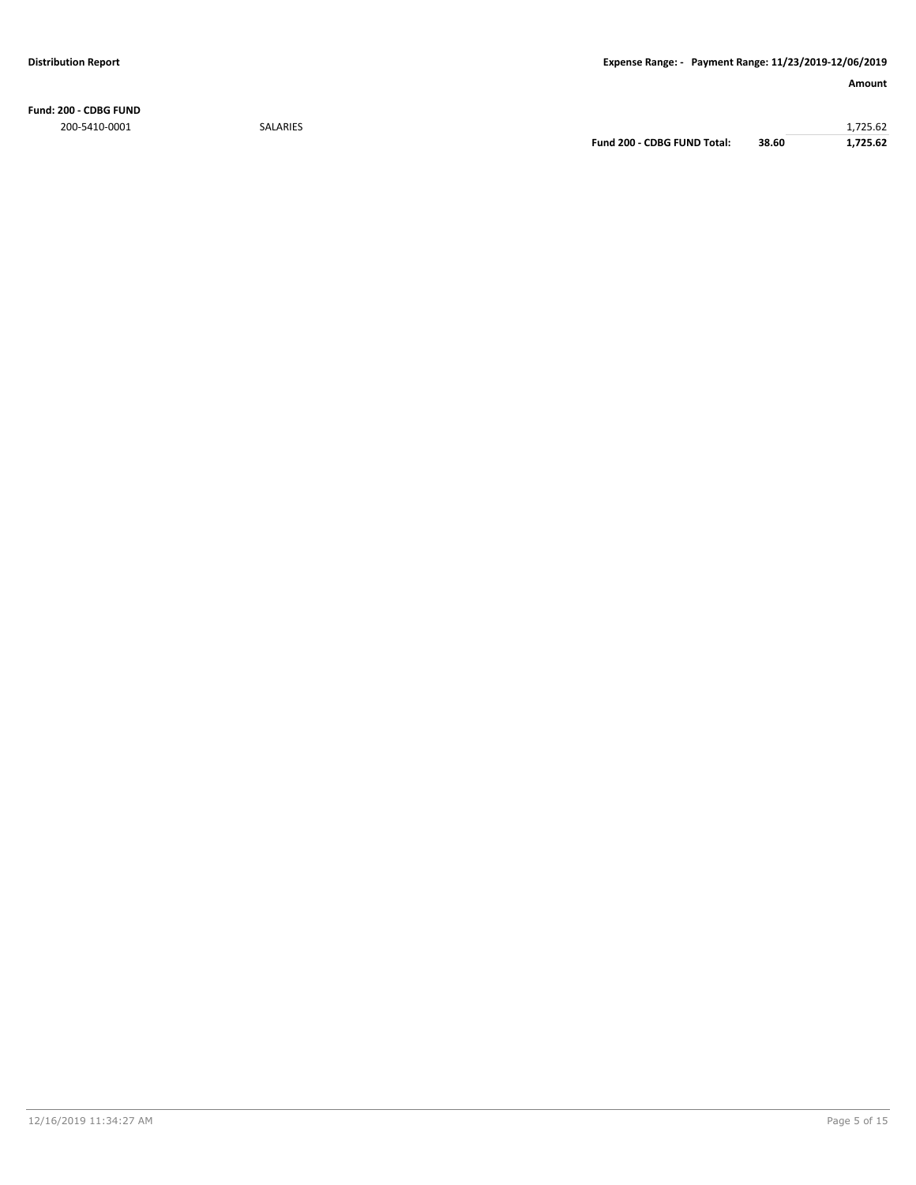**Distribution Report** | **Expense Range: - Payment Range: 11/23/2019-12/06/2019**

| | | | | **Amount** |
|---|---|---|---|---|
| **Fund: 200 - CDBG FUND** | | | | |
| 200-5410-0001 | SALARIES | | | 1,725.62 |
| | | **Fund 200 - CDBG FUND Total:** | **38.60** | **1,725.62** |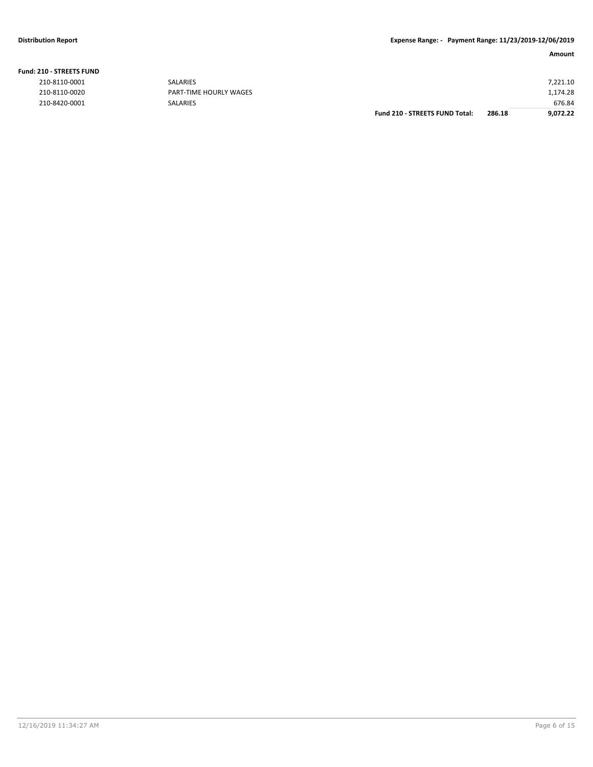**Distribution Report** — **Expense Range: - Payment Range: 11/23/2019-12/06/2019**

**Fund: 210 - STREETS FUND**

| Account | Description | | | Amount |
|---|---|---|---|---|
| 210-8110-0001 | SALARIES | | | 7,221.10 |
| 210-8110-0020 | PART-TIME HOURLY WAGES | | | 1,174.28 |
| 210-8420-0001 | SALARIES | | | 676.84 |
| | | **Fund 210 - STREETS FUND Total:** | **286.18** | **9,072.22** |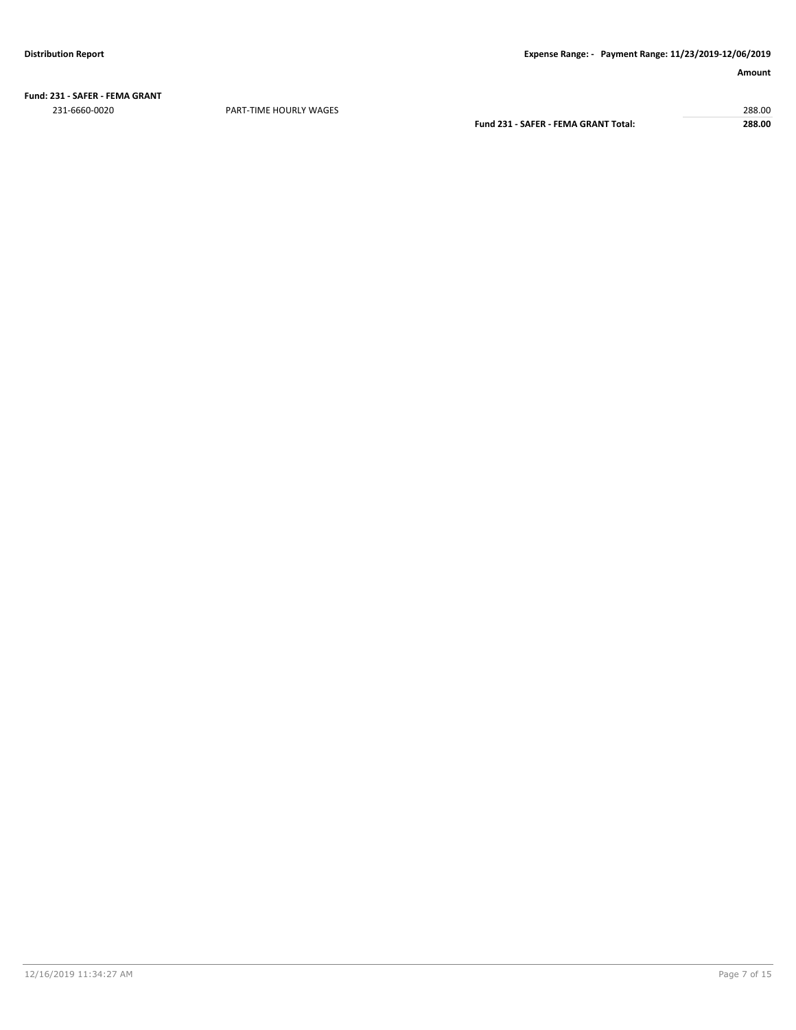**Fund: 231 - SAFER - FEMA GRANT**

| | | Amount |
|---|---|---|
| 231-6660-0020 | PART-TIME HOURLY WAGES | 288.00 |
| | **Fund 231 - SAFER - FEMA GRANT Total:** | **288.00** |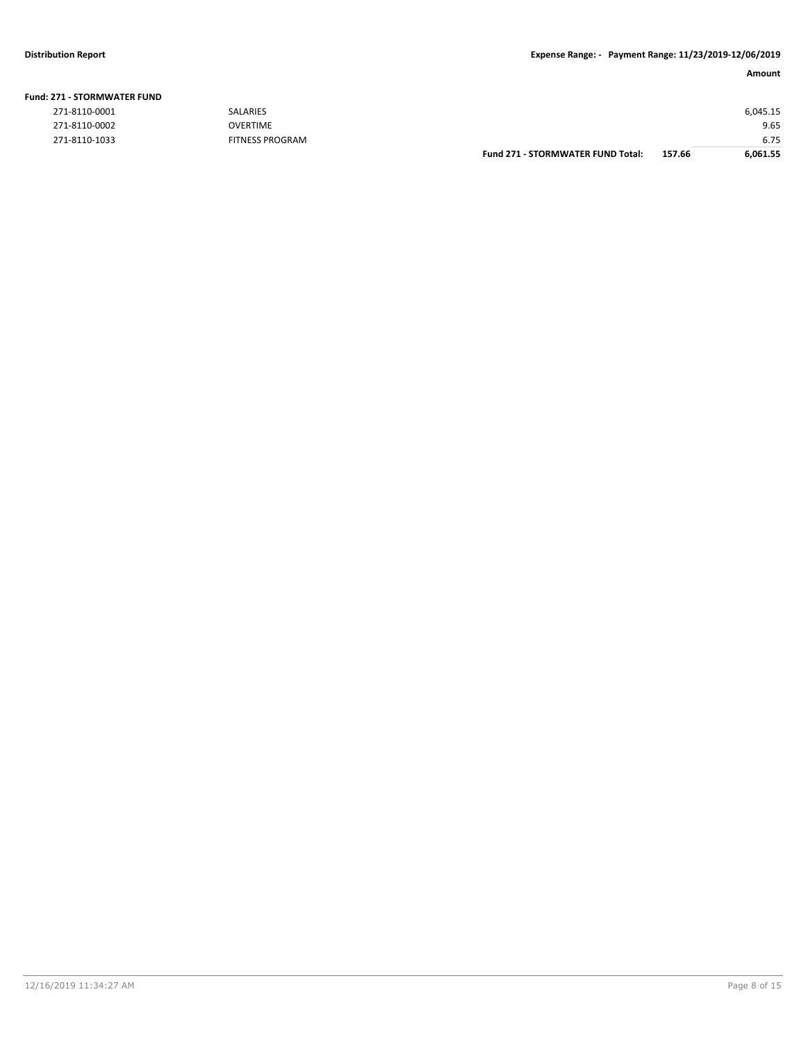| | | | | Amount |
|---|---|---|---|---|
| **Fund: 271 - STORMWATER FUND** | | | | |
| 271-8110-0001 | SALARIES | | | 6,045.15 |
| 271-8110-0002 | OVERTIME | | | 9.65 |
| 271-8110-1033 | FITNESS PROGRAM | | | 6.75 |
| | | **Fund 271 - STORMWATER FUND Total:** | **157.66** | **6,061.55** |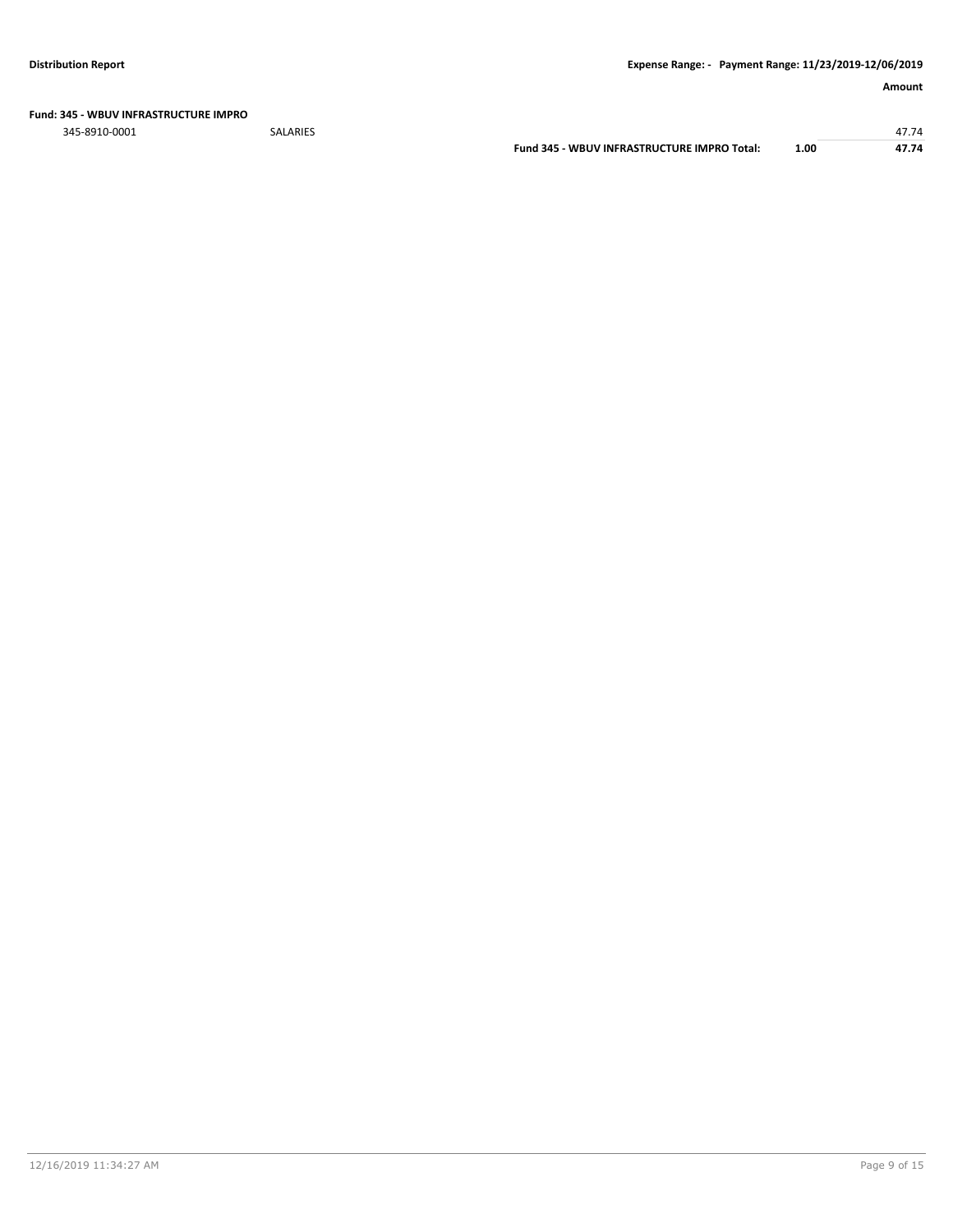**Fund: 345 - WBUV INFRASTRUCTURE IMPRO**

| | | | | Amount |
|---|---|---|---|---|
| 345-8910-0001 | SALARIES | | | 47.74 |
| | | **Fund 345 - WBUV INFRASTRUCTURE IMPRO Total:** | **1.00** | **47.74** |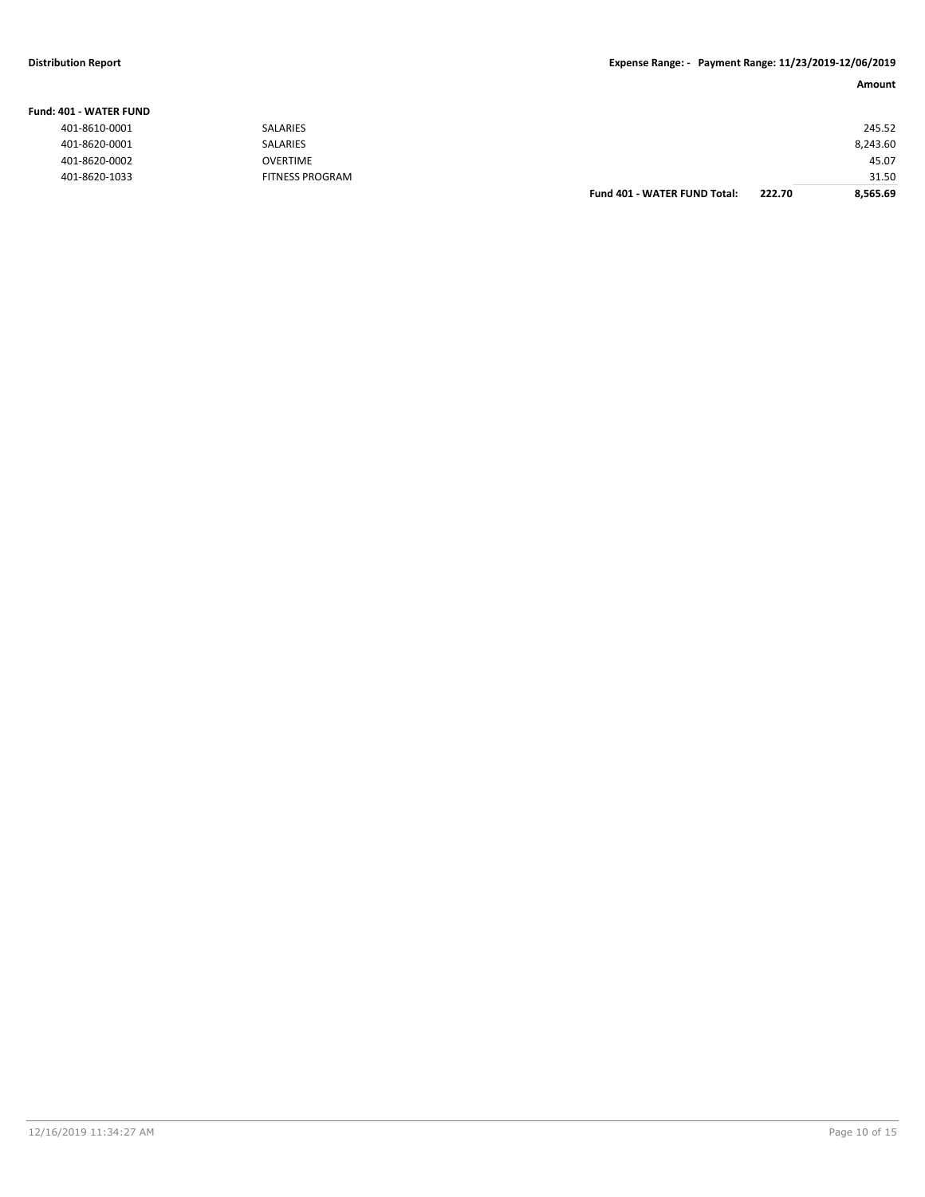**Distribution Report** **Expense Range: - Payment Range: 11/23/2019-12/06/2019**

| | | | | Amount |
|---|---|---|---|---|
| **Fund: 401 - WATER FUND** | | | | |
| 401-8610-0001 | SALARIES | | | 245.52 |
| 401-8620-0001 | SALARIES | | | 8,243.60 |
| 401-8620-0002 | OVERTIME | | | 45.07 |
| 401-8620-1033 | FITNESS PROGRAM | | | 31.50 |
| | | **Fund 401 - WATER FUND Total:** | **222.70** | **8,565.69** |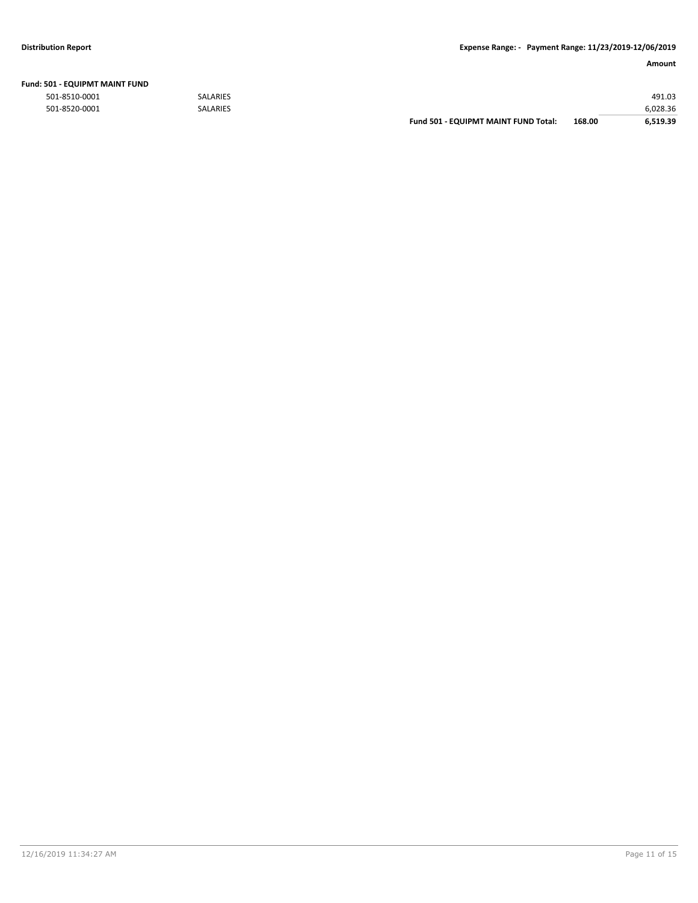| | | | | Amount |
|---|---|---|---|---|
| **Fund: 501 - EQUIPMT MAINT FUND** | | | | |
| 501-8510-0001 | SALARIES | | | 491.03 |
| 501-8520-0001 | SALARIES | | | 6,028.36 |
| | | **Fund 501 - EQUIPMT MAINT FUND Total:** | **168.00** | **6,519.39** |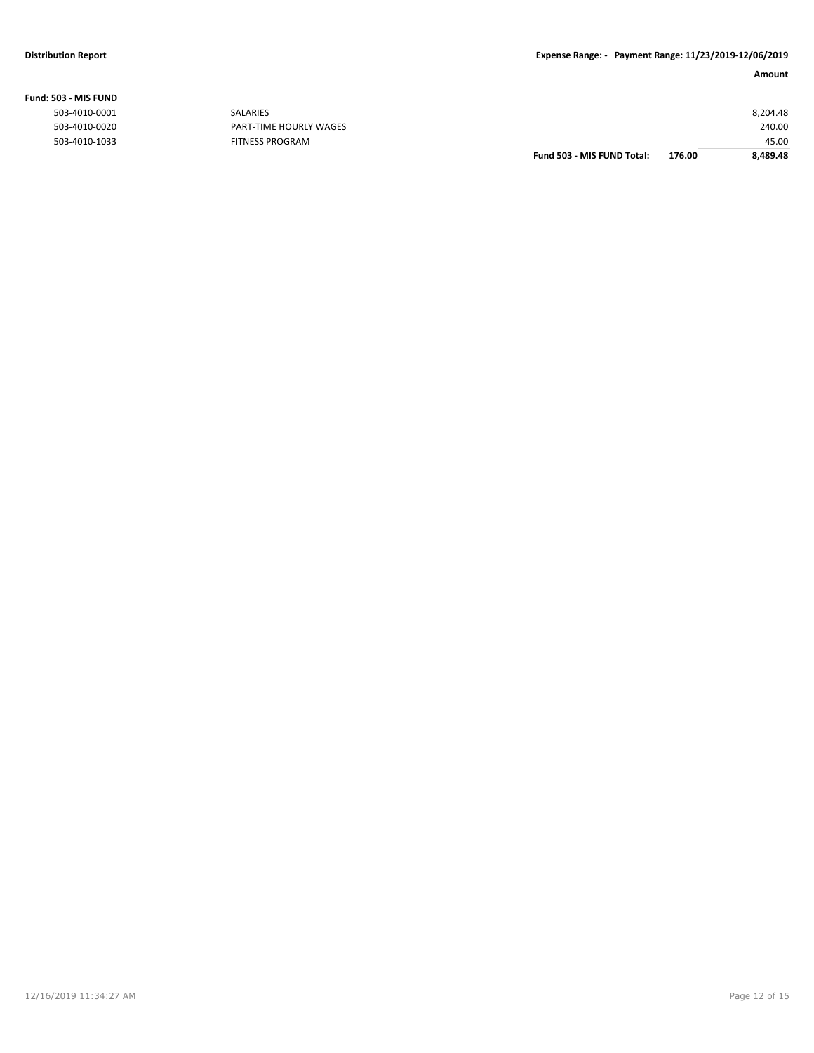**Fund: 503 - MIS FUND**

| Account | Description | | | Amount |
|---|---|---|---|---|
| 503-4010-0001 | SALARIES | | | 8,204.48 |
| 503-4010-0020 | PART-TIME HOURLY WAGES | | | 240.00 |
| 503-4010-1033 | FITNESS PROGRAM | | | 45.00 |
| | | **Fund 503 - MIS FUND Total:** | **176.00** | **8,489.48** |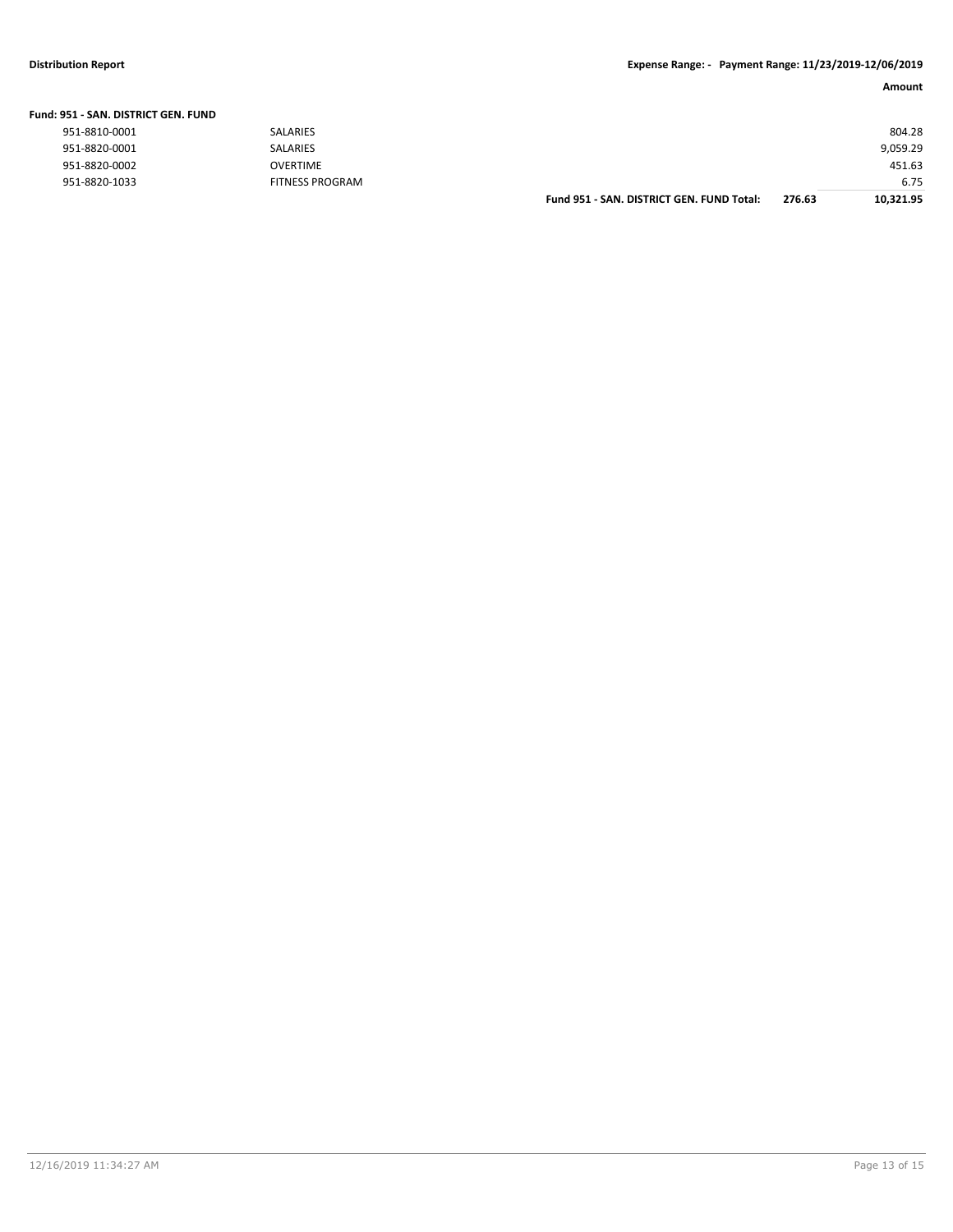| | | | Amount |
|---|---|---|---|
| **Fund: 951 - SAN. DISTRICT GEN. FUND** | | | |
| 951-8810-0001 | SALARIES | | 804.28 |
| 951-8820-0001 | SALARIES | | 9,059.29 |
| 951-8820-0002 | OVERTIME | | 451.63 |
| 951-8820-1033 | FITNESS PROGRAM | | 6.75 |
| | **Fund 951 - SAN. DISTRICT GEN. FUND Total:** | **276.63** | **10,321.95** |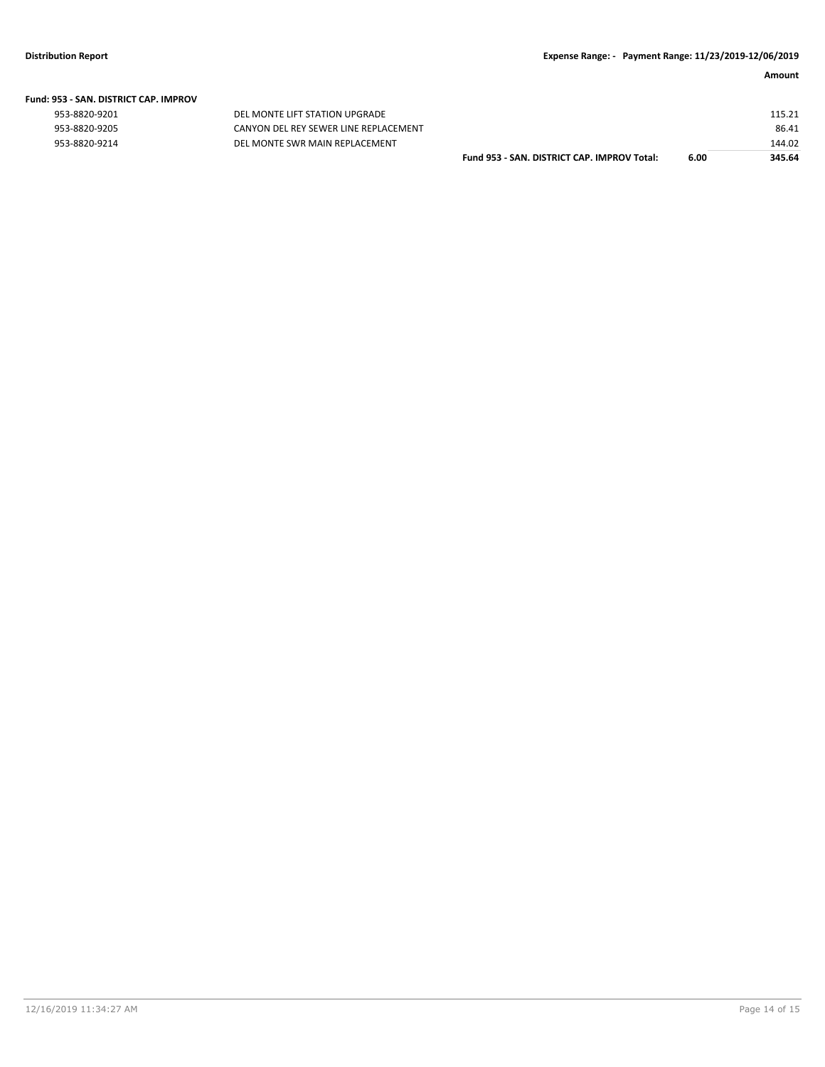**Fund: 953 - SAN. DISTRICT CAP. IMPROV**

| Account | Description | | | Amount |
|---|---|---|---|---|
| 953-8820-9201 | DEL MONTE LIFT STATION UPGRADE | | | 115.21 |
| 953-8820-9205 | CANYON DEL REY SEWER LINE REPLACEMENT | | | 86.41 |
| 953-8820-9214 | DEL MONTE SWR MAIN REPLACEMENT | | | 144.02 |
| | | **Fund 953 - SAN. DISTRICT CAP. IMPROV Total:** | **6.00** | **345.64** |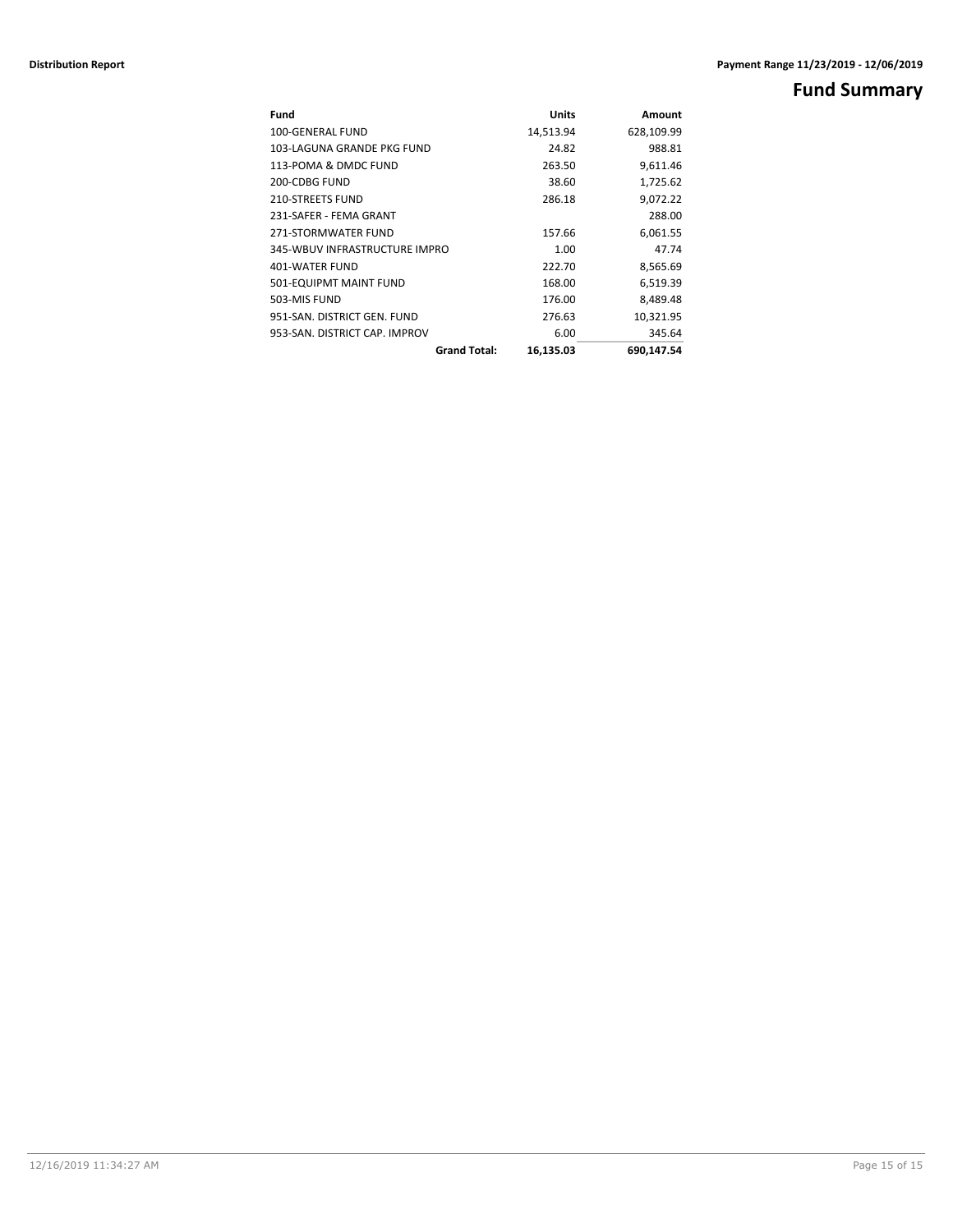# Fund Summary

| Fund | Units | Amount |
|---|---|---|
| 100-GENERAL FUND | 14,513.94 | 628,109.99 |
| 103-LAGUNA GRANDE PKG FUND | 24.82 | 988.81 |
| 113-POMA & DMDC FUND | 263.50 | 9,611.46 |
| 200-CDBG FUND | 38.60 | 1,725.62 |
| 210-STREETS FUND | 286.18 | 9,072.22 |
| 231-SAFER - FEMA GRANT | | 288.00 |
| 271-STORMWATER FUND | 157.66 | 6,061.55 |
| 345-WBUV INFRASTRUCTURE IMPRO | 1.00 | 47.74 |
| 401-WATER FUND | 222.70 | 8,565.69 |
| 501-EQUIPMT MAINT FUND | 168.00 | 6,519.39 |
| 503-MIS FUND | 176.00 | 8,489.48 |
| 951-SAN. DISTRICT GEN. FUND | 276.63 | 10,321.95 |
| 953-SAN. DISTRICT CAP. IMPROV | 6.00 | 345.64 |
| **Grand Total:** | **16,135.03** | **690,147.54** |